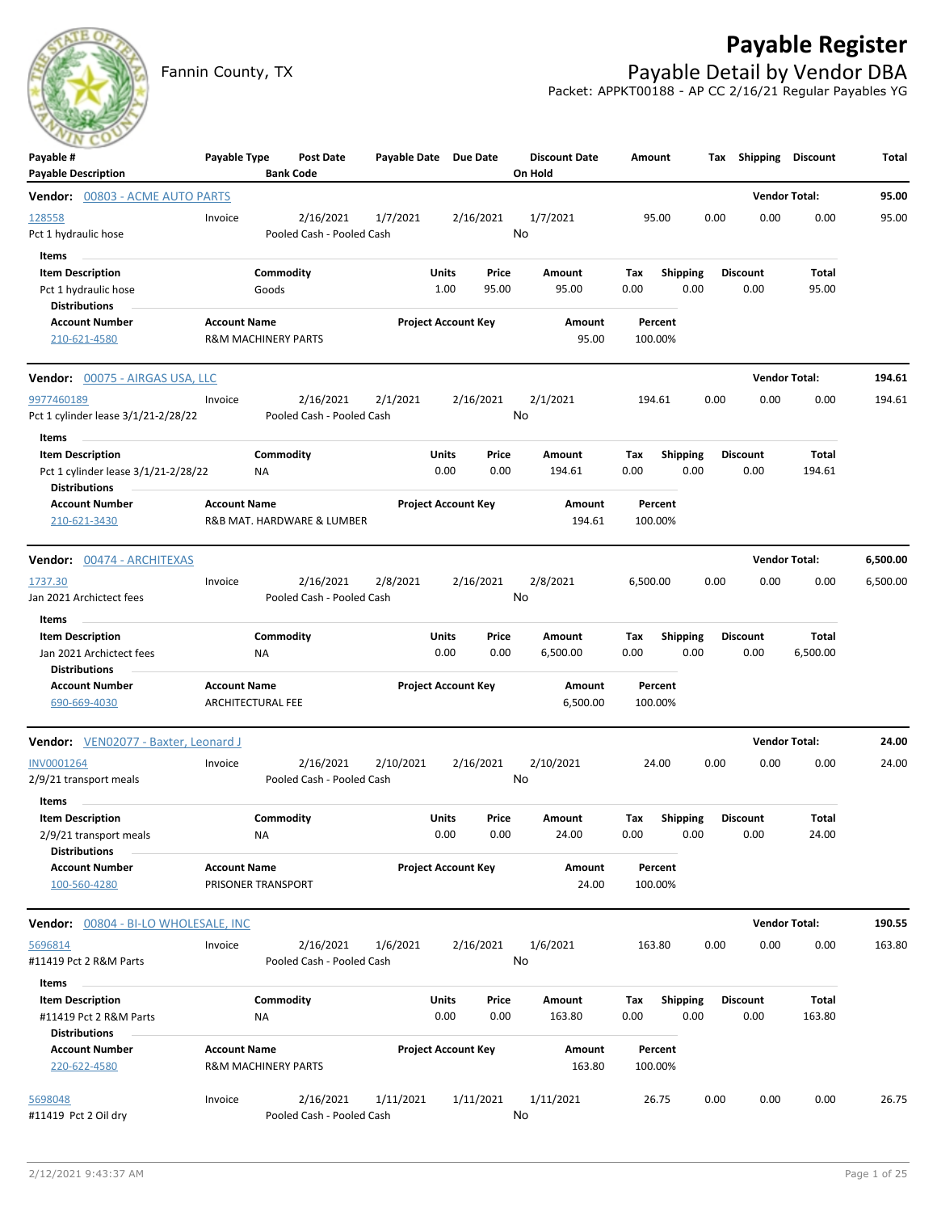# Payable Register

Fannin County, TX

## Payable Detail by Vendor DBA

Packet: APPKT00188 - AP CC 2/16/21 Regular Payables YG

| Payable # / Payable Description | Payable Type | Post Date / Bank Code | Payable Date | Due Date | Discount Date / On Hold | Amount | Tax | Shipping | Discount | Total |
|---|---|---|---|---|---|---|---|---|---|---|

**Vendor: 00803 - ACME AUTO PARTS** — Vendor Total: 95.00

| Payable # | Payable Type | Post Date | Payable Date | Due Date | Discount Date | Amount | Tax | Shipping | Discount | Total |
|---|---|---|---|---|---|---|---|---|---|---|
| 128558 | Invoice | 2/16/2021 | 1/7/2021 | 2/16/2021 | 1/7/2021 | 95.00 | 0.00 | 0.00 | 0.00 | 95.00 |
| Pct 1 hydraulic hose | | Pooled Cash - Pooled Cash | | | No | | | | | |

Items

| Item Description | Commodity | Units | Price | Amount | Tax | Shipping | Discount | Total |
|---|---|---|---|---|---|---|---|---|
| Pct 1 hydraulic hose | Goods | 1.00 | 95.00 | 95.00 | 0.00 | 0.00 | 0.00 | 95.00 |

Distributions

| Account Number | Account Name | Project Account Key | Amount | Percent |
|---|---|---|---|---|
| 210-621-4580 | R&M MACHINERY PARTS | | 95.00 | 100.00% |

**Vendor: 00075 - AIRGAS USA, LLC** — Vendor Total: 194.61

| Payable # | Payable Type | Post Date | Payable Date | Due Date | Discount Date | Amount | Tax | Shipping | Discount | Total |
|---|---|---|---|---|---|---|---|---|---|---|
| 9977460189 | Invoice | 2/16/2021 | 2/1/2021 | 2/16/2021 | 2/1/2021 | 194.61 | 0.00 | 0.00 | 0.00 | 194.61 |
| Pct 1 cylinder lease 3/1/21-2/28/22 | | Pooled Cash - Pooled Cash | | | No | | | | | |

Items

| Item Description | Commodity | Units | Price | Amount | Tax | Shipping | Discount | Total |
|---|---|---|---|---|---|---|---|---|
| Pct 1 cylinder lease 3/1/21-2/28/22 | NA | 0.00 | 0.00 | 194.61 | 0.00 | 0.00 | 0.00 | 194.61 |

Distributions

| Account Number | Account Name | Project Account Key | Amount | Percent |
|---|---|---|---|---|
| 210-621-3430 | R&B MAT. HARDWARE & LUMBER | | 194.61 | 100.00% |

**Vendor: 00474 - ARCHITEXAS** — Vendor Total: 6,500.00

| Payable # | Payable Type | Post Date | Payable Date | Due Date | Discount Date | Amount | Tax | Shipping | Discount | Total |
|---|---|---|---|---|---|---|---|---|---|---|
| 1737.30 | Invoice | 2/16/2021 | 2/8/2021 | 2/16/2021 | 2/8/2021 | 6,500.00 | 0.00 | 0.00 | 0.00 | 6,500.00 |
| Jan 2021 Archictect fees | | Pooled Cash - Pooled Cash | | | No | | | | | |

Items

| Item Description | Commodity | Units | Price | Amount | Tax | Shipping | Discount | Total |
|---|---|---|---|---|---|---|---|---|
| Jan 2021 Archictect fees | NA | 0.00 | 0.00 | 6,500.00 | 0.00 | 0.00 | 0.00 | 6,500.00 |

Distributions

| Account Number | Account Name | Project Account Key | Amount | Percent |
|---|---|---|---|---|
| 690-669-4030 | ARCHITECTURAL FEE | | 6,500.00 | 100.00% |

**Vendor: VEN02077 - Baxter, Leonard J** — Vendor Total: 24.00

| Payable # | Payable Type | Post Date | Payable Date | Due Date | Discount Date | Amount | Tax | Shipping | Discount | Total |
|---|---|---|---|---|---|---|---|---|---|---|
| INV0001264 | Invoice | 2/16/2021 | 2/10/2021 | 2/16/2021 | 2/10/2021 | 24.00 | 0.00 | 0.00 | 0.00 | 24.00 |
| 2/9/21 transport meals | | Pooled Cash - Pooled Cash | | | No | | | | | |

Items

| Item Description | Commodity | Units | Price | Amount | Tax | Shipping | Discount | Total |
|---|---|---|---|---|---|---|---|---|
| 2/9/21 transport meals | NA | 0.00 | 0.00 | 24.00 | 0.00 | 0.00 | 0.00 | 24.00 |

Distributions

| Account Number | Account Name | Project Account Key | Amount | Percent |
|---|---|---|---|---|
| 100-560-4280 | PRISONER TRANSPORT | | 24.00 | 100.00% |

**Vendor: 00804 - BI-LO WHOLESALE, INC** — Vendor Total: 190.55

| Payable # | Payable Type | Post Date | Payable Date | Due Date | Discount Date | Amount | Tax | Shipping | Discount | Total |
|---|---|---|---|---|---|---|---|---|---|---|
| 5696814 | Invoice | 2/16/2021 | 1/6/2021 | 2/16/2021 | 1/6/2021 | 163.80 | 0.00 | 0.00 | 0.00 | 163.80 |
| #11419 Pct 2 R&M Parts | | Pooled Cash - Pooled Cash | | | No | | | | | |

Items

| Item Description | Commodity | Units | Price | Amount | Tax | Shipping | Discount | Total |
|---|---|---|---|---|---|---|---|---|
| #11419 Pct 2 R&M Parts | NA | 0.00 | 0.00 | 163.80 | 0.00 | 0.00 | 0.00 | 163.80 |

Distributions

| Account Number | Account Name | Project Account Key | Amount | Percent |
|---|---|---|---|---|
| 220-622-4580 | R&M MACHINERY PARTS | | 163.80 | 100.00% |

| Payable # | Payable Type | Post Date | Payable Date | Due Date | Discount Date | Amount | Tax | Shipping | Discount | Total |
|---|---|---|---|---|---|---|---|---|---|---|
| 5698048 | Invoice | 2/16/2021 | 1/11/2021 | 1/11/2021 | 1/11/2021 | 26.75 | 0.00 | 0.00 | 0.00 | 26.75 |
| #11419 Pct 2 Oil dry | | Pooled Cash - Pooled Cash | | | No | | | | | |

2/12/2021 9:43:37 AM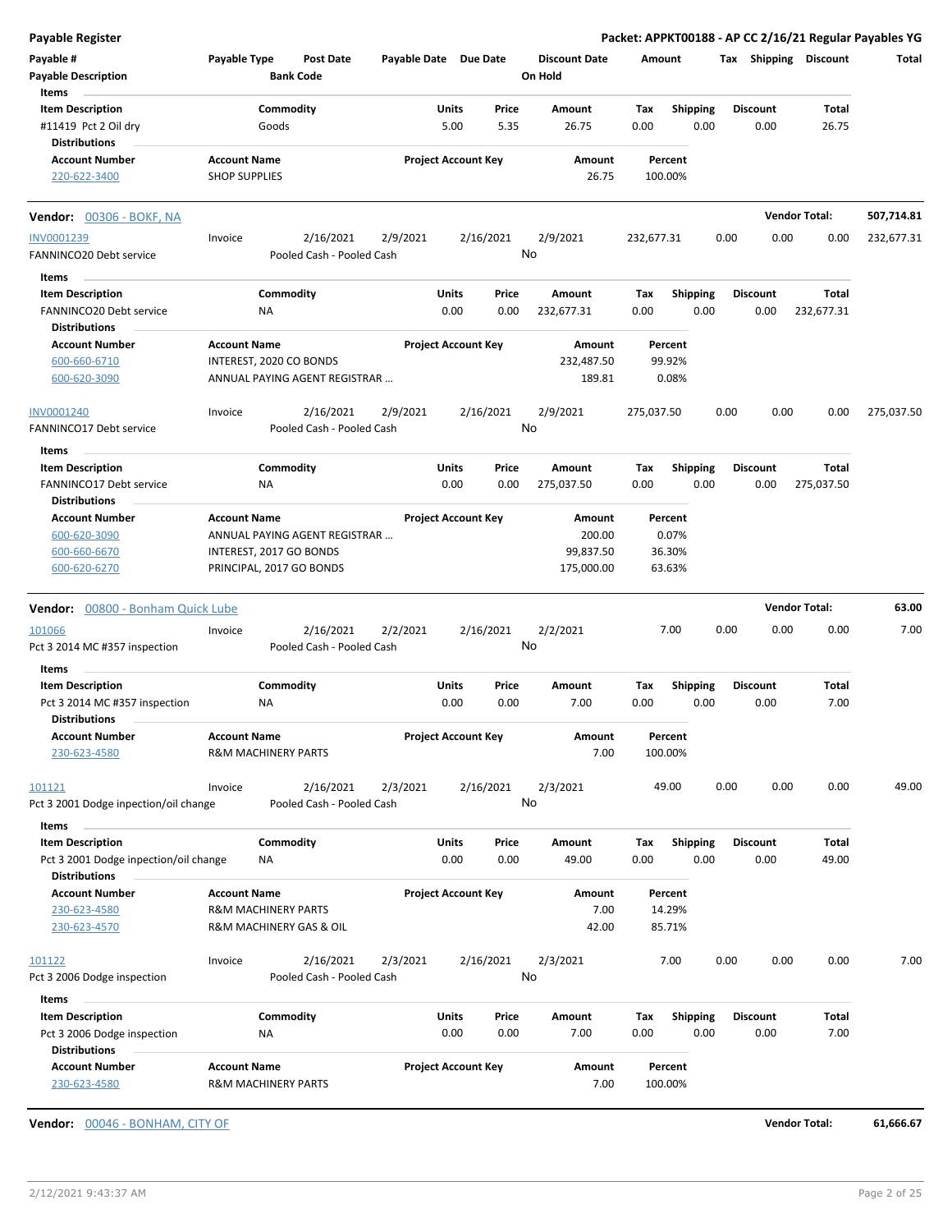**Payable Register** — Packet: APPKT00188 - AP CC 2/16/21 Regular Payables YG

| Payable # | Payable Type | Post Date | Payable Date | Due Date | Discount Date | Amount | Tax | Shipping | Discount | Total |
|---|---|---|---|---|---|---|---|---|---|---|
| Payable Description | | Bank Code | | | On Hold | | | | | |

Items

| Item Description | Commodity | Units | Price | Amount | Tax | Shipping | Discount | Total |
|---|---|---|---|---|---|---|---|---|
| #11419 Pct 2 Oil dry | Goods | 5.00 | 5.35 | 26.75 | 0.00 | 0.00 | 0.00 | 26.75 |

Distributions

| Account Number | Account Name | Project Account Key | Amount | Percent |
|---|---|---|---|---|
| 220-622-3400 | SHOP SUPPLIES | | 26.75 | 100.00% |

## Vendor: 00306 - BOKF, NA — Vendor Total: 507,714.81

| Payable # | Payable Type | Post Date | Payable Date | Due Date | Discount Date | Amount | Tax | Shipping | Discount | Total |
|---|---|---|---|---|---|---|---|---|---|---|
| INV0001239 | Invoice | 2/16/2021 | 2/9/2021 | 2/16/2021 | 2/9/2021 | 232,677.31 | 0.00 | 0.00 | 0.00 | 232,677.31 |
| FANNINCO20 Debt service | | Pooled Cash - Pooled Cash | | | No | | | | | |

Items

| Item Description | Commodity | Units | Price | Amount | Tax | Shipping | Discount | Total |
|---|---|---|---|---|---|---|---|---|
| FANNINCO20 Debt service | NA | 0.00 | 0.00 | 232,677.31 | 0.00 | 0.00 | 0.00 | 232,677.31 |

Distributions

| Account Number | Account Name | Project Account Key | Amount | Percent |
|---|---|---|---|---|
| 600-660-6710 | INTEREST, 2020 CO BONDS | | 232,487.50 | 99.92% |
| 600-620-3090 | ANNUAL PAYING AGENT REGISTRAR ... | | 189.81 | 0.08% |

| Payable # | Payable Type | Post Date | Payable Date | Due Date | Discount Date | Amount | Tax | Shipping | Discount | Total |
|---|---|---|---|---|---|---|---|---|---|---|
| INV0001240 | Invoice | 2/16/2021 | 2/9/2021 | 2/16/2021 | 2/9/2021 | 275,037.50 | 0.00 | 0.00 | 0.00 | 275,037.50 |
| FANNINCO17 Debt service | | Pooled Cash - Pooled Cash | | | No | | | | | |

Items

| Item Description | Commodity | Units | Price | Amount | Tax | Shipping | Discount | Total |
|---|---|---|---|---|---|---|---|---|
| FANNINCO17 Debt service | NA | 0.00 | 0.00 | 275,037.50 | 0.00 | 0.00 | 0.00 | 275,037.50 |

Distributions

| Account Number | Account Name | Project Account Key | Amount | Percent |
|---|---|---|---|---|
| 600-620-3090 | ANNUAL PAYING AGENT REGISTRAR ... | | 200.00 | 0.07% |
| 600-660-6670 | INTEREST, 2017 GO BONDS | | 99,837.50 | 36.30% |
| 600-620-6270 | PRINCIPAL, 2017 GO BONDS | | 175,000.00 | 63.63% |

## Vendor: 00800 - Bonham Quick Lube — Vendor Total: 63.00

| Payable # | Payable Type | Post Date | Payable Date | Due Date | Discount Date | Amount | Tax | Shipping | Discount | Total |
|---|---|---|---|---|---|---|---|---|---|---|
| 101066 | Invoice | 2/16/2021 | 2/2/2021 | 2/16/2021 | 2/2/2021 | 7.00 | 0.00 | 0.00 | 0.00 | 7.00 |
| Pct 3 2014 MC #357 inspection | | Pooled Cash - Pooled Cash | | | No | | | | | |

Items

| Item Description | Commodity | Units | Price | Amount | Tax | Shipping | Discount | Total |
|---|---|---|---|---|---|---|---|---|
| Pct 3 2014 MC #357 inspection | NA | 0.00 | 0.00 | 7.00 | 0.00 | 0.00 | 0.00 | 7.00 |

Distributions

| Account Number | Account Name | Project Account Key | Amount | Percent |
|---|---|---|---|---|
| 230-623-4580 | R&M MACHINERY PARTS | | 7.00 | 100.00% |

| Payable # | Payable Type | Post Date | Payable Date | Due Date | Discount Date | Amount | Tax | Shipping | Discount | Total |
|---|---|---|---|---|---|---|---|---|---|---|
| 101121 | Invoice | 2/16/2021 | 2/3/2021 | 2/16/2021 | 2/3/2021 | 49.00 | 0.00 | 0.00 | 0.00 | 49.00 |
| Pct 3 2001 Dodge inpection/oil change | | Pooled Cash - Pooled Cash | | | No | | | | | |

Items

| Item Description | Commodity | Units | Price | Amount | Tax | Shipping | Discount | Total |
|---|---|---|---|---|---|---|---|---|
| Pct 3 2001 Dodge inpection/oil change | NA | 0.00 | 0.00 | 49.00 | 0.00 | 0.00 | 0.00 | 49.00 |

Distributions

| Account Number | Account Name | Project Account Key | Amount | Percent |
|---|---|---|---|---|
| 230-623-4580 | R&M MACHINERY PARTS | | 7.00 | 14.29% |
| 230-623-4570 | R&M MACHINERY GAS & OIL | | 42.00 | 85.71% |

| Payable # | Payable Type | Post Date | Payable Date | Due Date | Discount Date | Amount | Tax | Shipping | Discount | Total |
|---|---|---|---|---|---|---|---|---|---|---|
| 101122 | Invoice | 2/16/2021 | 2/3/2021 | 2/16/2021 | 2/3/2021 | 7.00 | 0.00 | 0.00 | 0.00 | 7.00 |
| Pct 3 2006 Dodge inspection | | Pooled Cash - Pooled Cash | | | No | | | | | |

Items

| Item Description | Commodity | Units | Price | Amount | Tax | Shipping | Discount | Total |
|---|---|---|---|---|---|---|---|---|
| Pct 3 2006 Dodge inspection | NA | 0.00 | 0.00 | 7.00 | 0.00 | 0.00 | 0.00 | 7.00 |

Distributions

| Account Number | Account Name | Project Account Key | Amount | Percent |
|---|---|---|---|---|
| 230-623-4580 | R&M MACHINERY PARTS | | 7.00 | 100.00% |

## Vendor: 00046 - BONHAM, CITY OF — Vendor Total: 61,666.67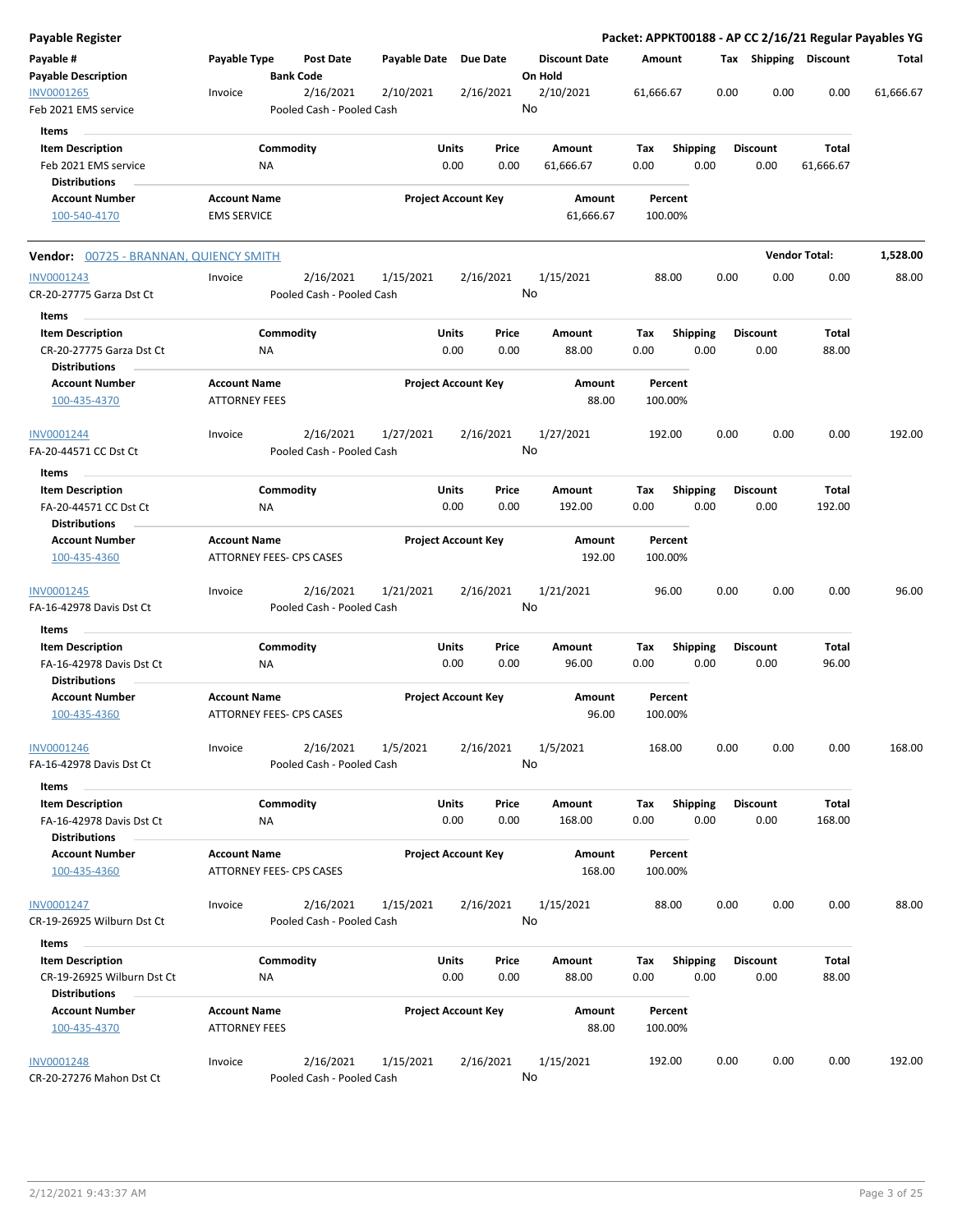| Payable # | Payable Type | Post Date | Payable Date | Due Date | Discount Date | Amount | Tax | Shipping | Discount | Total |
|---|---|---|---|---|---|---|---|---|---|---|
| Payable Description | | Bank Code | | | On Hold | | | | | |
| INV0001265 | Invoice | 2/16/2021 | 2/10/2021 | 2/16/2021 | 2/10/2021 | 61,666.67 | 0.00 | 0.00 | 0.00 | 61,666.67 |
| Feb 2021 EMS service | | Pooled Cash - Pooled Cash | | | No | | | | | |

**Items**

| Item Description | Commodity | Units | Price | Amount | Tax | Shipping | Discount | Total |
|---|---|---|---|---|---|---|---|---|
| Feb 2021 EMS service | NA | 0.00 | 0.00 | 61,666.67 | 0.00 | 0.00 | 0.00 | 61,666.67 |

**Distributions**

| Account Number | Account Name | Project Account Key | Amount | Percent |
|---|---|---|---|---|
| 100-540-4170 | EMS SERVICE | | 61,666.67 | 100.00% |

**Vendor:** 00725 - BRANNAN, QUIENCY SMITH — **Vendor Total: 1,528.00**

| Payable # | Payable Type | Post Date | Payable Date | Due Date | Discount Date | Amount | Tax | Shipping | Discount | Total |
|---|---|---|---|---|---|---|---|---|---|---|
| INV0001243 | Invoice | 2/16/2021 | 1/15/2021 | 2/16/2021 | 1/15/2021 | 88.00 | 0.00 | 0.00 | 0.00 | 88.00 |
| CR-20-27775 Garza Dst Ct | | Pooled Cash - Pooled Cash | | | No | | | | | |

**Items**

| Item Description | Commodity | Units | Price | Amount | Tax | Shipping | Discount | Total |
|---|---|---|---|---|---|---|---|---|
| CR-20-27775 Garza Dst Ct | NA | 0.00 | 0.00 | 88.00 | 0.00 | 0.00 | 0.00 | 88.00 |

**Distributions**

| Account Number | Account Name | Project Account Key | Amount | Percent |
|---|---|---|---|---|
| 100-435-4370 | ATTORNEY FEES | | 88.00 | 100.00% |

| Payable # | Payable Type | Post Date | Payable Date | Due Date | Discount Date | Amount | Tax | Shipping | Discount | Total |
|---|---|---|---|---|---|---|---|---|---|---|
| INV0001244 | Invoice | 2/16/2021 | 1/27/2021 | 2/16/2021 | 1/27/2021 | 192.00 | 0.00 | 0.00 | 0.00 | 192.00 |
| FA-20-44571 CC Dst Ct | | Pooled Cash - Pooled Cash | | | No | | | | | |

**Items**

| Item Description | Commodity | Units | Price | Amount | Tax | Shipping | Discount | Total |
|---|---|---|---|---|---|---|---|---|
| FA-20-44571 CC Dst Ct | NA | 0.00 | 0.00 | 192.00 | 0.00 | 0.00 | 0.00 | 192.00 |

**Distributions**

| Account Number | Account Name | Project Account Key | Amount | Percent |
|---|---|---|---|---|
| 100-435-4360 | ATTORNEY FEES- CPS CASES | | 192.00 | 100.00% |

| Payable # | Payable Type | Post Date | Payable Date | Due Date | Discount Date | Amount | Tax | Shipping | Discount | Total |
|---|---|---|---|---|---|---|---|---|---|---|
| INV0001245 | Invoice | 2/16/2021 | 1/21/2021 | 2/16/2021 | 1/21/2021 | 96.00 | 0.00 | 0.00 | 0.00 | 96.00 |
| FA-16-42978 Davis Dst Ct | | Pooled Cash - Pooled Cash | | | No | | | | | |

**Items**

| Item Description | Commodity | Units | Price | Amount | Tax | Shipping | Discount | Total |
|---|---|---|---|---|---|---|---|---|
| FA-16-42978 Davis Dst Ct | NA | 0.00 | 0.00 | 96.00 | 0.00 | 0.00 | 0.00 | 96.00 |

**Distributions**

| Account Number | Account Name | Project Account Key | Amount | Percent |
|---|---|---|---|---|
| 100-435-4360 | ATTORNEY FEES- CPS CASES | | 96.00 | 100.00% |

| Payable # | Payable Type | Post Date | Payable Date | Due Date | Discount Date | Amount | Tax | Shipping | Discount | Total |
|---|---|---|---|---|---|---|---|---|---|---|
| INV0001246 | Invoice | 2/16/2021 | 1/5/2021 | 2/16/2021 | 1/5/2021 | 168.00 | 0.00 | 0.00 | 0.00 | 168.00 |
| FA-16-42978 Davis Dst Ct | | Pooled Cash - Pooled Cash | | | No | | | | | |

**Items**

| Item Description | Commodity | Units | Price | Amount | Tax | Shipping | Discount | Total |
|---|---|---|---|---|---|---|---|---|
| FA-16-42978 Davis Dst Ct | NA | 0.00 | 0.00 | 168.00 | 0.00 | 0.00 | 0.00 | 168.00 |

**Distributions**

| Account Number | Account Name | Project Account Key | Amount | Percent |
|---|---|---|---|---|
| 100-435-4360 | ATTORNEY FEES- CPS CASES | | 168.00 | 100.00% |

| Payable # | Payable Type | Post Date | Payable Date | Due Date | Discount Date | Amount | Tax | Shipping | Discount | Total |
|---|---|---|---|---|---|---|---|---|---|---|
| INV0001247 | Invoice | 2/16/2021 | 1/15/2021 | 2/16/2021 | 1/15/2021 | 88.00 | 0.00 | 0.00 | 0.00 | 88.00 |
| CR-19-26925 Wilburn Dst Ct | | Pooled Cash - Pooled Cash | | | No | | | | | |

**Items**

| Item Description | Commodity | Units | Price | Amount | Tax | Shipping | Discount | Total |
|---|---|---|---|---|---|---|---|---|
| CR-19-26925 Wilburn Dst Ct | NA | 0.00 | 0.00 | 88.00 | 0.00 | 0.00 | 0.00 | 88.00 |

**Distributions**

| Account Number | Account Name | Project Account Key | Amount | Percent |
|---|---|---|---|---|
| 100-435-4370 | ATTORNEY FEES | | 88.00 | 100.00% |

| Payable # | Payable Type | Post Date | Payable Date | Due Date | Discount Date | Amount | Tax | Shipping | Discount | Total |
|---|---|---|---|---|---|---|---|---|---|---|
| INV0001248 | Invoice | 2/16/2021 | 1/15/2021 | 2/16/2021 | 1/15/2021 | 192.00 | 0.00 | 0.00 | 0.00 | 192.00 |
| CR-20-27276 Mahon Dst Ct | | Pooled Cash - Pooled Cash | | | No | | | | | |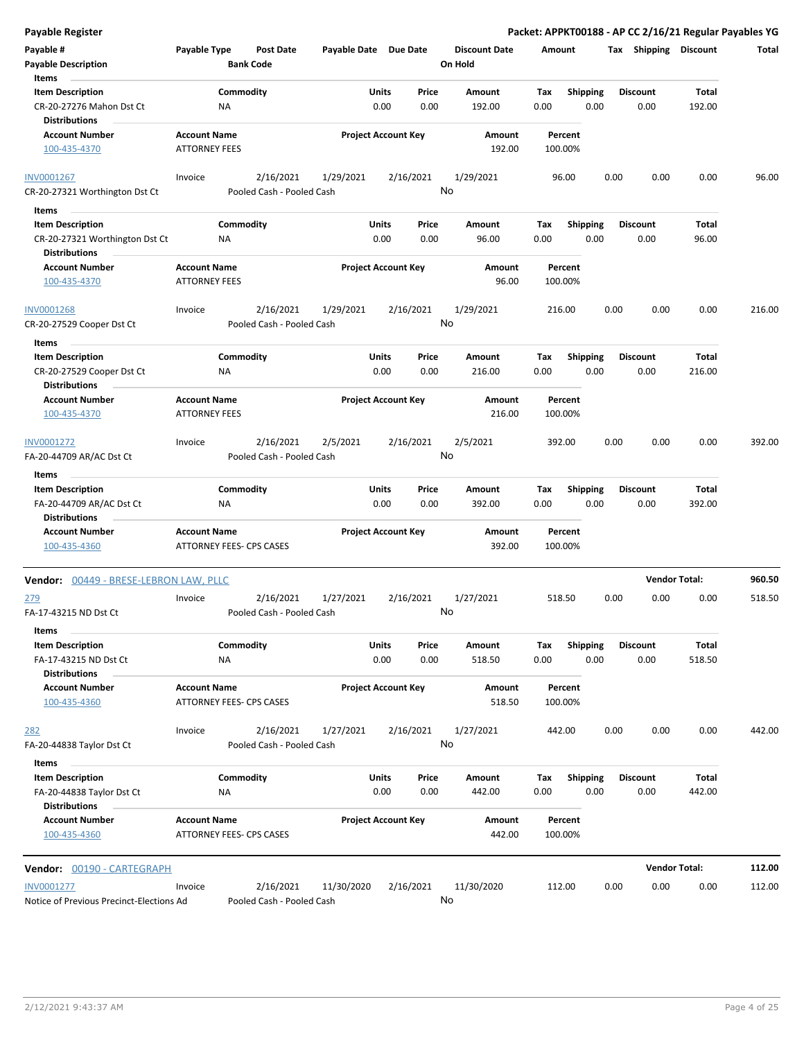**Payable Register** — **Packet: APPKT00188 - AP CC 2/16/21 Regular Payables YG**

| Payable # | Payable Type | Post Date | Payable Date | Due Date | Discount Date | Amount | Tax | Shipping | Discount | Total |
|---|---|---|---|---|---|---|---|---|---|---|
| Payable Description | | Bank Code | | | On Hold | | | | | |

**Items**

| Item Description | Commodity | Units | Price | Amount | Tax | Shipping | Discount | Total |
|---|---|---|---|---|---|---|---|---|
| CR-20-27276 Mahon Dst Ct | NA | 0.00 | 0.00 | 192.00 | 0.00 | 0.00 | 0.00 | 192.00 |

**Distributions**

| Account Number | Account Name | Project Account Key | Amount | Percent |
|---|---|---|---|---|
| 100-435-4370 | ATTORNEY FEES | | 192.00 | 100.00% |

| Payable # | Payable Type | Post Date | Payable Date | Due Date | Discount Date | Amount | Tax | Shipping | Discount | Total |
|---|---|---|---|---|---|---|---|---|---|---|
| INV0001267 | Invoice | 2/16/2021 | 1/29/2021 | 2/16/2021 | 1/29/2021 | 96.00 | 0.00 | 0.00 | 0.00 | 96.00 |
| CR-20-27321 Worthington Dst Ct | | Pooled Cash - Pooled Cash | | | No | | | | | |

**Items**

| Item Description | Commodity | Units | Price | Amount | Tax | Shipping | Discount | Total |
|---|---|---|---|---|---|---|---|---|
| CR-20-27321 Worthington Dst Ct | NA | 0.00 | 0.00 | 96.00 | 0.00 | 0.00 | 0.00 | 96.00 |

**Distributions**

| Account Number | Account Name | Project Account Key | Amount | Percent |
|---|---|---|---|---|
| 100-435-4370 | ATTORNEY FEES | | 96.00 | 100.00% |

| Payable # | Payable Type | Post Date | Payable Date | Due Date | Discount Date | Amount | Tax | Shipping | Discount | Total |
|---|---|---|---|---|---|---|---|---|---|---|
| INV0001268 | Invoice | 2/16/2021 | 1/29/2021 | 2/16/2021 | 1/29/2021 | 216.00 | 0.00 | 0.00 | 0.00 | 216.00 |
| CR-20-27529 Cooper Dst Ct | | Pooled Cash - Pooled Cash | | | No | | | | | |

**Items**

| Item Description | Commodity | Units | Price | Amount | Tax | Shipping | Discount | Total |
|---|---|---|---|---|---|---|---|---|
| CR-20-27529 Cooper Dst Ct | NA | 0.00 | 0.00 | 216.00 | 0.00 | 0.00 | 0.00 | 216.00 |

**Distributions**

| Account Number | Account Name | Project Account Key | Amount | Percent |
|---|---|---|---|---|
| 100-435-4370 | ATTORNEY FEES | | 216.00 | 100.00% |

| Payable # | Payable Type | Post Date | Payable Date | Due Date | Discount Date | Amount | Tax | Shipping | Discount | Total |
|---|---|---|---|---|---|---|---|---|---|---|
| INV0001272 | Invoice | 2/16/2021 | 2/5/2021 | 2/16/2021 | 2/5/2021 | 392.00 | 0.00 | 0.00 | 0.00 | 392.00 |
| FA-20-44709 AR/AC Dst Ct | | Pooled Cash - Pooled Cash | | | No | | | | | |

**Items**

| Item Description | Commodity | Units | Price | Amount | Tax | Shipping | Discount | Total |
|---|---|---|---|---|---|---|---|---|
| FA-20-44709 AR/AC Dst Ct | NA | 0.00 | 0.00 | 392.00 | 0.00 | 0.00 | 0.00 | 392.00 |

**Distributions**

| Account Number | Account Name | Project Account Key | Amount | Percent |
|---|---|---|---|---|
| 100-435-4360 | ATTORNEY FEES- CPS CASES | | 392.00 | 100.00% |

**Vendor: 00449 - BRESE-LEBRON LAW, PLLC** — **Vendor Total: 960.50**

| Payable # | Payable Type | Post Date | Payable Date | Due Date | Discount Date | Amount | Tax | Shipping | Discount | Total |
|---|---|---|---|---|---|---|---|---|---|---|
| 279 | Invoice | 2/16/2021 | 1/27/2021 | 2/16/2021 | 1/27/2021 | 518.50 | 0.00 | 0.00 | 0.00 | 518.50 |
| FA-17-43215 ND Dst Ct | | Pooled Cash - Pooled Cash | | | No | | | | | |

**Items**

| Item Description | Commodity | Units | Price | Amount | Tax | Shipping | Discount | Total |
|---|---|---|---|---|---|---|---|---|
| FA-17-43215 ND Dst Ct | NA | 0.00 | 0.00 | 518.50 | 0.00 | 0.00 | 0.00 | 518.50 |

**Distributions**

| Account Number | Account Name | Project Account Key | Amount | Percent |
|---|---|---|---|---|
| 100-435-4360 | ATTORNEY FEES- CPS CASES | | 518.50 | 100.00% |

| Payable # | Payable Type | Post Date | Payable Date | Due Date | Discount Date | Amount | Tax | Shipping | Discount | Total |
|---|---|---|---|---|---|---|---|---|---|---|
| 282 | Invoice | 2/16/2021 | 1/27/2021 | 2/16/2021 | 1/27/2021 | 442.00 | 0.00 | 0.00 | 0.00 | 442.00 |
| FA-20-44838 Taylor Dst Ct | | Pooled Cash - Pooled Cash | | | No | | | | | |

**Items**

| Item Description | Commodity | Units | Price | Amount | Tax | Shipping | Discount | Total |
|---|---|---|---|---|---|---|---|---|
| FA-20-44838 Taylor Dst Ct | NA | 0.00 | 0.00 | 442.00 | 0.00 | 0.00 | 0.00 | 442.00 |

**Distributions**

| Account Number | Account Name | Project Account Key | Amount | Percent |
|---|---|---|---|---|
| 100-435-4360 | ATTORNEY FEES- CPS CASES | | 442.00 | 100.00% |

**Vendor: 00190 - CARTEGRAPH** — **Vendor Total: 112.00**

| Payable # | Payable Type | Post Date | Payable Date | Due Date | Discount Date | Amount | Tax | Shipping | Discount | Total |
|---|---|---|---|---|---|---|---|---|---|---|
| INV0001277 | Invoice | 2/16/2021 | 11/30/2020 | 2/16/2021 | 11/30/2020 | 112.00 | 0.00 | 0.00 | 0.00 | 112.00 |
| Notice of Previous Precinct-Elections Ad | | Pooled Cash - Pooled Cash | | | No | | | | | |

2/12/2021 9:43:37 AM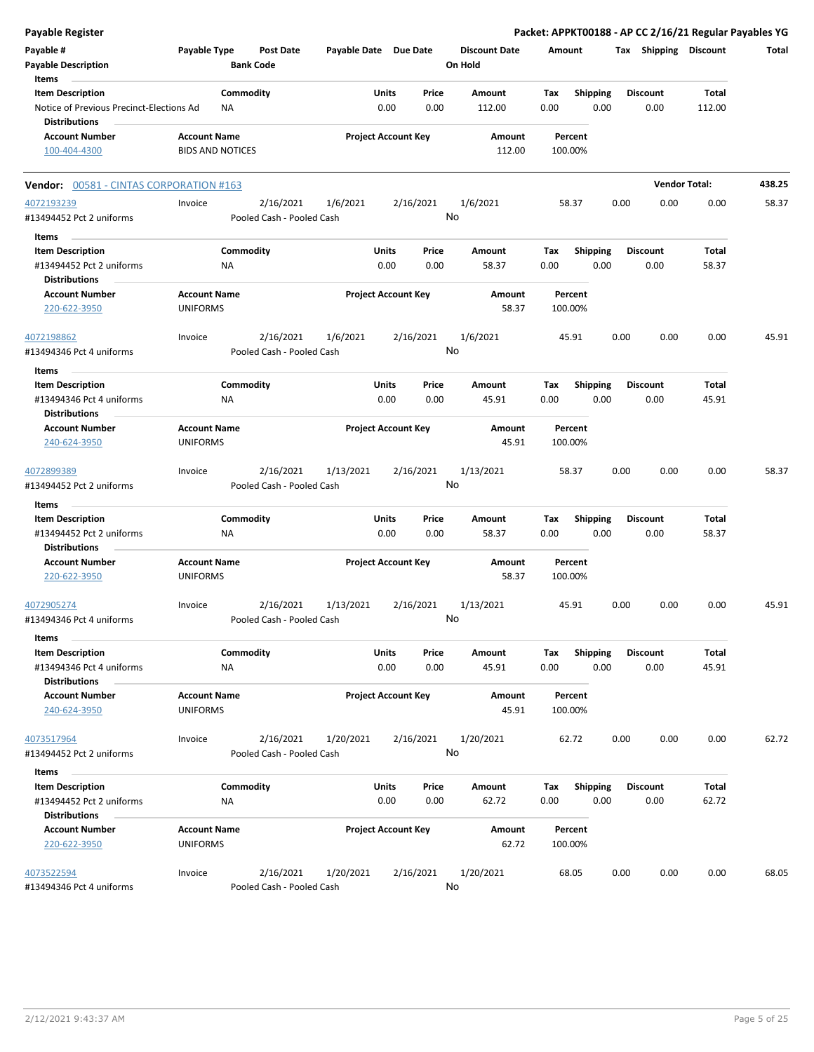**Payable Register** — **Packet: APPKT00188 - AP CC 2/16/21 Regular Payables YG**

| Payable # | Payable Type | Post Date | Payable Date | Due Date | Discount Date | Amount | Tax | Shipping | Discount | Total |
|---|---|---|---|---|---|---|---|---|---|---|
| Payable Description | | Bank Code | | | On Hold | | | | | |

**Items**

| Item Description | Commodity | Units | Price | Amount | Tax | Shipping | Discount | Total |
|---|---|---|---|---|---|---|---|---|
| Notice of Previous Precinct-Elections Ad | NA | 0.00 | 0.00 | 112.00 | 0.00 | 0.00 | 0.00 | 112.00 |

**Distributions**

| Account Number | Account Name | Project Account Key | Amount | Percent |
|---|---|---|---|---|
| 100-404-4300 | BIDS AND NOTICES | | 112.00 | 100.00% |

**Vendor: 00581 - CINTAS CORPORATION #163** — **Vendor Total: 438.25**

| Payable # | Payable Type | Post Date | Payable Date | Due Date | Discount Date | Amount | Tax | Shipping | Discount | Total |
|---|---|---|---|---|---|---|---|---|---|---|
| 4072193239 | Invoice | 2/16/2021 | 1/6/2021 | 2/16/2021 | 1/6/2021 | 58.37 | 0.00 | 0.00 | 0.00 | 58.37 |
| #13494452 Pct 2 uniforms | | Pooled Cash - Pooled Cash | | | No | | | | | |

**Items**

| Item Description | Commodity | Units | Price | Amount | Tax | Shipping | Discount | Total |
|---|---|---|---|---|---|---|---|---|
| #13494452 Pct 2 uniforms | NA | 0.00 | 0.00 | 58.37 | 0.00 | 0.00 | 0.00 | 58.37 |

**Distributions**

| Account Number | Account Name | Project Account Key | Amount | Percent |
|---|---|---|---|---|
| 220-622-3950 | UNIFORMS | | 58.37 | 100.00% |

| Payable # | Payable Type | Post Date | Payable Date | Due Date | Discount Date | Amount | Tax | Shipping | Discount | Total |
|---|---|---|---|---|---|---|---|---|---|---|
| 4072198862 | Invoice | 2/16/2021 | 1/6/2021 | 2/16/2021 | 1/6/2021 | 45.91 | 0.00 | 0.00 | 0.00 | 45.91 |
| #13494346 Pct 4 uniforms | | Pooled Cash - Pooled Cash | | | No | | | | | |

**Items**

| Item Description | Commodity | Units | Price | Amount | Tax | Shipping | Discount | Total |
|---|---|---|---|---|---|---|---|---|
| #13494346 Pct 4 uniforms | NA | 0.00 | 0.00 | 45.91 | 0.00 | 0.00 | 0.00 | 45.91 |

**Distributions**

| Account Number | Account Name | Project Account Key | Amount | Percent |
|---|---|---|---|---|
| 240-624-3950 | UNIFORMS | | 45.91 | 100.00% |

| Payable # | Payable Type | Post Date | Payable Date | Due Date | Discount Date | Amount | Tax | Shipping | Discount | Total |
|---|---|---|---|---|---|---|---|---|---|---|
| 4072899389 | Invoice | 2/16/2021 | 1/13/2021 | 2/16/2021 | 1/13/2021 | 58.37 | 0.00 | 0.00 | 0.00 | 58.37 |
| #13494452 Pct 2 uniforms | | Pooled Cash - Pooled Cash | | | No | | | | | |

**Items**

| Item Description | Commodity | Units | Price | Amount | Tax | Shipping | Discount | Total |
|---|---|---|---|---|---|---|---|---|
| #13494452 Pct 2 uniforms | NA | 0.00 | 0.00 | 58.37 | 0.00 | 0.00 | 0.00 | 58.37 |

**Distributions**

| Account Number | Account Name | Project Account Key | Amount | Percent |
|---|---|---|---|---|
| 220-622-3950 | UNIFORMS | | 58.37 | 100.00% |

| Payable # | Payable Type | Post Date | Payable Date | Due Date | Discount Date | Amount | Tax | Shipping | Discount | Total |
|---|---|---|---|---|---|---|---|---|---|---|
| 4072905274 | Invoice | 2/16/2021 | 1/13/2021 | 2/16/2021 | 1/13/2021 | 45.91 | 0.00 | 0.00 | 0.00 | 45.91 |
| #13494346 Pct 4 uniforms | | Pooled Cash - Pooled Cash | | | No | | | | | |

**Items**

| Item Description | Commodity | Units | Price | Amount | Tax | Shipping | Discount | Total |
|---|---|---|---|---|---|---|---|---|
| #13494346 Pct 4 uniforms | NA | 0.00 | 0.00 | 45.91 | 0.00 | 0.00 | 0.00 | 45.91 |

**Distributions**

| Account Number | Account Name | Project Account Key | Amount | Percent |
|---|---|---|---|---|
| 240-624-3950 | UNIFORMS | | 45.91 | 100.00% |

| Payable # | Payable Type | Post Date | Payable Date | Due Date | Discount Date | Amount | Tax | Shipping | Discount | Total |
|---|---|---|---|---|---|---|---|---|---|---|
| 4073517964 | Invoice | 2/16/2021 | 1/20/2021 | 2/16/2021 | 1/20/2021 | 62.72 | 0.00 | 0.00 | 0.00 | 62.72 |
| #13494452 Pct 2 uniforms | | Pooled Cash - Pooled Cash | | | No | | | | | |

**Items**

| Item Description | Commodity | Units | Price | Amount | Tax | Shipping | Discount | Total |
|---|---|---|---|---|---|---|---|---|
| #13494452 Pct 2 uniforms | NA | 0.00 | 0.00 | 62.72 | 0.00 | 0.00 | 0.00 | 62.72 |

**Distributions**

| Account Number | Account Name | Project Account Key | Amount | Percent |
|---|---|---|---|---|
| 220-622-3950 | UNIFORMS | | 62.72 | 100.00% |

| Payable # | Payable Type | Post Date | Payable Date | Due Date | Discount Date | Amount | Tax | Shipping | Discount | Total |
|---|---|---|---|---|---|---|---|---|---|---|
| 4073522594 | Invoice | 2/16/2021 | 1/20/2021 | 2/16/2021 | 1/20/2021 | 68.05 | 0.00 | 0.00 | 0.00 | 68.05 |
| #13494346 Pct 4 uniforms | | Pooled Cash - Pooled Cash | | | No | | | | | |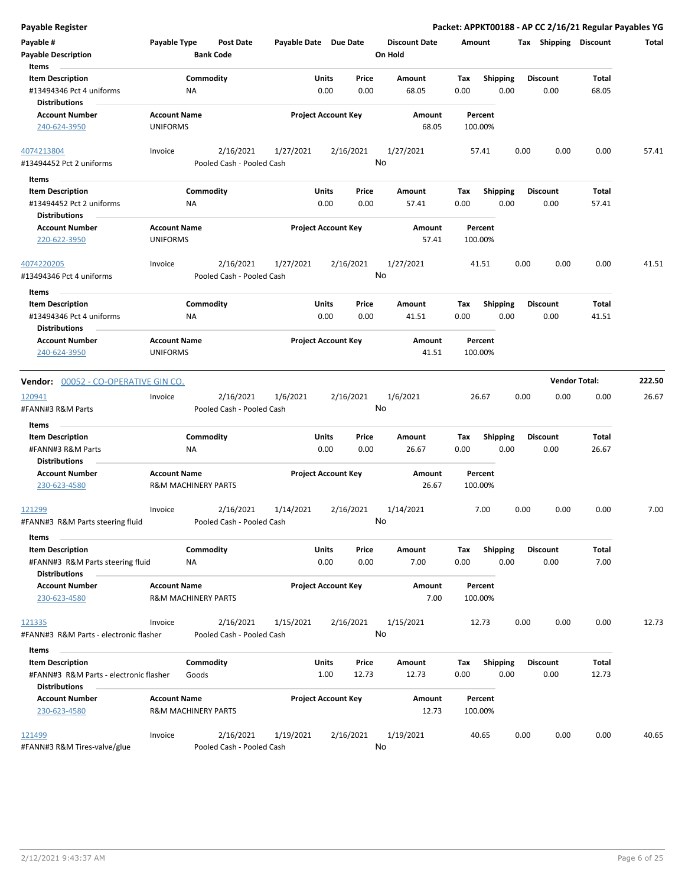**Payable Register** — **Packet: APPKT00188 - AP CC 2/16/21 Regular Payables YG**

| Payable # | Payable Type | Post Date | Payable Date | Due Date | Discount Date | Amount | Tax | Shipping | Discount | Total |
|---|---|---|---|---|---|---|---|---|---|---|
| **Payable Description** | | **Bank Code** | | | **On Hold** | | | | | |

**Items**

| Item Description | Commodity | Units | Price | Amount | Tax | Shipping | Discount | Total |
|---|---|---|---|---|---|---|---|---|
| #13494346 Pct 4 uniforms | NA | 0.00 | 0.00 | 68.05 | 0.00 | 0.00 | 0.00 | 68.05 |

**Distributions**

| Account Number | Account Name | Project Account Key | Amount | Percent |
|---|---|---|---|---|
| 240-624-3950 | UNIFORMS | | 68.05 | 100.00% |

| Payable # | Payable Type | Post Date | Payable Date | Due Date | Discount Date | Amount | Tax | Shipping | Discount | Total |
|---|---|---|---|---|---|---|---|---|---|---|
| 4074213804 | Invoice | 2/16/2021 | 1/27/2021 | 2/16/2021 | 1/27/2021 | 57.41 | 0.00 | 0.00 | 0.00 | 57.41 |
| #13494452 Pct 2 uniforms | | Pooled Cash - Pooled Cash | | | No | | | | | |

**Items**

| Item Description | Commodity | Units | Price | Amount | Tax | Shipping | Discount | Total |
|---|---|---|---|---|---|---|---|---|
| #13494452 Pct 2 uniforms | NA | 0.00 | 0.00 | 57.41 | 0.00 | 0.00 | 0.00 | 57.41 |

**Distributions**

| Account Number | Account Name | Project Account Key | Amount | Percent |
|---|---|---|---|---|
| 220-622-3950 | UNIFORMS | | 57.41 | 100.00% |

| Payable # | Payable Type | Post Date | Payable Date | Due Date | Discount Date | Amount | Tax | Shipping | Discount | Total |
|---|---|---|---|---|---|---|---|---|---|---|
| 4074220205 | Invoice | 2/16/2021 | 1/27/2021 | 2/16/2021 | 1/27/2021 | 41.51 | 0.00 | 0.00 | 0.00 | 41.51 |
| #13494346 Pct 4 uniforms | | Pooled Cash - Pooled Cash | | | No | | | | | |

**Items**

| Item Description | Commodity | Units | Price | Amount | Tax | Shipping | Discount | Total |
|---|---|---|---|---|---|---|---|---|
| #13494346 Pct 4 uniforms | NA | 0.00 | 0.00 | 41.51 | 0.00 | 0.00 | 0.00 | 41.51 |

**Distributions**

| Account Number | Account Name | Project Account Key | Amount | Percent |
|---|---|---|---|---|
| 240-624-3950 | UNIFORMS | | 41.51 | 100.00% |

**Vendor:** 00052 - CO-OPERATIVE GIN CO. — **Vendor Total: 222.50**

| Payable # | Payable Type | Post Date | Payable Date | Due Date | Discount Date | Amount | Tax | Shipping | Discount | Total |
|---|---|---|---|---|---|---|---|---|---|---|
| 120941 | Invoice | 2/16/2021 | 1/6/2021 | 2/16/2021 | 1/6/2021 | 26.67 | 0.00 | 0.00 | 0.00 | 26.67 |
| #FANN#3 R&M Parts | | Pooled Cash - Pooled Cash | | | No | | | | | |

**Items**

| Item Description | Commodity | Units | Price | Amount | Tax | Shipping | Discount | Total |
|---|---|---|---|---|---|---|---|---|
| #FANN#3 R&M Parts | NA | 0.00 | 0.00 | 26.67 | 0.00 | 0.00 | 0.00 | 26.67 |

**Distributions**

| Account Number | Account Name | Project Account Key | Amount | Percent |
|---|---|---|---|---|
| 230-623-4580 | R&M MACHINERY PARTS | | 26.67 | 100.00% |

| Payable # | Payable Type | Post Date | Payable Date | Due Date | Discount Date | Amount | Tax | Shipping | Discount | Total |
|---|---|---|---|---|---|---|---|---|---|---|
| 121299 | Invoice | 2/16/2021 | 1/14/2021 | 2/16/2021 | 1/14/2021 | 7.00 | 0.00 | 0.00 | 0.00 | 7.00 |
| #FANN#3 R&M Parts steering fluid | | Pooled Cash - Pooled Cash | | | No | | | | | |

**Items**

| Item Description | Commodity | Units | Price | Amount | Tax | Shipping | Discount | Total |
|---|---|---|---|---|---|---|---|---|
| #FANN#3 R&M Parts steering fluid | NA | 0.00 | 0.00 | 7.00 | 0.00 | 0.00 | 0.00 | 7.00 |

**Distributions**

| Account Number | Account Name | Project Account Key | Amount | Percent |
|---|---|---|---|---|
| 230-623-4580 | R&M MACHINERY PARTS | | 7.00 | 100.00% |

| Payable # | Payable Type | Post Date | Payable Date | Due Date | Discount Date | Amount | Tax | Shipping | Discount | Total |
|---|---|---|---|---|---|---|---|---|---|---|
| 121335 | Invoice | 2/16/2021 | 1/15/2021 | 2/16/2021 | 1/15/2021 | 12.73 | 0.00 | 0.00 | 0.00 | 12.73 |
| #FANN#3 R&M Parts - electronic flasher | | Pooled Cash - Pooled Cash | | | No | | | | | |

**Items**

| Item Description | Commodity | Units | Price | Amount | Tax | Shipping | Discount | Total |
|---|---|---|---|---|---|---|---|---|
| #FANN#3 R&M Parts - electronic flasher | Goods | 1.00 | 12.73 | 12.73 | 0.00 | 0.00 | 0.00 | 12.73 |

**Distributions**

| Account Number | Account Name | Project Account Key | Amount | Percent |
|---|---|---|---|---|
| 230-623-4580 | R&M MACHINERY PARTS | | 12.73 | 100.00% |

| Payable # | Payable Type | Post Date | Payable Date | Due Date | Discount Date | Amount | Tax | Shipping | Discount | Total |
|---|---|---|---|---|---|---|---|---|---|---|
| 121499 | Invoice | 2/16/2021 | 1/19/2021 | 2/16/2021 | 1/19/2021 | 40.65 | 0.00 | 0.00 | 0.00 | 40.65 |
| #FANN#3 R&M Tires-valve/glue | | Pooled Cash - Pooled Cash | | | No | | | | | |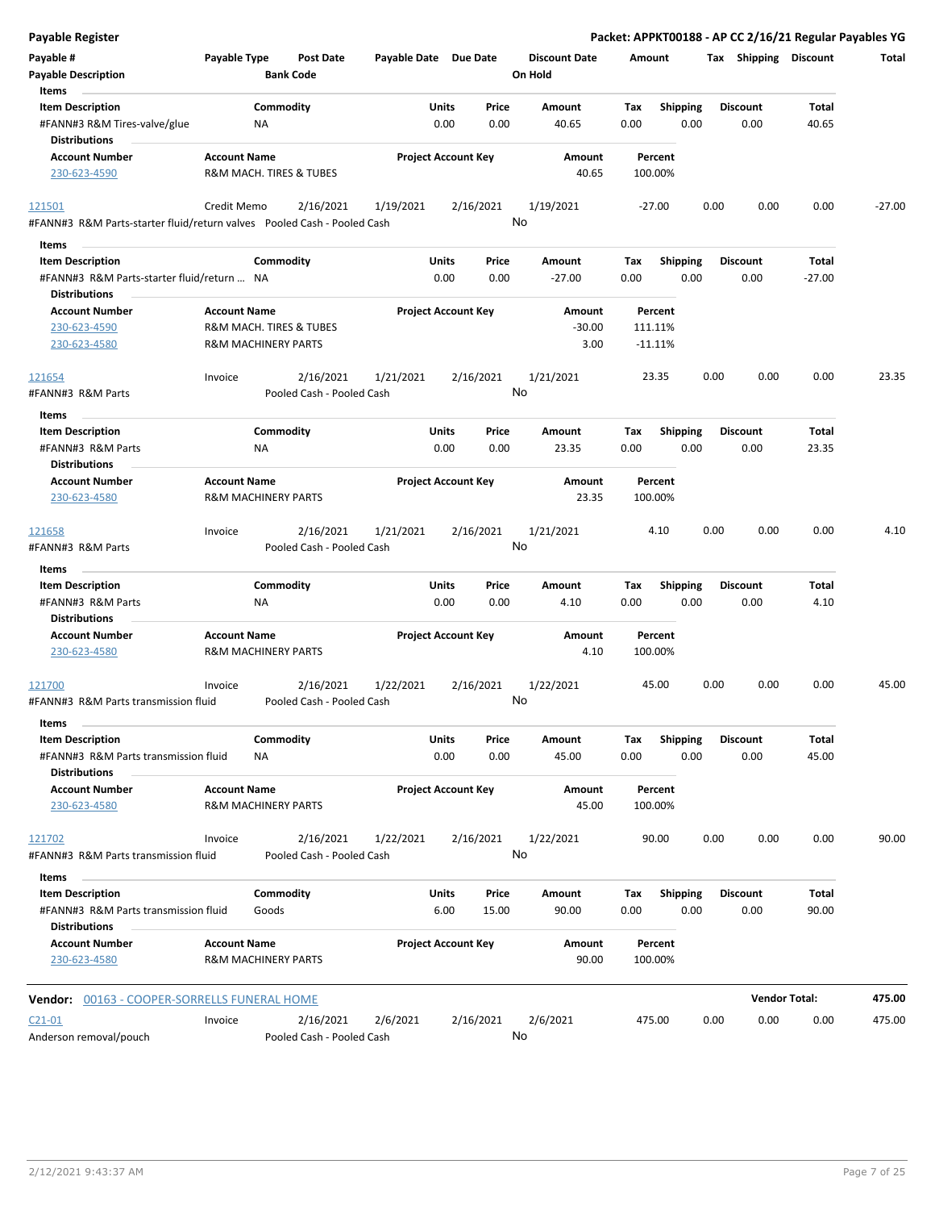**Payable Register** — **Packet: APPKT00188 - AP CC 2/16/21 Regular Payables YG**

| Payable # | Payable Type | Post Date | Payable Date | Due Date | Discount Date | Amount | Tax | Shipping | Discount | Total |
|---|---|---|---|---|---|---|---|---|---|---|
| **Payable Description** | | **Bank Code** | | | **On Hold** | | | | | |

**Items**

| Item Description | Commodity | Units | Price | Amount | Tax | Shipping | Discount | Total |
|---|---|---|---|---|---|---|---|---|
| #FANN#3 R&M Tires-valve/glue | NA | 0.00 | 0.00 | 40.65 | 0.00 | 0.00 | 0.00 | 40.65 |

**Distributions**

| Account Number | Account Name | Project Account Key | Amount | Percent |
|---|---|---|---|---|
| 230-623-4590 | R&M MACH. TIRES & TUBES | | 40.65 | 100.00% |

| Payable # | Payable Type | Post Date | Payable Date | Due Date | Discount Date | Amount | Tax | Shipping | Discount | Total |
|---|---|---|---|---|---|---|---|---|---|---|
| 121501 | Credit Memo | 2/16/2021 | 1/19/2021 | 2/16/2021 | 1/19/2021 | -27.00 | 0.00 | 0.00 | 0.00 | -27.00 |
| #FANN#3 R&M Parts-starter fluid/return valves | | Pooled Cash - Pooled Cash | | | No | | | | | |

**Items**

| Item Description | Commodity | Units | Price | Amount | Tax | Shipping | Discount | Total |
|---|---|---|---|---|---|---|---|---|
| #FANN#3 R&M Parts-starter fluid/return ... | NA | 0.00 | 0.00 | -27.00 | 0.00 | 0.00 | 0.00 | -27.00 |

**Distributions**

| Account Number | Account Name | Project Account Key | Amount | Percent |
|---|---|---|---|---|
| 230-623-4590 | R&M MACH. TIRES & TUBES | | -30.00 | 111.11% |
| 230-623-4580 | R&M MACHINERY PARTS | | 3.00 | -11.11% |

| Payable # | Payable Type | Post Date | Payable Date | Due Date | Discount Date | Amount | Tax | Shipping | Discount | Total |
|---|---|---|---|---|---|---|---|---|---|---|
| 121654 | Invoice | 2/16/2021 | 1/21/2021 | 2/16/2021 | 1/21/2021 | 23.35 | 0.00 | 0.00 | 0.00 | 23.35 |
| #FANN#3 R&M Parts | | Pooled Cash - Pooled Cash | | | No | | | | | |

**Items**

| Item Description | Commodity | Units | Price | Amount | Tax | Shipping | Discount | Total |
|---|---|---|---|---|---|---|---|---|
| #FANN#3 R&M Parts | NA | 0.00 | 0.00 | 23.35 | 0.00 | 0.00 | 0.00 | 23.35 |

**Distributions**

| Account Number | Account Name | Project Account Key | Amount | Percent |
|---|---|---|---|---|
| 230-623-4580 | R&M MACHINERY PARTS | | 23.35 | 100.00% |

| Payable # | Payable Type | Post Date | Payable Date | Due Date | Discount Date | Amount | Tax | Shipping | Discount | Total |
|---|---|---|---|---|---|---|---|---|---|---|
| 121658 | Invoice | 2/16/2021 | 1/21/2021 | 2/16/2021 | 1/21/2021 | 4.10 | 0.00 | 0.00 | 0.00 | 4.10 |
| #FANN#3 R&M Parts | | Pooled Cash - Pooled Cash | | | No | | | | | |

**Items**

| Item Description | Commodity | Units | Price | Amount | Tax | Shipping | Discount | Total |
|---|---|---|---|---|---|---|---|---|
| #FANN#3 R&M Parts | NA | 0.00 | 0.00 | 4.10 | 0.00 | 0.00 | 0.00 | 4.10 |

**Distributions**

| Account Number | Account Name | Project Account Key | Amount | Percent |
|---|---|---|---|---|
| 230-623-4580 | R&M MACHINERY PARTS | | 4.10 | 100.00% |

| Payable # | Payable Type | Post Date | Payable Date | Due Date | Discount Date | Amount | Tax | Shipping | Discount | Total |
|---|---|---|---|---|---|---|---|---|---|---|
| 121700 | Invoice | 2/16/2021 | 1/22/2021 | 2/16/2021 | 1/22/2021 | 45.00 | 0.00 | 0.00 | 0.00 | 45.00 |
| #FANN#3 R&M Parts transmission fluid | | Pooled Cash - Pooled Cash | | | No | | | | | |

**Items**

| Item Description | Commodity | Units | Price | Amount | Tax | Shipping | Discount | Total |
|---|---|---|---|---|---|---|---|---|
| #FANN#3 R&M Parts transmission fluid | NA | 0.00 | 0.00 | 45.00 | 0.00 | 0.00 | 0.00 | 45.00 |

**Distributions**

| Account Number | Account Name | Project Account Key | Amount | Percent |
|---|---|---|---|---|
| 230-623-4580 | R&M MACHINERY PARTS | | 45.00 | 100.00% |

| Payable # | Payable Type | Post Date | Payable Date | Due Date | Discount Date | Amount | Tax | Shipping | Discount | Total |
|---|---|---|---|---|---|---|---|---|---|---|
| 121702 | Invoice | 2/16/2021 | 1/22/2021 | 2/16/2021 | 1/22/2021 | 90.00 | 0.00 | 0.00 | 0.00 | 90.00 |
| #FANN#3 R&M Parts transmission fluid | | Pooled Cash - Pooled Cash | | | No | | | | | |

**Items**

| Item Description | Commodity | Units | Price | Amount | Tax | Shipping | Discount | Total |
|---|---|---|---|---|---|---|---|---|
| #FANN#3 R&M Parts transmission fluid | Goods | 6.00 | 15.00 | 90.00 | 0.00 | 0.00 | 0.00 | 90.00 |

**Distributions**

| Account Number | Account Name | Project Account Key | Amount | Percent |
|---|---|---|---|---|
| 230-623-4580 | R&M MACHINERY PARTS | | 90.00 | 100.00% |

**Vendor:** 00163 - COOPER-SORRELLS FUNERAL HOME — **Vendor Total: 475.00**

| Payable # | Payable Type | Post Date | Payable Date | Due Date | Discount Date | Amount | Tax | Shipping | Discount | Total |
|---|---|---|---|---|---|---|---|---|---|---|
| C21-01 | Invoice | 2/16/2021 | 2/6/2021 | 2/16/2021 | 2/6/2021 | 475.00 | 0.00 | 0.00 | 0.00 | 475.00 |
| Anderson removal/pouch | | Pooled Cash - Pooled Cash | | | No | | | | | |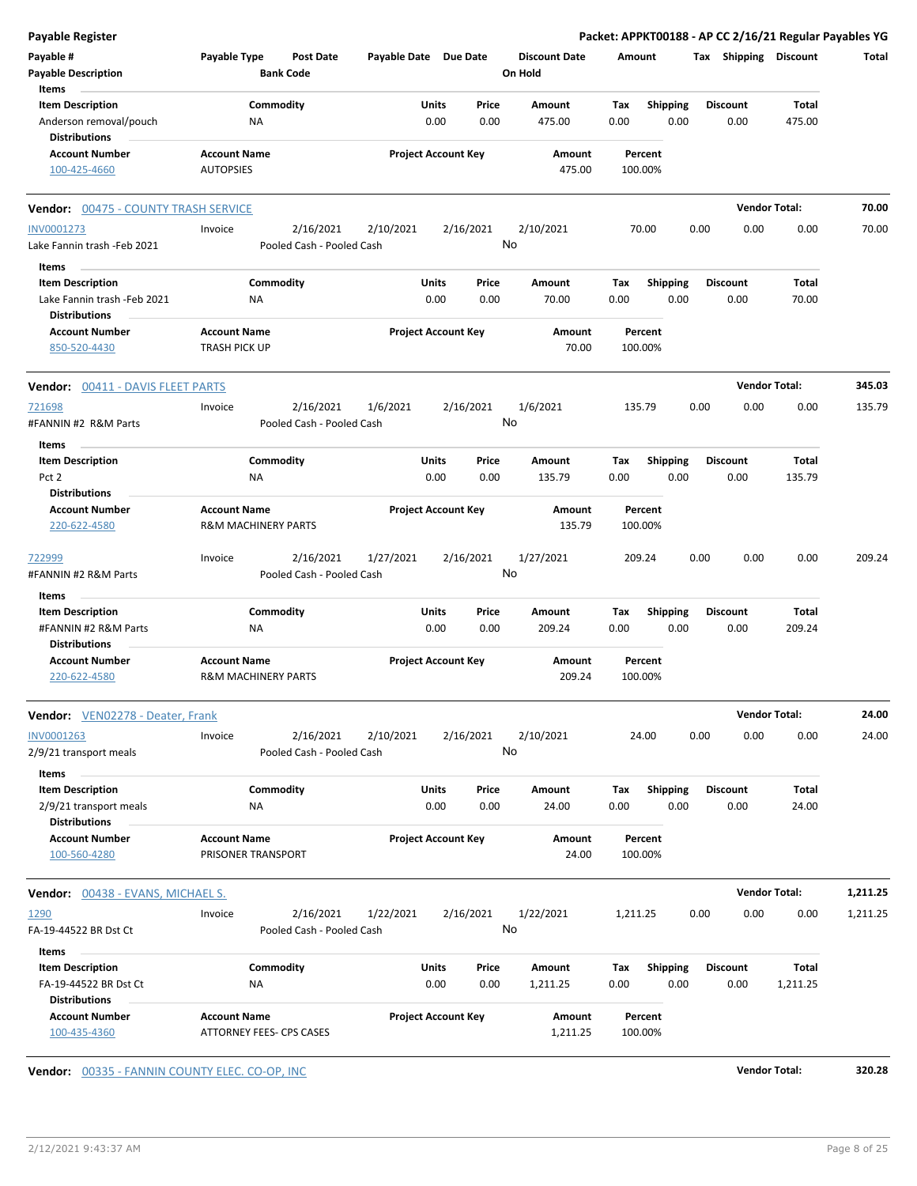**Payable Register** — **Packet: APPKT00188 - AP CC 2/16/21 Regular Payables YG**

| Payable # | Payable Type | Post Date | Payable Date | Due Date | Discount Date | Amount | Tax | Shipping | Discount | Total |
|---|---|---|---|---|---|---|---|---|---|---|
| Payable Description | | Bank Code | | | On Hold | | | | | |

**Items**

| Item Description | Commodity | Units | Price | Amount | Tax | Shipping | Discount | Total |
|---|---|---|---|---|---|---|---|---|
| Anderson removal/pouch | NA | 0.00 | 0.00 | 475.00 | 0.00 | 0.00 | 0.00 | 475.00 |

**Distributions**

| Account Number | Account Name | Project Account Key | Amount | Percent |
|---|---|---|---|---|
| 100-425-4660 | AUTOPSIES | | 475.00 | 100.00% |

---

**Vendor: 00475 - COUNTY TRASH SERVICE** — **Vendor Total: 70.00**

| Payable # | Payable Type | Post Date | Payable Date | Due Date | Discount Date | Amount | Tax | Shipping | Discount | Total |
|---|---|---|---|---|---|---|---|---|---|---|
| INV0001273 | Invoice | 2/16/2021 | 2/10/2021 | 2/16/2021 | 2/10/2021 | 70.00 | 0.00 | 0.00 | 0.00 | 70.00 |
| Lake Fannin trash -Feb 2021 | | Pooled Cash - Pooled Cash | | | No | | | | | |

**Items**

| Item Description | Commodity | Units | Price | Amount | Tax | Shipping | Discount | Total |
|---|---|---|---|---|---|---|---|---|
| Lake Fannin trash -Feb 2021 | NA | 0.00 | 0.00 | 70.00 | 0.00 | 0.00 | 0.00 | 70.00 |

**Distributions**

| Account Number | Account Name | Project Account Key | Amount | Percent |
|---|---|---|---|---|
| 850-520-4430 | TRASH PICK UP | | 70.00 | 100.00% |

---

**Vendor: 00411 - DAVIS FLEET PARTS** — **Vendor Total: 345.03**

| Payable # | Payable Type | Post Date | Payable Date | Due Date | Discount Date | Amount | Tax | Shipping | Discount | Total |
|---|---|---|---|---|---|---|---|---|---|---|
| 721698 | Invoice | 2/16/2021 | 1/6/2021 | 2/16/2021 | 1/6/2021 | 135.79 | 0.00 | 0.00 | 0.00 | 135.79 |
| #FANNIN #2 R&M Parts | | Pooled Cash - Pooled Cash | | | No | | | | | |

**Items**

| Item Description | Commodity | Units | Price | Amount | Tax | Shipping | Discount | Total |
|---|---|---|---|---|---|---|---|---|
| Pct 2 | NA | 0.00 | 0.00 | 135.79 | 0.00 | 0.00 | 0.00 | 135.79 |

**Distributions**

| Account Number | Account Name | Project Account Key | Amount | Percent |
|---|---|---|---|---|
| 220-622-4580 | R&M MACHINERY PARTS | | 135.79 | 100.00% |

| Payable # | Payable Type | Post Date | Payable Date | Due Date | Discount Date | Amount | Tax | Shipping | Discount | Total |
|---|---|---|---|---|---|---|---|---|---|---|
| 722999 | Invoice | 2/16/2021 | 1/27/2021 | 2/16/2021 | 1/27/2021 | 209.24 | 0.00 | 0.00 | 0.00 | 209.24 |
| #FANNIN #2 R&M Parts | | Pooled Cash - Pooled Cash | | | No | | | | | |

**Items**

| Item Description | Commodity | Units | Price | Amount | Tax | Shipping | Discount | Total |
|---|---|---|---|---|---|---|---|---|
| #FANNIN #2 R&M Parts | NA | 0.00 | 0.00 | 209.24 | 0.00 | 0.00 | 0.00 | 209.24 |

**Distributions**

| Account Number | Account Name | Project Account Key | Amount | Percent |
|---|---|---|---|---|
| 220-622-4580 | R&M MACHINERY PARTS | | 209.24 | 100.00% |

---

**Vendor: VEN02278 - Deater, Frank** — **Vendor Total: 24.00**

| Payable # | Payable Type | Post Date | Payable Date | Due Date | Discount Date | Amount | Tax | Shipping | Discount | Total |
|---|---|---|---|---|---|---|---|---|---|---|
| INV0001263 | Invoice | 2/16/2021 | 2/10/2021 | 2/16/2021 | 2/10/2021 | 24.00 | 0.00 | 0.00 | 0.00 | 24.00 |
| 2/9/21 transport meals | | Pooled Cash - Pooled Cash | | | No | | | | | |

**Items**

| Item Description | Commodity | Units | Price | Amount | Tax | Shipping | Discount | Total |
|---|---|---|---|---|---|---|---|---|
| 2/9/21 transport meals | NA | 0.00 | 0.00 | 24.00 | 0.00 | 0.00 | 0.00 | 24.00 |

**Distributions**

| Account Number | Account Name | Project Account Key | Amount | Percent |
|---|---|---|---|---|
| 100-560-4280 | PRISONER TRANSPORT | | 24.00 | 100.00% |

---

**Vendor: 00438 - EVANS, MICHAEL S.** — **Vendor Total: 1,211.25**

| Payable # | Payable Type | Post Date | Payable Date | Due Date | Discount Date | Amount | Tax | Shipping | Discount | Total |
|---|---|---|---|---|---|---|---|---|---|---|
| 1290 | Invoice | 2/16/2021 | 1/22/2021 | 2/16/2021 | 1/22/2021 | 1,211.25 | 0.00 | 0.00 | 0.00 | 1,211.25 |
| FA-19-44522 BR Dst Ct | | Pooled Cash - Pooled Cash | | | No | | | | | |

**Items**

| Item Description | Commodity | Units | Price | Amount | Tax | Shipping | Discount | Total |
|---|---|---|---|---|---|---|---|---|
| FA-19-44522 BR Dst Ct | NA | 0.00 | 0.00 | 1,211.25 | 0.00 | 0.00 | 0.00 | 1,211.25 |

**Distributions**

| Account Number | Account Name | Project Account Key | Amount | Percent |
|---|---|---|---|---|
| 100-435-4360 | ATTORNEY FEES- CPS CASES | | 1,211.25 | 100.00% |

---

**Vendor: 00335 - FANNIN COUNTY ELEC. CO-OP, INC** — **Vendor Total: 320.28**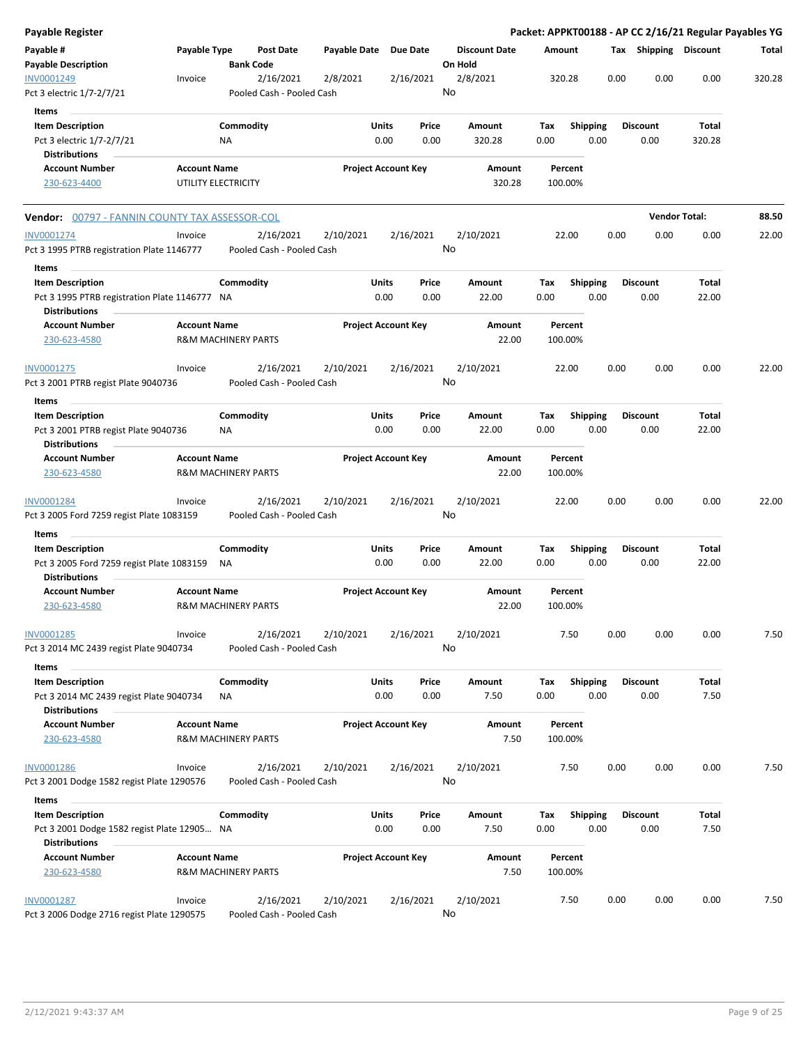# Payable Register

**Packet: APPKT00188 - AP CC 2/16/21 Regular Payables YG**

| Payable # / Payable Description | Payable Type | Post Date / Bank Code | Payable Date | Due Date | Discount Date / On Hold | Amount | Tax | Shipping | Discount | Total |
|---|---|---|---|---|---|---|---|---|---|---|
| INV0001249 / Pct 3 electric 1/7-2/7/21 | Invoice | 2/16/2021 / Pooled Cash - Pooled Cash | 2/8/2021 | 2/16/2021 | 2/8/2021 / No | 320.28 | 0.00 | 0.00 | 0.00 | 320.28 |

**Items**

| Item Description | Commodity | Units | Price | Amount | Tax | Shipping | Discount | Total |
|---|---|---|---|---|---|---|---|---|
| Pct 3 electric 1/7-2/7/21 | NA | 0.00 | 0.00 | 320.28 | 0.00 | 0.00 | 0.00 | 320.28 |

**Distributions**

| Account Number | Account Name | Project Account Key | Amount | Percent |
|---|---|---|---|---|
| 230-623-4400 | UTILITY ELECTRICITY | | 320.28 | 100.00% |

## Vendor: 00797 - FANNIN COUNTY TAX ASSESSOR-COL — Vendor Total: 88.50

| Payable # / Payable Description | Payable Type | Post Date / Bank Code | Payable Date | Due Date | Discount Date / On Hold | Amount | Tax | Shipping | Discount | Total |
|---|---|---|---|---|---|---|---|---|---|---|
| INV0001274 / Pct 3 1995 PTRB registration Plate 1146777 | Invoice | 2/16/2021 / Pooled Cash - Pooled Cash | 2/10/2021 | 2/16/2021 | 2/10/2021 / No | 22.00 | 0.00 | 0.00 | 0.00 | 22.00 |

**Items**

| Item Description | Commodity | Units | Price | Amount | Tax | Shipping | Discount | Total |
|---|---|---|---|---|---|---|---|---|
| Pct 3 1995 PTRB registration Plate 1146777 | NA | 0.00 | 0.00 | 22.00 | 0.00 | 0.00 | 0.00 | 22.00 |

**Distributions**

| Account Number | Account Name | Project Account Key | Amount | Percent |
|---|---|---|---|---|
| 230-623-4580 | R&M MACHINERY PARTS | | 22.00 | 100.00% |

| Payable # / Payable Description | Payable Type | Post Date / Bank Code | Payable Date | Due Date | Discount Date / On Hold | Amount | Tax | Shipping | Discount | Total |
|---|---|---|---|---|---|---|---|---|---|---|
| INV0001275 / Pct 3 2001 PTRB regist Plate 9040736 | Invoice | 2/16/2021 / Pooled Cash - Pooled Cash | 2/10/2021 | 2/16/2021 | 2/10/2021 / No | 22.00 | 0.00 | 0.00 | 0.00 | 22.00 |

**Items**

| Item Description | Commodity | Units | Price | Amount | Tax | Shipping | Discount | Total |
|---|---|---|---|---|---|---|---|---|
| Pct 3 2001 PTRB regist Plate 9040736 | NA | 0.00 | 0.00 | 22.00 | 0.00 | 0.00 | 0.00 | 22.00 |

**Distributions**

| Account Number | Account Name | Project Account Key | Amount | Percent |
|---|---|---|---|---|
| 230-623-4580 | R&M MACHINERY PARTS | | 22.00 | 100.00% |

| Payable # / Payable Description | Payable Type | Post Date / Bank Code | Payable Date | Due Date | Discount Date / On Hold | Amount | Tax | Shipping | Discount | Total |
|---|---|---|---|---|---|---|---|---|---|---|
| INV0001284 / Pct 3 2005 Ford 7259 regist Plate 1083159 | Invoice | 2/16/2021 / Pooled Cash - Pooled Cash | 2/10/2021 | 2/16/2021 | 2/10/2021 / No | 22.00 | 0.00 | 0.00 | 0.00 | 22.00 |

**Items**

| Item Description | Commodity | Units | Price | Amount | Tax | Shipping | Discount | Total |
|---|---|---|---|---|---|---|---|---|
| Pct 3 2005 Ford 7259 regist Plate 1083159 | NA | 0.00 | 0.00 | 22.00 | 0.00 | 0.00 | 0.00 | 22.00 |

**Distributions**

| Account Number | Account Name | Project Account Key | Amount | Percent |
|---|---|---|---|---|
| 230-623-4580 | R&M MACHINERY PARTS | | 22.00 | 100.00% |

| Payable # / Payable Description | Payable Type | Post Date / Bank Code | Payable Date | Due Date | Discount Date / On Hold | Amount | Tax | Shipping | Discount | Total |
|---|---|---|---|---|---|---|---|---|---|---|
| INV0001285 / Pct 3 2014 MC 2439 regist Plate 9040734 | Invoice | 2/16/2021 / Pooled Cash - Pooled Cash | 2/10/2021 | 2/16/2021 | 2/10/2021 / No | 7.50 | 0.00 | 0.00 | 0.00 | 7.50 |

**Items**

| Item Description | Commodity | Units | Price | Amount | Tax | Shipping | Discount | Total |
|---|---|---|---|---|---|---|---|---|
| Pct 3 2014 MC 2439 regist Plate 9040734 | NA | 0.00 | 0.00 | 7.50 | 0.00 | 0.00 | 0.00 | 7.50 |

**Distributions**

| Account Number | Account Name | Project Account Key | Amount | Percent |
|---|---|---|---|---|
| 230-623-4580 | R&M MACHINERY PARTS | | 7.50 | 100.00% |

| Payable # / Payable Description | Payable Type | Post Date / Bank Code | Payable Date | Due Date | Discount Date / On Hold | Amount | Tax | Shipping | Discount | Total |
|---|---|---|---|---|---|---|---|---|---|---|
| INV0001286 / Pct 3 2001 Dodge 1582 regist Plate 1290576 | Invoice | 2/16/2021 / Pooled Cash - Pooled Cash | 2/10/2021 | 2/16/2021 | 2/10/2021 / No | 7.50 | 0.00 | 0.00 | 0.00 | 7.50 |

**Items**

| Item Description | Commodity | Units | Price | Amount | Tax | Shipping | Discount | Total |
|---|---|---|---|---|---|---|---|---|
| Pct 3 2001 Dodge 1582 regist Plate 12905... | NA | 0.00 | 0.00 | 7.50 | 0.00 | 0.00 | 0.00 | 7.50 |

**Distributions**

| Account Number | Account Name | Project Account Key | Amount | Percent |
|---|---|---|---|---|
| 230-623-4580 | R&M MACHINERY PARTS | | 7.50 | 100.00% |

| Payable # / Payable Description | Payable Type | Post Date / Bank Code | Payable Date | Due Date | Discount Date / On Hold | Amount | Tax | Shipping | Discount | Total |
|---|---|---|---|---|---|---|---|---|---|---|
| INV0001287 / Pct 3 2006 Dodge 2716 regist Plate 1290575 | Invoice | 2/16/2021 / Pooled Cash - Pooled Cash | 2/10/2021 | 2/16/2021 | 2/10/2021 / No | 7.50 | 0.00 | 0.00 | 0.00 | 7.50 |

2/12/2021 9:43:37 AM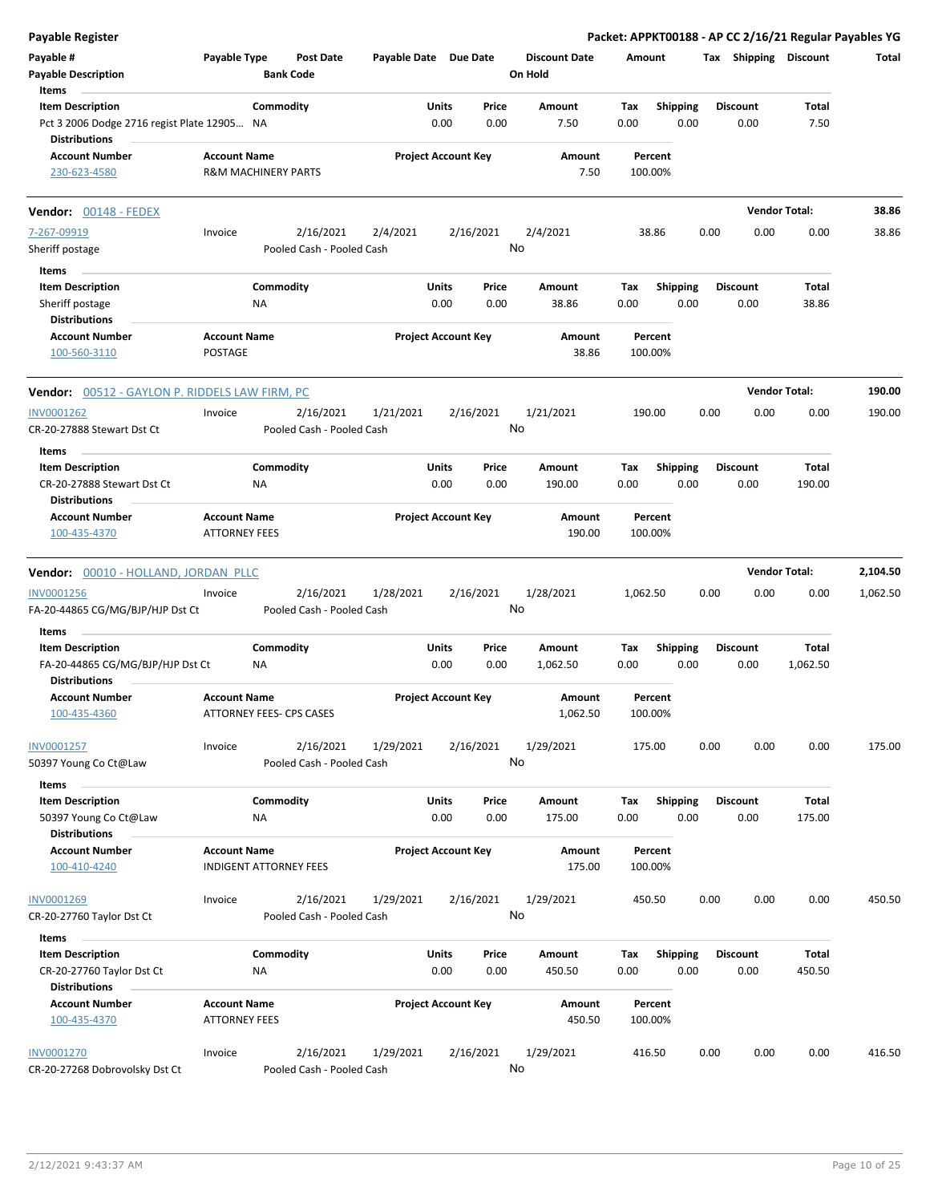## Payable Register

**Packet: APPKT00188 - AP CC 2/16/21 Regular Payables YG**

| Payable # | Payable Type | Post Date | Payable Date | Due Date | Discount Date | Amount | Tax | Shipping | Discount | Total |
|---|---|---|---|---|---|---|---|---|---|---|
| Payable Description | | Bank Code | | | On Hold | | | | | |

**Items**

| Item Description | Commodity | Units | Price | Amount | Tax | Shipping | Discount | Total |
|---|---|---|---|---|---|---|---|---|
| Pct 3 2006 Dodge 2716 regist Plate 12905... | NA | 0.00 | 0.00 | 7.50 | 0.00 | 0.00 | 0.00 | 7.50 |

**Distributions**

| Account Number | Account Name | Project Account Key | Amount | Percent |
|---|---|---|---|---|
| 230-623-4580 | R&M MACHINERY PARTS | | 7.50 | 100.00% |

---

### Vendor: 00148 - FEDEX — Vendor Total: 38.86

| Payable # | Payable Type | Post Date | Payable Date | Due Date | Discount Date | Amount | Tax | Shipping | Discount | Total |
|---|---|---|---|---|---|---|---|---|---|---|
| 7-267-09919 | Invoice | 2/16/2021 | 2/4/2021 | 2/16/2021 | 2/4/2021 | 38.86 | 0.00 | 0.00 | 0.00 | 38.86 |
| Sheriff postage | | Pooled Cash - Pooled Cash | | | No | | | | | |

**Items**

| Item Description | Commodity | Units | Price | Amount | Tax | Shipping | Discount | Total |
|---|---|---|---|---|---|---|---|---|
| Sheriff postage | NA | 0.00 | 0.00 | 38.86 | 0.00 | 0.00 | 0.00 | 38.86 |

**Distributions**

| Account Number | Account Name | Project Account Key | Amount | Percent |
|---|---|---|---|---|
| 100-560-3110 | POSTAGE | | 38.86 | 100.00% |

---

### Vendor: 00512 - GAYLON P. RIDDELS LAW FIRM, PC — Vendor Total: 190.00

| Payable # | Payable Type | Post Date | Payable Date | Due Date | Discount Date | Amount | Tax | Shipping | Discount | Total |
|---|---|---|---|---|---|---|---|---|---|---|
| INV0001262 | Invoice | 2/16/2021 | 1/21/2021 | 2/16/2021 | 1/21/2021 | 190.00 | 0.00 | 0.00 | 0.00 | 190.00 |
| CR-20-27888 Stewart Dst Ct | | Pooled Cash - Pooled Cash | | | No | | | | | |

**Items**

| Item Description | Commodity | Units | Price | Amount | Tax | Shipping | Discount | Total |
|---|---|---|---|---|---|---|---|---|
| CR-20-27888 Stewart Dst Ct | NA | 0.00 | 0.00 | 190.00 | 0.00 | 0.00 | 0.00 | 190.00 |

**Distributions**

| Account Number | Account Name | Project Account Key | Amount | Percent |
|---|---|---|---|---|
| 100-435-4370 | ATTORNEY FEES | | 190.00 | 100.00% |

---

### Vendor: 00010 - HOLLAND, JORDAN PLLC — Vendor Total: 2,104.50

| Payable # | Payable Type | Post Date | Payable Date | Due Date | Discount Date | Amount | Tax | Shipping | Discount | Total |
|---|---|---|---|---|---|---|---|---|---|---|
| INV0001256 | Invoice | 2/16/2021 | 1/28/2021 | 2/16/2021 | 1/28/2021 | 1,062.50 | 0.00 | 0.00 | 0.00 | 1,062.50 |
| FA-20-44865 CG/MG/BJP/HJP Dst Ct | | Pooled Cash - Pooled Cash | | | No | | | | | |

**Items**

| Item Description | Commodity | Units | Price | Amount | Tax | Shipping | Discount | Total |
|---|---|---|---|---|---|---|---|---|
| FA-20-44865 CG/MG/BJP/HJP Dst Ct | NA | 0.00 | 0.00 | 1,062.50 | 0.00 | 0.00 | 0.00 | 1,062.50 |

**Distributions**

| Account Number | Account Name | Project Account Key | Amount | Percent |
|---|---|---|---|---|
| 100-435-4360 | ATTORNEY FEES- CPS CASES | | 1,062.50 | 100.00% |

| Payable # | Payable Type | Post Date | Payable Date | Due Date | Discount Date | Amount | Tax | Shipping | Discount | Total |
|---|---|---|---|---|---|---|---|---|---|---|
| INV0001257 | Invoice | 2/16/2021 | 1/29/2021 | 2/16/2021 | 1/29/2021 | 175.00 | 0.00 | 0.00 | 0.00 | 175.00 |
| 50397 Young Co Ct@Law | | Pooled Cash - Pooled Cash | | | No | | | | | |

**Items**

| Item Description | Commodity | Units | Price | Amount | Tax | Shipping | Discount | Total |
|---|---|---|---|---|---|---|---|---|
| 50397 Young Co Ct@Law | NA | 0.00 | 0.00 | 175.00 | 0.00 | 0.00 | 0.00 | 175.00 |

**Distributions**

| Account Number | Account Name | Project Account Key | Amount | Percent |
|---|---|---|---|---|
| 100-410-4240 | INDIGENT ATTORNEY FEES | | 175.00 | 100.00% |

| Payable # | Payable Type | Post Date | Payable Date | Due Date | Discount Date | Amount | Tax | Shipping | Discount | Total |
|---|---|---|---|---|---|---|---|---|---|---|
| INV0001269 | Invoice | 2/16/2021 | 1/29/2021 | 2/16/2021 | 1/29/2021 | 450.50 | 0.00 | 0.00 | 0.00 | 450.50 |
| CR-20-27760 Taylor Dst Ct | | Pooled Cash - Pooled Cash | | | No | | | | | |

**Items**

| Item Description | Commodity | Units | Price | Amount | Tax | Shipping | Discount | Total |
|---|---|---|---|---|---|---|---|---|
| CR-20-27760 Taylor Dst Ct | NA | 0.00 | 0.00 | 450.50 | 0.00 | 0.00 | 0.00 | 450.50 |

**Distributions**

| Account Number | Account Name | Project Account Key | Amount | Percent |
|---|---|---|---|---|
| 100-435-4370 | ATTORNEY FEES | | 450.50 | 100.00% |

| Payable # | Payable Type | Post Date | Payable Date | Due Date | Discount Date | Amount | Tax | Shipping | Discount | Total |
|---|---|---|---|---|---|---|---|---|---|---|
| INV0001270 | Invoice | 2/16/2021 | 1/29/2021 | 2/16/2021 | 1/29/2021 | 416.50 | 0.00 | 0.00 | 0.00 | 416.50 |
| CR-20-27268 Dobrovolsky Dst Ct | | Pooled Cash - Pooled Cash | | | No | | | | | |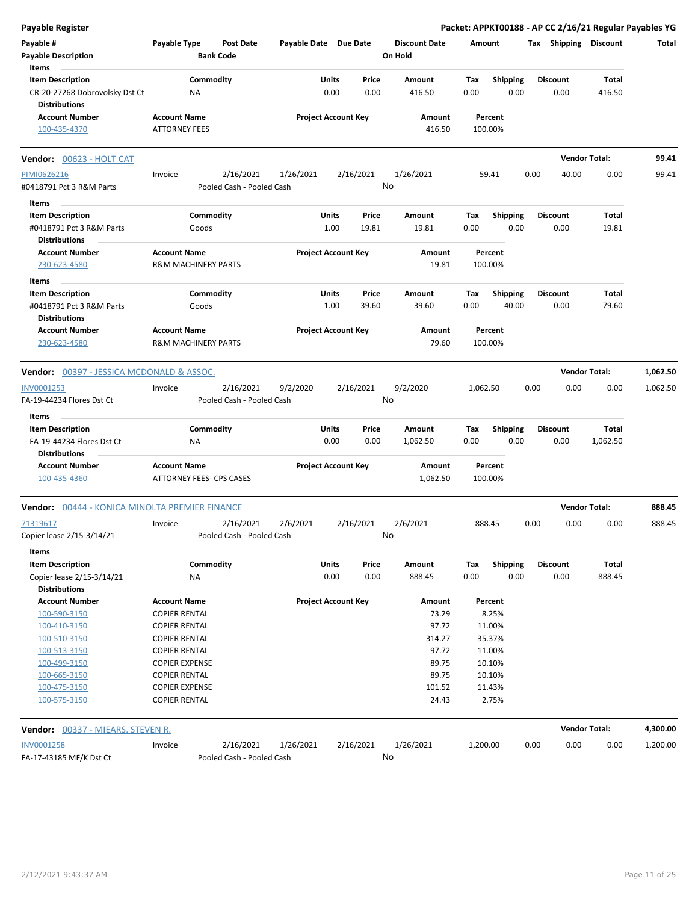**Payable Register** — **Packet: APPKT00188 - AP CC 2/16/21 Regular Payables YG**

| Payable # | Payable Type | Post Date | Payable Date | Due Date | Discount Date | Amount | Tax | Shipping | Discount | Total |
|---|---|---|---|---|---|---|---|---|---|---|
| **Payable Description** | | **Bank Code** | | | **On Hold** | | | | | |

**Items**

| Item Description | Commodity | Units | Price | Amount | Tax | Shipping | Discount | Total |
|---|---|---|---|---|---|---|---|---|
| CR-20-27268 Dobrovolsky Dst Ct | NA | 0.00 | 0.00 | 416.50 | 0.00 | 0.00 | 0.00 | 416.50 |

**Distributions**

| Account Number | Account Name | Project Account Key | Amount | Percent |
|---|---|---|---|---|
| 100-435-4370 | ATTORNEY FEES | | 416.50 | 100.00% |

---

**Vendor: 00623 - HOLT CAT** — **Vendor Total: 99.41**

| Payable # | Payable Type | Post Date | Payable Date | Due Date | Discount Date | Amount | Tax | Shipping | Discount | Total |
|---|---|---|---|---|---|---|---|---|---|---|
| PIMI0626216 | Invoice | 2/16/2021 | 1/26/2021 | 2/16/2021 | 1/26/2021 | 59.41 | 0.00 | 40.00 | 0.00 | 99.41 |
| #0418791 Pct 3 R&M Parts | | Pooled Cash - Pooled Cash | | | No | | | | | |

**Items**

| Item Description | Commodity | Units | Price | Amount | Tax | Shipping | Discount | Total |
|---|---|---|---|---|---|---|---|---|
| #0418791 Pct 3 R&M Parts | Goods | 1.00 | 19.81 | 19.81 | 0.00 | 0.00 | 0.00 | 19.81 |

**Distributions**

| Account Number | Account Name | Project Account Key | Amount | Percent |
|---|---|---|---|---|
| 230-623-4580 | R&M MACHINERY PARTS | | 19.81 | 100.00% |

**Items**

| Item Description | Commodity | Units | Price | Amount | Tax | Shipping | Discount | Total |
|---|---|---|---|---|---|---|---|---|
| #0418791 Pct 3 R&M Parts | Goods | 1.00 | 39.60 | 39.60 | 0.00 | 40.00 | 0.00 | 79.60 |

**Distributions**

| Account Number | Account Name | Project Account Key | Amount | Percent |
|---|---|---|---|---|
| 230-623-4580 | R&M MACHINERY PARTS | | 79.60 | 100.00% |

---

**Vendor: 00397 - JESSICA MCDONALD & ASSOC.** — **Vendor Total: 1,062.50**

| Payable # | Payable Type | Post Date | Payable Date | Due Date | Discount Date | Amount | Tax | Shipping | Discount | Total |
|---|---|---|---|---|---|---|---|---|---|---|
| INV0001253 | Invoice | 2/16/2021 | 9/2/2020 | 2/16/2021 | 9/2/2020 | 1,062.50 | 0.00 | 0.00 | 0.00 | 1,062.50 |
| FA-19-44234 Flores Dst Ct | | Pooled Cash - Pooled Cash | | | No | | | | | |

**Items**

| Item Description | Commodity | Units | Price | Amount | Tax | Shipping | Discount | Total |
|---|---|---|---|---|---|---|---|---|
| FA-19-44234 Flores Dst Ct | NA | 0.00 | 0.00 | 1,062.50 | 0.00 | 0.00 | 0.00 | 1,062.50 |

**Distributions**

| Account Number | Account Name | Project Account Key | Amount | Percent |
|---|---|---|---|---|
| 100-435-4360 | ATTORNEY FEES- CPS CASES | | 1,062.50 | 100.00% |

---

**Vendor: 00444 - KONICA MINOLTA PREMIER FINANCE** — **Vendor Total: 888.45**

| Payable # | Payable Type | Post Date | Payable Date | Due Date | Discount Date | Amount | Tax | Shipping | Discount | Total |
|---|---|---|---|---|---|---|---|---|---|---|
| 71319617 | Invoice | 2/16/2021 | 2/6/2021 | 2/16/2021 | 2/6/2021 | 888.45 | 0.00 | 0.00 | 0.00 | 888.45 |
| Copier lease 2/15-3/14/21 | | Pooled Cash - Pooled Cash | | | No | | | | | |

**Items**

| Item Description | Commodity | Units | Price | Amount | Tax | Shipping | Discount | Total |
|---|---|---|---|---|---|---|---|---|
| Copier lease 2/15-3/14/21 | NA | 0.00 | 0.00 | 888.45 | 0.00 | 0.00 | 0.00 | 888.45 |

**Distributions**

| Account Number | Account Name | Project Account Key | Amount | Percent |
|---|---|---|---|---|
| 100-590-3150 | COPIER RENTAL | | 73.29 | 8.25% |
| 100-410-3150 | COPIER RENTAL | | 97.72 | 11.00% |
| 100-510-3150 | COPIER RENTAL | | 314.27 | 35.37% |
| 100-513-3150 | COPIER RENTAL | | 97.72 | 11.00% |
| 100-499-3150 | COPIER EXPENSE | | 89.75 | 10.10% |
| 100-665-3150 | COPIER RENTAL | | 89.75 | 10.10% |
| 100-475-3150 | COPIER EXPENSE | | 101.52 | 11.43% |
| 100-575-3150 | COPIER RENTAL | | 24.43 | 2.75% |

---

**Vendor: 00337 - MIEARS, STEVEN R.** — **Vendor Total: 4,300.00**

| Payable # | Payable Type | Post Date | Payable Date | Due Date | Discount Date | Amount | Tax | Shipping | Discount | Total |
|---|---|---|---|---|---|---|---|---|---|---|
| INV0001258 | Invoice | 2/16/2021 | 1/26/2021 | 2/16/2021 | 1/26/2021 | 1,200.00 | 0.00 | 0.00 | 0.00 | 1,200.00 |
| FA-17-43185 MF/K Dst Ct | | Pooled Cash - Pooled Cash | | | No | | | | | |

2/12/2021 9:43:37 AM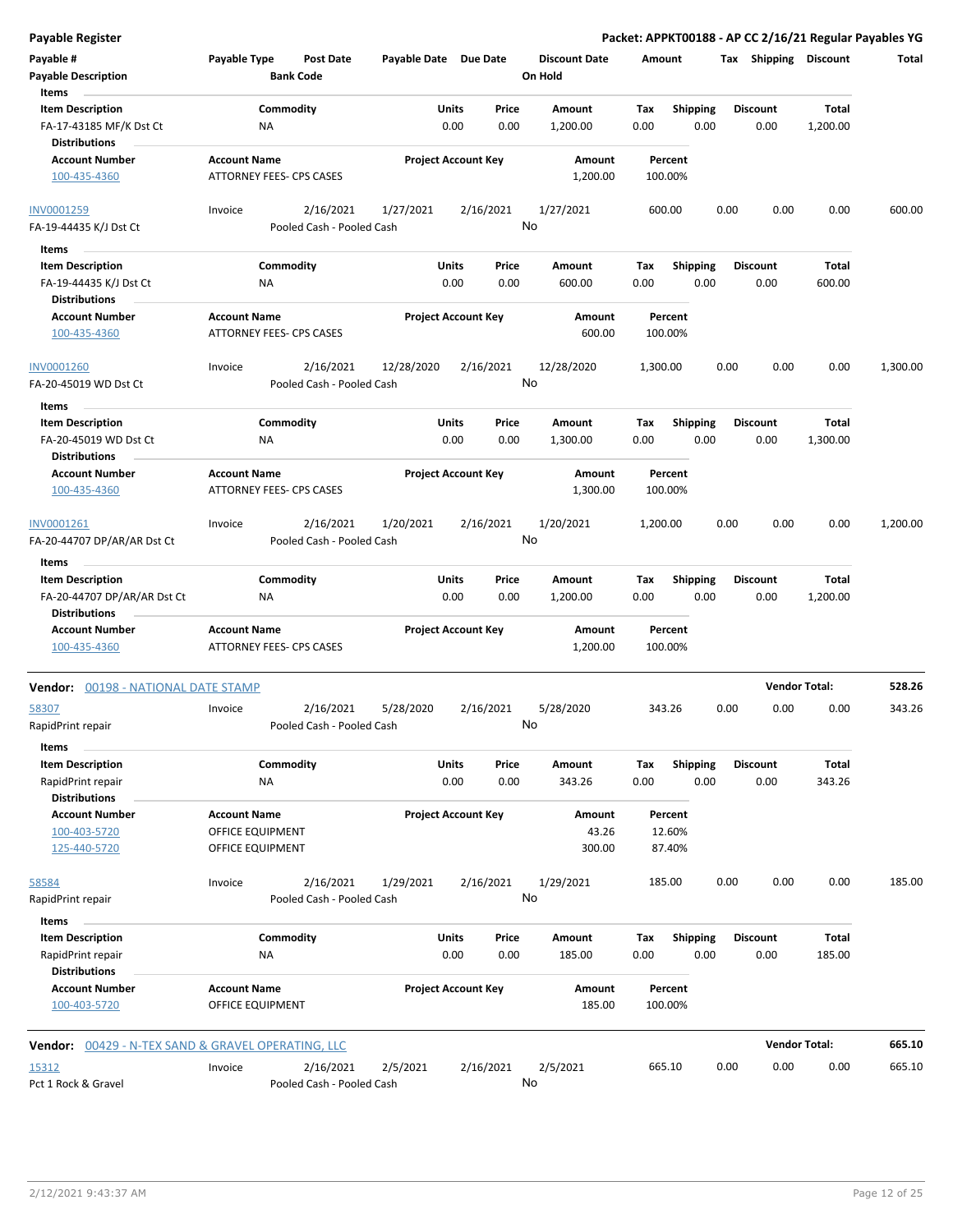**Payable Register** — Packet: APPKT00188 - AP CC 2/16/21 Regular Payables YG

| Payable # / Payable Description | Payable Type | Post Date / Bank Code | Payable Date | Due Date | Discount Date / On Hold | Amount | Tax | Shipping | Discount | Total |
|---|---|---|---|---|---|---|---|---|---|---|

**Items**

| Item Description | Commodity | Units | Price | Amount | Tax | Shipping | Discount | Total |
|---|---|---|---|---|---|---|---|---|
| FA-17-43185 MF/K Dst Ct | NA | 0.00 | 0.00 | 1,200.00 | 0.00 | 0.00 | 0.00 | 1,200.00 |

**Distributions**

| Account Number | Account Name | Project Account Key | Amount | Percent |
|---|---|---|---|---|
| 100-435-4360 | ATTORNEY FEES- CPS CASES | | 1,200.00 | 100.00% |

| Payable # / Payable Description | Payable Type | Post Date / Bank Code | Payable Date | Due Date | Discount Date / On Hold | Amount | Tax | Shipping | Discount | Total |
|---|---|---|---|---|---|---|---|---|---|---|
| INV0001259 / FA-19-44435 K/J Dst Ct | Invoice | 2/16/2021 / Pooled Cash - Pooled Cash | 1/27/2021 | 2/16/2021 | 1/27/2021 / No | 600.00 | 0.00 | 0.00 | 0.00 | 600.00 |

**Items**

| Item Description | Commodity | Units | Price | Amount | Tax | Shipping | Discount | Total |
|---|---|---|---|---|---|---|---|---|
| FA-19-44435 K/J Dst Ct | NA | 0.00 | 0.00 | 600.00 | 0.00 | 0.00 | 0.00 | 600.00 |

**Distributions**

| Account Number | Account Name | Project Account Key | Amount | Percent |
|---|---|---|---|---|
| 100-435-4360 | ATTORNEY FEES- CPS CASES | | 600.00 | 100.00% |

| Payable # / Payable Description | Payable Type | Post Date / Bank Code | Payable Date | Due Date | Discount Date / On Hold | Amount | Tax | Shipping | Discount | Total |
|---|---|---|---|---|---|---|---|---|---|---|
| INV0001260 / FA-20-45019 WD Dst Ct | Invoice | 2/16/2021 / Pooled Cash - Pooled Cash | 12/28/2020 | 2/16/2021 | 12/28/2020 / No | 1,300.00 | 0.00 | 0.00 | 0.00 | 1,300.00 |

**Items**

| Item Description | Commodity | Units | Price | Amount | Tax | Shipping | Discount | Total |
|---|---|---|---|---|---|---|---|---|
| FA-20-45019 WD Dst Ct | NA | 0.00 | 0.00 | 1,300.00 | 0.00 | 0.00 | 0.00 | 1,300.00 |

**Distributions**

| Account Number | Account Name | Project Account Key | Amount | Percent |
|---|---|---|---|---|
| 100-435-4360 | ATTORNEY FEES- CPS CASES | | 1,300.00 | 100.00% |

| Payable # / Payable Description | Payable Type | Post Date / Bank Code | Payable Date | Due Date | Discount Date / On Hold | Amount | Tax | Shipping | Discount | Total |
|---|---|---|---|---|---|---|---|---|---|---|
| INV0001261 / FA-20-44707 DP/AR/AR Dst Ct | Invoice | 2/16/2021 / Pooled Cash - Pooled Cash | 1/20/2021 | 2/16/2021 | 1/20/2021 / No | 1,200.00 | 0.00 | 0.00 | 0.00 | 1,200.00 |

**Items**

| Item Description | Commodity | Units | Price | Amount | Tax | Shipping | Discount | Total |
|---|---|---|---|---|---|---|---|---|
| FA-20-44707 DP/AR/AR Dst Ct | NA | 0.00 | 0.00 | 1,200.00 | 0.00 | 0.00 | 0.00 | 1,200.00 |

**Distributions**

| Account Number | Account Name | Project Account Key | Amount | Percent |
|---|---|---|---|---|
| 100-435-4360 | ATTORNEY FEES- CPS CASES | | 1,200.00 | 100.00% |

**Vendor: 00198 - NATIONAL DATE STAMP** — Vendor Total: **528.26**

| Payable # / Payable Description | Payable Type | Post Date / Bank Code | Payable Date | Due Date | Discount Date / On Hold | Amount | Tax | Shipping | Discount | Total |
|---|---|---|---|---|---|---|---|---|---|---|
| 58307 / RapidPrint repair | Invoice | 2/16/2021 / Pooled Cash - Pooled Cash | 5/28/2020 | 2/16/2021 | 5/28/2020 / No | 343.26 | 0.00 | 0.00 | 0.00 | 343.26 |

**Items**

| Item Description | Commodity | Units | Price | Amount | Tax | Shipping | Discount | Total |
|---|---|---|---|---|---|---|---|---|
| RapidPrint repair | NA | 0.00 | 0.00 | 343.26 | 0.00 | 0.00 | 0.00 | 343.26 |

**Distributions**

| Account Number | Account Name | Project Account Key | Amount | Percent |
|---|---|---|---|---|
| 100-403-5720 | OFFICE EQUIPMENT | | 43.26 | 12.60% |
| 125-440-5720 | OFFICE EQUIPMENT | | 300.00 | 87.40% |

| Payable # / Payable Description | Payable Type | Post Date / Bank Code | Payable Date | Due Date | Discount Date / On Hold | Amount | Tax | Shipping | Discount | Total |
|---|---|---|---|---|---|---|---|---|---|---|
| 58584 / RapidPrint repair | Invoice | 2/16/2021 / Pooled Cash - Pooled Cash | 1/29/2021 | 2/16/2021 | 1/29/2021 / No | 185.00 | 0.00 | 0.00 | 0.00 | 185.00 |

**Items**

| Item Description | Commodity | Units | Price | Amount | Tax | Shipping | Discount | Total |
|---|---|---|---|---|---|---|---|---|
| RapidPrint repair | NA | 0.00 | 0.00 | 185.00 | 0.00 | 0.00 | 0.00 | 185.00 |

**Distributions**

| Account Number | Account Name | Project Account Key | Amount | Percent |
|---|---|---|---|---|
| 100-403-5720 | OFFICE EQUIPMENT | | 185.00 | 100.00% |

**Vendor: 00429 - N-TEX SAND & GRAVEL OPERATING, LLC** — Vendor Total: **665.10**

| Payable # / Payable Description | Payable Type | Post Date / Bank Code | Payable Date | Due Date | Discount Date / On Hold | Amount | Tax | Shipping | Discount | Total |
|---|---|---|---|---|---|---|---|---|---|---|
| 15312 / Pct 1 Rock & Gravel | Invoice | 2/16/2021 / Pooled Cash - Pooled Cash | 2/5/2021 | 2/16/2021 | 2/5/2021 / No | 665.10 | 0.00 | 0.00 | 0.00 | 665.10 |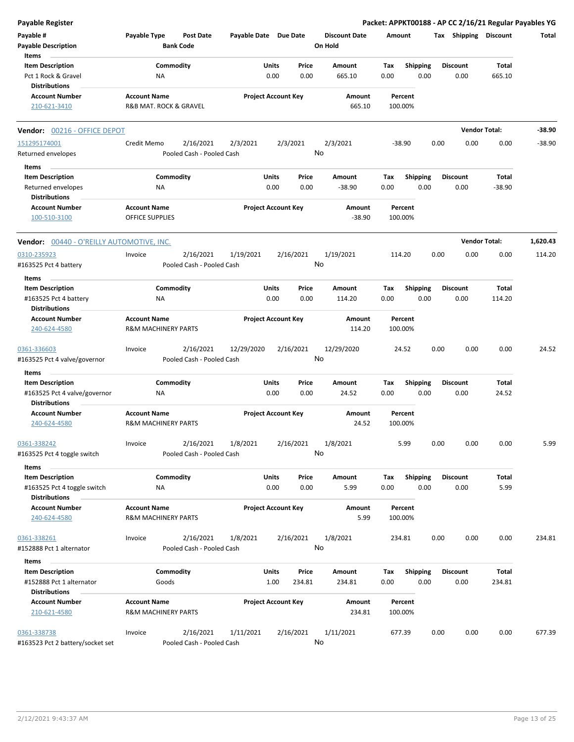**Payable Register** — **Packet: APPKT00188 - AP CC 2/16/21 Regular Payables YG**

| Payable # | Payable Type | Post Date | Payable Date | Due Date | Discount Date | Amount | Tax | Shipping | Discount | Total |
|---|---|---|---|---|---|---|---|---|---|---|
| Payable Description | | Bank Code | | | On Hold | | | | | |

**Items**

| Item Description | Commodity | Units | Price | Amount | Tax | Shipping | Discount | Total |
|---|---|---|---|---|---|---|---|---|
| Pct 1 Rock & Gravel | NA | 0.00 | 0.00 | 665.10 | 0.00 | 0.00 | 0.00 | 665.10 |

**Distributions**

| Account Number | Account Name | Project Account Key | Amount | Percent |
|---|---|---|---|---|
| 210-621-3410 | R&B MAT. ROCK & GRAVEL | | 665.10 | 100.00% |

---

**Vendor: 00216 - OFFICE DEPOT** — **Vendor Total: -38.90**

| Payable # | Payable Type | Post Date | Payable Date | Due Date | Discount Date | Amount | Tax | Shipping | Discount | Total |
|---|---|---|---|---|---|---|---|---|---|---|
| 151295174001 | Credit Memo | 2/16/2021 | 2/3/2021 | 2/3/2021 | 2/3/2021 | -38.90 | 0.00 | 0.00 | 0.00 | -38.90 |
| Returned envelopes | | Pooled Cash - Pooled Cash | | | No | | | | | |

**Items**

| Item Description | Commodity | Units | Price | Amount | Tax | Shipping | Discount | Total |
|---|---|---|---|---|---|---|---|---|
| Returned envelopes | NA | 0.00 | 0.00 | -38.90 | 0.00 | 0.00 | 0.00 | -38.90 |

**Distributions**

| Account Number | Account Name | Project Account Key | Amount | Percent |
|---|---|---|---|---|
| 100-510-3100 | OFFICE SUPPLIES | | -38.90 | 100.00% |

---

**Vendor: 00440 - O'REILLY AUTOMOTIVE, INC.** — **Vendor Total: 1,620.43**

| Payable # | Payable Type | Post Date | Payable Date | Due Date | Discount Date | Amount | Tax | Shipping | Discount | Total |
|---|---|---|---|---|---|---|---|---|---|---|
| 0310-235923 | Invoice | 2/16/2021 | 1/19/2021 | 2/16/2021 | 1/19/2021 | 114.20 | 0.00 | 0.00 | 0.00 | 114.20 |
| #163525 Pct 4 battery | | Pooled Cash - Pooled Cash | | | No | | | | | |

**Items**

| Item Description | Commodity | Units | Price | Amount | Tax | Shipping | Discount | Total |
|---|---|---|---|---|---|---|---|---|
| #163525 Pct 4 battery | NA | 0.00 | 0.00 | 114.20 | 0.00 | 0.00 | 0.00 | 114.20 |

**Distributions**

| Account Number | Account Name | Project Account Key | Amount | Percent |
|---|---|---|---|---|
| 240-624-4580 | R&M MACHINERY PARTS | | 114.20 | 100.00% |

| Payable # | Payable Type | Post Date | Payable Date | Due Date | Discount Date | Amount | Tax | Shipping | Discount | Total |
|---|---|---|---|---|---|---|---|---|---|---|
| 0361-336603 | Invoice | 2/16/2021 | 12/29/2020 | 2/16/2021 | 12/29/2020 | 24.52 | 0.00 | 0.00 | 0.00 | 24.52 |
| #163525 Pct 4 valve/governor | | Pooled Cash - Pooled Cash | | | No | | | | | |

**Items**

| Item Description | Commodity | Units | Price | Amount | Tax | Shipping | Discount | Total |
|---|---|---|---|---|---|---|---|---|
| #163525 Pct 4 valve/governor | NA | 0.00 | 0.00 | 24.52 | 0.00 | 0.00 | 0.00 | 24.52 |

**Distributions**

| Account Number | Account Name | Project Account Key | Amount | Percent |
|---|---|---|---|---|
| 240-624-4580 | R&M MACHINERY PARTS | | 24.52 | 100.00% |

| Payable # | Payable Type | Post Date | Payable Date | Due Date | Discount Date | Amount | Tax | Shipping | Discount | Total |
|---|---|---|---|---|---|---|---|---|---|---|
| 0361-338242 | Invoice | 2/16/2021 | 1/8/2021 | 2/16/2021 | 1/8/2021 | 5.99 | 0.00 | 0.00 | 0.00 | 5.99 |
| #163525 Pct 4 toggle switch | | Pooled Cash - Pooled Cash | | | No | | | | | |

**Items**

| Item Description | Commodity | Units | Price | Amount | Tax | Shipping | Discount | Total |
|---|---|---|---|---|---|---|---|---|
| #163525 Pct 4 toggle switch | NA | 0.00 | 0.00 | 5.99 | 0.00 | 0.00 | 0.00 | 5.99 |

**Distributions**

| Account Number | Account Name | Project Account Key | Amount | Percent |
|---|---|---|---|---|
| 240-624-4580 | R&M MACHINERY PARTS | | 5.99 | 100.00% |

| Payable # | Payable Type | Post Date | Payable Date | Due Date | Discount Date | Amount | Tax | Shipping | Discount | Total |
|---|---|---|---|---|---|---|---|---|---|---|
| 0361-338261 | Invoice | 2/16/2021 | 1/8/2021 | 2/16/2021 | 1/8/2021 | 234.81 | 0.00 | 0.00 | 0.00 | 234.81 |
| #152888 Pct 1 alternator | | Pooled Cash - Pooled Cash | | | No | | | | | |

**Items**

| Item Description | Commodity | Units | Price | Amount | Tax | Shipping | Discount | Total |
|---|---|---|---|---|---|---|---|---|
| #152888 Pct 1 alternator | Goods | 1.00 | 234.81 | 234.81 | 0.00 | 0.00 | 0.00 | 234.81 |

**Distributions**

| Account Number | Account Name | Project Account Key | Amount | Percent |
|---|---|---|---|---|
| 210-621-4580 | R&M MACHINERY PARTS | | 234.81 | 100.00% |

| Payable # | Payable Type | Post Date | Payable Date | Due Date | Discount Date | Amount | Tax | Shipping | Discount | Total |
|---|---|---|---|---|---|---|---|---|---|---|
| 0361-338738 | Invoice | 2/16/2021 | 1/11/2021 | 2/16/2021 | 1/11/2021 | 677.39 | 0.00 | 0.00 | 0.00 | 677.39 |
| #163523 Pct 2 battery/socket set | | Pooled Cash - Pooled Cash | | | No | | | | | |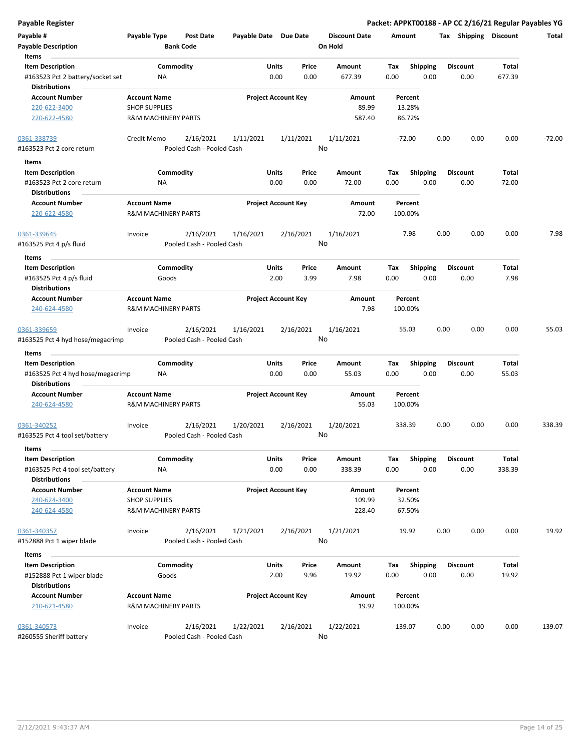**Payable Register** — **Packet: APPKT00188 - AP CC 2/16/21 Regular Payables YG**

| Payable # | Payable Type | Post Date | Payable Date | Due Date | Discount Date | Amount | Tax | Shipping | Discount | Total |
|---|---|---|---|---|---|---|---|---|---|---|
| Payable Description | | Bank Code | | | On Hold | | | | | |

**Items**

| Item Description | Commodity | Units | Price | Amount | Tax | Shipping | Discount | Total |
|---|---|---|---|---|---|---|---|---|
| #163523 Pct 2 battery/socket set | NA | 0.00 | 0.00 | 677.39 | 0.00 | 0.00 | 0.00 | 677.39 |

**Distributions**

| Account Number | Account Name | Project Account Key | Amount | Percent |
|---|---|---|---|---|
| 220-622-3400 | SHOP SUPPLIES | | 89.99 | 13.28% |
| 220-622-4580 | R&M MACHINERY PARTS | | 587.40 | 86.72% |

| Payable # | Payable Type | Post Date | Payable Date | Due Date | Discount Date | Amount | Tax | Shipping | Discount | Total |
|---|---|---|---|---|---|---|---|---|---|---|
| 0361-338739 | Credit Memo | 2/16/2021 | 1/11/2021 | 1/11/2021 | 1/11/2021 | -72.00 | 0.00 | 0.00 | 0.00 | -72.00 |
| #163523 Pct 2 core return | | Pooled Cash - Pooled Cash | | | No | | | | | |

**Items**

| Item Description | Commodity | Units | Price | Amount | Tax | Shipping | Discount | Total |
|---|---|---|---|---|---|---|---|---|
| #163523 Pct 2 core return | NA | 0.00 | 0.00 | -72.00 | 0.00 | 0.00 | 0.00 | -72.00 |

**Distributions**

| Account Number | Account Name | Project Account Key | Amount | Percent |
|---|---|---|---|---|
| 220-622-4580 | R&M MACHINERY PARTS | | -72.00 | 100.00% |

| Payable # | Payable Type | Post Date | Payable Date | Due Date | Discount Date | Amount | Tax | Shipping | Discount | Total |
|---|---|---|---|---|---|---|---|---|---|---|
| 0361-339645 | Invoice | 2/16/2021 | 1/16/2021 | 2/16/2021 | 1/16/2021 | 7.98 | 0.00 | 0.00 | 0.00 | 7.98 |
| #163525 Pct 4 p/s fluid | | Pooled Cash - Pooled Cash | | | No | | | | | |

**Items**

| Item Description | Commodity | Units | Price | Amount | Tax | Shipping | Discount | Total |
|---|---|---|---|---|---|---|---|---|
| #163525 Pct 4 p/s fluid | Goods | 2.00 | 3.99 | 7.98 | 0.00 | 0.00 | 0.00 | 7.98 |

**Distributions**

| Account Number | Account Name | Project Account Key | Amount | Percent |
|---|---|---|---|---|
| 240-624-4580 | R&M MACHINERY PARTS | | 7.98 | 100.00% |

| Payable # | Payable Type | Post Date | Payable Date | Due Date | Discount Date | Amount | Tax | Shipping | Discount | Total |
|---|---|---|---|---|---|---|---|---|---|---|
| 0361-339659 | Invoice | 2/16/2021 | 1/16/2021 | 2/16/2021 | 1/16/2021 | 55.03 | 0.00 | 0.00 | 0.00 | 55.03 |
| #163525 Pct 4 hyd hose/megacrimp | | Pooled Cash - Pooled Cash | | | No | | | | | |

**Items**

| Item Description | Commodity | Units | Price | Amount | Tax | Shipping | Discount | Total |
|---|---|---|---|---|---|---|---|---|
| #163525 Pct 4 hyd hose/megacrimp | NA | 0.00 | 0.00 | 55.03 | 0.00 | 0.00 | 0.00 | 55.03 |

**Distributions**

| Account Number | Account Name | Project Account Key | Amount | Percent |
|---|---|---|---|---|
| 240-624-4580 | R&M MACHINERY PARTS | | 55.03 | 100.00% |

| Payable # | Payable Type | Post Date | Payable Date | Due Date | Discount Date | Amount | Tax | Shipping | Discount | Total |
|---|---|---|---|---|---|---|---|---|---|---|
| 0361-340252 | Invoice | 2/16/2021 | 1/20/2021 | 2/16/2021 | 1/20/2021 | 338.39 | 0.00 | 0.00 | 0.00 | 338.39 |
| #163525 Pct 4 tool set/battery | | Pooled Cash - Pooled Cash | | | No | | | | | |

**Items**

| Item Description | Commodity | Units | Price | Amount | Tax | Shipping | Discount | Total |
|---|---|---|---|---|---|---|---|---|
| #163525 Pct 4 tool set/battery | NA | 0.00 | 0.00 | 338.39 | 0.00 | 0.00 | 0.00 | 338.39 |

**Distributions**

| Account Number | Account Name | Project Account Key | Amount | Percent |
|---|---|---|---|---|
| 240-624-3400 | SHOP SUPPLIES | | 109.99 | 32.50% |
| 240-624-4580 | R&M MACHINERY PARTS | | 228.40 | 67.50% |

| Payable # | Payable Type | Post Date | Payable Date | Due Date | Discount Date | Amount | Tax | Shipping | Discount | Total |
|---|---|---|---|---|---|---|---|---|---|---|
| 0361-340357 | Invoice | 2/16/2021 | 1/21/2021 | 2/16/2021 | 1/21/2021 | 19.92 | 0.00 | 0.00 | 0.00 | 19.92 |
| #152888 Pct 1 wiper blade | | Pooled Cash - Pooled Cash | | | No | | | | | |

**Items**

| Item Description | Commodity | Units | Price | Amount | Tax | Shipping | Discount | Total |
|---|---|---|---|---|---|---|---|---|
| #152888 Pct 1 wiper blade | Goods | 2.00 | 9.96 | 19.92 | 0.00 | 0.00 | 0.00 | 19.92 |

**Distributions**

| Account Number | Account Name | Project Account Key | Amount | Percent |
|---|---|---|---|---|
| 210-621-4580 | R&M MACHINERY PARTS | | 19.92 | 100.00% |

| Payable # | Payable Type | Post Date | Payable Date | Due Date | Discount Date | Amount | Tax | Shipping | Discount | Total |
|---|---|---|---|---|---|---|---|---|---|---|
| 0361-340573 | Invoice | 2/16/2021 | 1/22/2021 | 2/16/2021 | 1/22/2021 | 139.07 | 0.00 | 0.00 | 0.00 | 139.07 |
| #260555 Sheriff battery | | Pooled Cash - Pooled Cash | | | No | | | | | |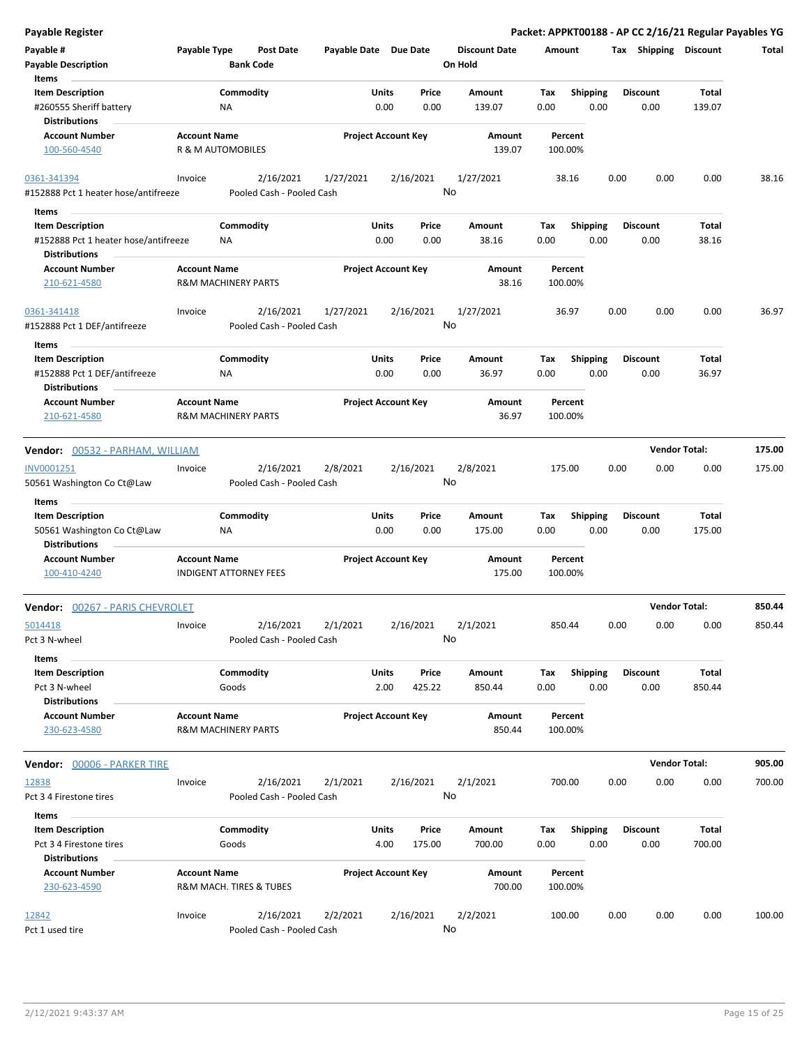**Payable Register** — **Packet: APPKT00188 - AP CC 2/16/21 Regular Payables YG**

| Payable # | Payable Type | Post Date | Payable Date | Due Date | Discount Date | Amount | Tax | Shipping | Discount | Total |
|---|---|---|---|---|---|---|---|---|---|---|
| Payable Description | | Bank Code | | | On Hold | | | | | |

Items

| Item Description | Commodity | Units | Price | Amount | Tax | Shipping | Discount | Total |
|---|---|---|---|---|---|---|---|---|
| #260555 Sheriff battery | NA | 0.00 | 0.00 | 139.07 | 0.00 | 0.00 | 0.00 | 139.07 |

Distributions

| Account Number | Account Name | Project Account Key | Amount | Percent |
|---|---|---|---|---|
| 100-560-4540 | R & M AUTOMOBILES | | 139.07 | 100.00% |

| Payable # | Payable Type | Post Date | Payable Date | Due Date | Discount Date | Amount | Tax | Shipping | Discount | Total |
|---|---|---|---|---|---|---|---|---|---|---|
| 0361-341394 | Invoice | 2/16/2021 | 1/27/2021 | 2/16/2021 | 1/27/2021 | 38.16 | 0.00 | 0.00 | 0.00 | 38.16 |
| #152888 Pct 1 heater hose/antifreeze | | Pooled Cash - Pooled Cash | | | No | | | | | |

Items

| Item Description | Commodity | Units | Price | Amount | Tax | Shipping | Discount | Total |
|---|---|---|---|---|---|---|---|---|
| #152888 Pct 1 heater hose/antifreeze | NA | 0.00 | 0.00 | 38.16 | 0.00 | 0.00 | 0.00 | 38.16 |

Distributions

| Account Number | Account Name | Project Account Key | Amount | Percent |
|---|---|---|---|---|
| 210-621-4580 | R&M MACHINERY PARTS | | 38.16 | 100.00% |

| Payable # | Payable Type | Post Date | Payable Date | Due Date | Discount Date | Amount | Tax | Shipping | Discount | Total |
|---|---|---|---|---|---|---|---|---|---|---|
| 0361-341418 | Invoice | 2/16/2021 | 1/27/2021 | 2/16/2021 | 1/27/2021 | 36.97 | 0.00 | 0.00 | 0.00 | 36.97 |
| #152888 Pct 1 DEF/antifreeze | | Pooled Cash - Pooled Cash | | | No | | | | | |

Items

| Item Description | Commodity | Units | Price | Amount | Tax | Shipping | Discount | Total |
|---|---|---|---|---|---|---|---|---|
| #152888 Pct 1 DEF/antifreeze | NA | 0.00 | 0.00 | 36.97 | 0.00 | 0.00 | 0.00 | 36.97 |

Distributions

| Account Number | Account Name | Project Account Key | Amount | Percent |
|---|---|---|---|---|
| 210-621-4580 | R&M MACHINERY PARTS | | 36.97 | 100.00% |

**Vendor: 00532 - PARHAM, WILLIAM** — **Vendor Total: 175.00**

| Payable # | Payable Type | Post Date | Payable Date | Due Date | Discount Date | Amount | Tax | Shipping | Discount | Total |
|---|---|---|---|---|---|---|---|---|---|---|
| INV0001251 | Invoice | 2/16/2021 | 2/8/2021 | 2/16/2021 | 2/8/2021 | 175.00 | 0.00 | 0.00 | 0.00 | 175.00 |
| 50561 Washington Co Ct@Law | | Pooled Cash - Pooled Cash | | | No | | | | | |

Items

| Item Description | Commodity | Units | Price | Amount | Tax | Shipping | Discount | Total |
|---|---|---|---|---|---|---|---|---|
| 50561 Washington Co Ct@Law | NA | 0.00 | 0.00 | 175.00 | 0.00 | 0.00 | 0.00 | 175.00 |

Distributions

| Account Number | Account Name | Project Account Key | Amount | Percent |
|---|---|---|---|---|
| 100-410-4240 | INDIGENT ATTORNEY FEES | | 175.00 | 100.00% |

**Vendor: 00267 - PARIS CHEVROLET** — **Vendor Total: 850.44**

| Payable # | Payable Type | Post Date | Payable Date | Due Date | Discount Date | Amount | Tax | Shipping | Discount | Total |
|---|---|---|---|---|---|---|---|---|---|---|
| 5014418 | Invoice | 2/16/2021 | 2/1/2021 | 2/16/2021 | 2/1/2021 | 850.44 | 0.00 | 0.00 | 0.00 | 850.44 |
| Pct 3 N-wheel | | Pooled Cash - Pooled Cash | | | No | | | | | |

Items

| Item Description | Commodity | Units | Price | Amount | Tax | Shipping | Discount | Total |
|---|---|---|---|---|---|---|---|---|
| Pct 3 N-wheel | Goods | 2.00 | 425.22 | 850.44 | 0.00 | 0.00 | 0.00 | 850.44 |

Distributions

| Account Number | Account Name | Project Account Key | Amount | Percent |
|---|---|---|---|---|
| 230-623-4580 | R&M MACHINERY PARTS | | 850.44 | 100.00% |

**Vendor: 00006 - PARKER TIRE** — **Vendor Total: 905.00**

| Payable # | Payable Type | Post Date | Payable Date | Due Date | Discount Date | Amount | Tax | Shipping | Discount | Total |
|---|---|---|---|---|---|---|---|---|---|---|
| 12838 | Invoice | 2/16/2021 | 2/1/2021 | 2/16/2021 | 2/1/2021 | 700.00 | 0.00 | 0.00 | 0.00 | 700.00 |
| Pct 3 4 Firestone tires | | Pooled Cash - Pooled Cash | | | No | | | | | |

Items

| Item Description | Commodity | Units | Price | Amount | Tax | Shipping | Discount | Total |
|---|---|---|---|---|---|---|---|---|
| Pct 3 4 Firestone tires | Goods | 4.00 | 175.00 | 700.00 | 0.00 | 0.00 | 0.00 | 700.00 |

Distributions

| Account Number | Account Name | Project Account Key | Amount | Percent |
|---|---|---|---|---|
| 230-623-4590 | R&M MACH. TIRES & TUBES | | 700.00 | 100.00% |

| Payable # | Payable Type | Post Date | Payable Date | Due Date | Discount Date | Amount | Tax | Shipping | Discount | Total |
|---|---|---|---|---|---|---|---|---|---|---|
| 12842 | Invoice | 2/16/2021 | 2/2/2021 | 2/16/2021 | 2/2/2021 | 100.00 | 0.00 | 0.00 | 0.00 | 100.00 |
| Pct 1 used tire | | Pooled Cash - Pooled Cash | | | No | | | | | |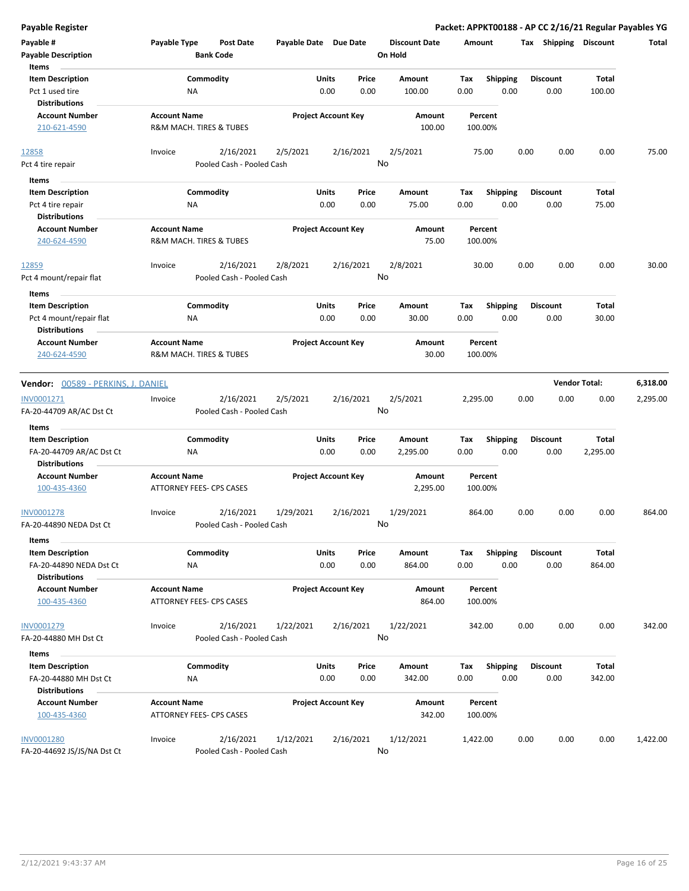**Payable Register** — Packet: APPKT00188 - AP CC 2/16/21 Regular Payables YG

| Payable # | Payable Type | Post Date | Payable Date | Due Date | Discount Date | Amount | Tax | Shipping | Discount | Total |
|---|---|---|---|---|---|---|---|---|---|---|
| **Payable Description** | | **Bank Code** | | | **On Hold** | | | | | |

**Items**

| Item Description | Commodity | Units | Price | Amount | Tax | Shipping | Discount | Total |
|---|---|---|---|---|---|---|---|---|
| Pct 1 used tire | NA | 0.00 | 0.00 | 100.00 | 0.00 | 0.00 | 0.00 | 100.00 |

**Distributions**

| Account Number | Account Name | Project Account Key | Amount | Percent |
|---|---|---|---|---|
| 210-621-4590 | R&M MACH. TIRES & TUBES | | 100.00 | 100.00% |

| Payable # | Payable Type | Post Date | Payable Date | Due Date | Discount Date | Amount | Tax | Shipping | Discount | Total |
|---|---|---|---|---|---|---|---|---|---|---|
| 12858 | Invoice | 2/16/2021 | 2/5/2021 | 2/16/2021 | 2/5/2021 | 75.00 | 0.00 | 0.00 | 0.00 | 75.00 |
| Pct 4 tire repair | | Pooled Cash - Pooled Cash | | | No | | | | | |

**Items**

| Item Description | Commodity | Units | Price | Amount | Tax | Shipping | Discount | Total |
|---|---|---|---|---|---|---|---|---|
| Pct 4 tire repair | NA | 0.00 | 0.00 | 75.00 | 0.00 | 0.00 | 0.00 | 75.00 |

**Distributions**

| Account Number | Account Name | Project Account Key | Amount | Percent |
|---|---|---|---|---|
| 240-624-4590 | R&M MACH. TIRES & TUBES | | 75.00 | 100.00% |

| Payable # | Payable Type | Post Date | Payable Date | Due Date | Discount Date | Amount | Tax | Shipping | Discount | Total |
|---|---|---|---|---|---|---|---|---|---|---|
| 12859 | Invoice | 2/16/2021 | 2/8/2021 | 2/16/2021 | 2/8/2021 | 30.00 | 0.00 | 0.00 | 0.00 | 30.00 |
| Pct 4 mount/repair flat | | Pooled Cash - Pooled Cash | | | No | | | | | |

**Items**

| Item Description | Commodity | Units | Price | Amount | Tax | Shipping | Discount | Total |
|---|---|---|---|---|---|---|---|---|
| Pct 4 mount/repair flat | NA | 0.00 | 0.00 | 30.00 | 0.00 | 0.00 | 0.00 | 30.00 |

**Distributions**

| Account Number | Account Name | Project Account Key | Amount | Percent |
|---|---|---|---|---|
| 240-624-4590 | R&M MACH. TIRES & TUBES | | 30.00 | 100.00% |

## Vendor: 00589 - PERKINS, J. DANIEL — Vendor Total: 6,318.00

| Payable # | Payable Type | Post Date | Payable Date | Due Date | Discount Date | Amount | Tax | Shipping | Discount | Total |
|---|---|---|---|---|---|---|---|---|---|---|
| INV0001271 | Invoice | 2/16/2021 | 2/5/2021 | 2/16/2021 | 2/5/2021 | 2,295.00 | 0.00 | 0.00 | 0.00 | 2,295.00 |
| FA-20-44709 AR/AC Dst Ct | | Pooled Cash - Pooled Cash | | | No | | | | | |

**Items**

| Item Description | Commodity | Units | Price | Amount | Tax | Shipping | Discount | Total |
|---|---|---|---|---|---|---|---|---|
| FA-20-44709 AR/AC Dst Ct | NA | 0.00 | 0.00 | 2,295.00 | 0.00 | 0.00 | 0.00 | 2,295.00 |

**Distributions**

| Account Number | Account Name | Project Account Key | Amount | Percent |
|---|---|---|---|---|
| 100-435-4360 | ATTORNEY FEES- CPS CASES | | 2,295.00 | 100.00% |

| Payable # | Payable Type | Post Date | Payable Date | Due Date | Discount Date | Amount | Tax | Shipping | Discount | Total |
|---|---|---|---|---|---|---|---|---|---|---|
| INV0001278 | Invoice | 2/16/2021 | 1/29/2021 | 2/16/2021 | 1/29/2021 | 864.00 | 0.00 | 0.00 | 0.00 | 864.00 |
| FA-20-44890 NEDA Dst Ct | | Pooled Cash - Pooled Cash | | | No | | | | | |

**Items**

| Item Description | Commodity | Units | Price | Amount | Tax | Shipping | Discount | Total |
|---|---|---|---|---|---|---|---|---|
| FA-20-44890 NEDA Dst Ct | NA | 0.00 | 0.00 | 864.00 | 0.00 | 0.00 | 0.00 | 864.00 |

**Distributions**

| Account Number | Account Name | Project Account Key | Amount | Percent |
|---|---|---|---|---|
| 100-435-4360 | ATTORNEY FEES- CPS CASES | | 864.00 | 100.00% |

| Payable # | Payable Type | Post Date | Payable Date | Due Date | Discount Date | Amount | Tax | Shipping | Discount | Total |
|---|---|---|---|---|---|---|---|---|---|---|
| INV0001279 | Invoice | 2/16/2021 | 1/22/2021 | 2/16/2021 | 1/22/2021 | 342.00 | 0.00 | 0.00 | 0.00 | 342.00 |
| FA-20-44880 MH Dst Ct | | Pooled Cash - Pooled Cash | | | No | | | | | |

**Items**

| Item Description | Commodity | Units | Price | Amount | Tax | Shipping | Discount | Total |
|---|---|---|---|---|---|---|---|---|
| FA-20-44880 MH Dst Ct | NA | 0.00 | 0.00 | 342.00 | 0.00 | 0.00 | 0.00 | 342.00 |

**Distributions**

| Account Number | Account Name | Project Account Key | Amount | Percent |
|---|---|---|---|---|
| 100-435-4360 | ATTORNEY FEES- CPS CASES | | 342.00 | 100.00% |

| Payable # | Payable Type | Post Date | Payable Date | Due Date | Discount Date | Amount | Tax | Shipping | Discount | Total |
|---|---|---|---|---|---|---|---|---|---|---|
| INV0001280 | Invoice | 2/16/2021 | 1/12/2021 | 2/16/2021 | 1/12/2021 | 1,422.00 | 0.00 | 0.00 | 0.00 | 1,422.00 |
| FA-20-44692 JS/JS/NA Dst Ct | | Pooled Cash - Pooled Cash | | | No | | | | | |

2/12/2021 9:43:37 AM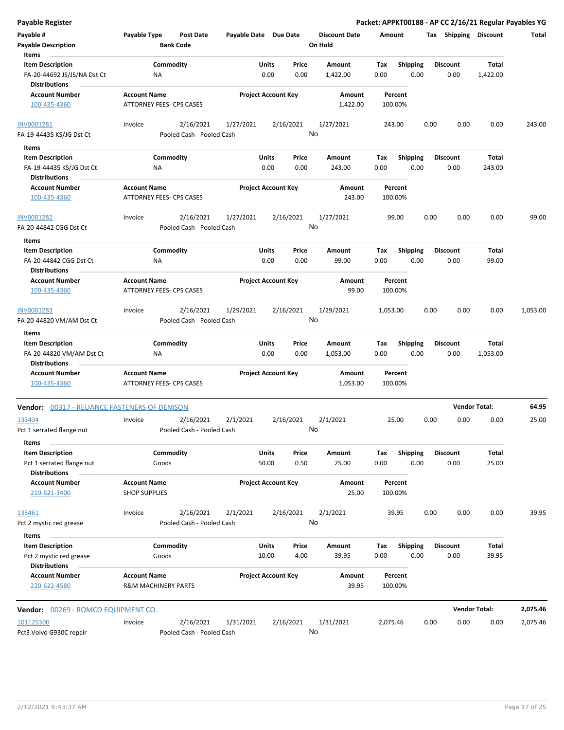# Payable Register

**Packet: APPKT00188 - AP CC 2/16/21 Regular Payables YG**

| Payable # | Payable Type | Post Date | Payable Date | Due Date | Discount Date | Amount | Tax | Shipping | Discount | Total |
|---|---|---|---|---|---|---|---|---|---|---|
| Payable Description | | Bank Code | | | On Hold | | | | | |

**Items**

| Item Description | Commodity | Units | Price | Amount | Tax | Shipping | Discount | Total |
|---|---|---|---|---|---|---|---|---|
| FA-20-44692 JS/JS/NA Dst Ct | NA | 0.00 | 0.00 | 1,422.00 | 0.00 | 0.00 | 0.00 | 1,422.00 |

**Distributions**

| Account Number | Account Name | Project Account Key | Amount | Percent |
|---|---|---|---|---|
| 100-435-4360 | ATTORNEY FEES- CPS CASES | | 1,422.00 | 100.00% |

| Payable # | Payable Type | Post Date | Payable Date | Due Date | Discount Date | Amount | Tax | Shipping | Discount | Total |
|---|---|---|---|---|---|---|---|---|---|---|
| INV0001281 | Invoice | 2/16/2021 | 1/27/2021 | 2/16/2021 | 1/27/2021 | 243.00 | 0.00 | 0.00 | 0.00 | 243.00 |
| FA-19-44435 KS/JG Dst Ct | | Pooled Cash - Pooled Cash | | | No | | | | | |

**Items**

| Item Description | Commodity | Units | Price | Amount | Tax | Shipping | Discount | Total |
|---|---|---|---|---|---|---|---|---|
| FA-19-44435 KS/JG Dst Ct | NA | 0.00 | 0.00 | 243.00 | 0.00 | 0.00 | 0.00 | 243.00 |

**Distributions**

| Account Number | Account Name | Project Account Key | Amount | Percent |
|---|---|---|---|---|
| 100-435-4360 | ATTORNEY FEES- CPS CASES | | 243.00 | 100.00% |

| Payable # | Payable Type | Post Date | Payable Date | Due Date | Discount Date | Amount | Tax | Shipping | Discount | Total |
|---|---|---|---|---|---|---|---|---|---|---|
| INV0001282 | Invoice | 2/16/2021 | 1/27/2021 | 2/16/2021 | 1/27/2021 | 99.00 | 0.00 | 0.00 | 0.00 | 99.00 |
| FA-20-44842 CGG Dst Ct | | Pooled Cash - Pooled Cash | | | No | | | | | |

**Items**

| Item Description | Commodity | Units | Price | Amount | Tax | Shipping | Discount | Total |
|---|---|---|---|---|---|---|---|---|
| FA-20-44842 CGG Dst Ct | NA | 0.00 | 0.00 | 99.00 | 0.00 | 0.00 | 0.00 | 99.00 |

**Distributions**

| Account Number | Account Name | Project Account Key | Amount | Percent |
|---|---|---|---|---|
| 100-435-4360 | ATTORNEY FEES- CPS CASES | | 99.00 | 100.00% |

| Payable # | Payable Type | Post Date | Payable Date | Due Date | Discount Date | Amount | Tax | Shipping | Discount | Total |
|---|---|---|---|---|---|---|---|---|---|---|
| INV0001283 | Invoice | 2/16/2021 | 1/29/2021 | 2/16/2021 | 1/29/2021 | 1,053.00 | 0.00 | 0.00 | 0.00 | 1,053.00 |
| FA-20-44820 VM/AM Dst Ct | | Pooled Cash - Pooled Cash | | | No | | | | | |

**Items**

| Item Description | Commodity | Units | Price | Amount | Tax | Shipping | Discount | Total |
|---|---|---|---|---|---|---|---|---|
| FA-20-44820 VM/AM Dst Ct | NA | 0.00 | 0.00 | 1,053.00 | 0.00 | 0.00 | 0.00 | 1,053.00 |

**Distributions**

| Account Number | Account Name | Project Account Key | Amount | Percent |
|---|---|---|---|---|
| 100-435-4360 | ATTORNEY FEES- CPS CASES | | 1,053.00 | 100.00% |

## Vendor: 00317 - RELIANCE FASTENERS OF DENISON — Vendor Total: 64.95

| Payable # | Payable Type | Post Date | Payable Date | Due Date | Discount Date | Amount | Tax | Shipping | Discount | Total |
|---|---|---|---|---|---|---|---|---|---|---|
| 133434 | Invoice | 2/16/2021 | 2/1/2021 | 2/16/2021 | 2/1/2021 | 25.00 | 0.00 | 0.00 | 0.00 | 25.00 |
| Pct 1 serrated flange nut | | Pooled Cash - Pooled Cash | | | No | | | | | |

**Items**

| Item Description | Commodity | Units | Price | Amount | Tax | Shipping | Discount | Total |
|---|---|---|---|---|---|---|---|---|
| Pct 1 serrated flange nut | Goods | 50.00 | 0.50 | 25.00 | 0.00 | 0.00 | 0.00 | 25.00 |

**Distributions**

| Account Number | Account Name | Project Account Key | Amount | Percent |
|---|---|---|---|---|
| 210-621-3400 | SHOP SUPPLIES | | 25.00 | 100.00% |

| Payable # | Payable Type | Post Date | Payable Date | Due Date | Discount Date | Amount | Tax | Shipping | Discount | Total |
|---|---|---|---|---|---|---|---|---|---|---|
| 133461 | Invoice | 2/16/2021 | 2/1/2021 | 2/16/2021 | 2/1/2021 | 39.95 | 0.00 | 0.00 | 0.00 | 39.95 |
| Pct 2 mystic red grease | | Pooled Cash - Pooled Cash | | | No | | | | | |

**Items**

| Item Description | Commodity | Units | Price | Amount | Tax | Shipping | Discount | Total |
|---|---|---|---|---|---|---|---|---|
| Pct 2 mystic red grease | Goods | 10.00 | 4.00 | 39.95 | 0.00 | 0.00 | 0.00 | 39.95 |

**Distributions**

| Account Number | Account Name | Project Account Key | Amount | Percent |
|---|---|---|---|---|
| 220-622-4580 | R&M MACHINERY PARTS | | 39.95 | 100.00% |

## Vendor: 00269 - ROMCO EQUIPMENT CO. — Vendor Total: 2,075.46

| Payable # | Payable Type | Post Date | Payable Date | Due Date | Discount Date | Amount | Tax | Shipping | Discount | Total |
|---|---|---|---|---|---|---|---|---|---|---|
| 101125300 | Invoice | 2/16/2021 | 1/31/2021 | 2/16/2021 | 1/31/2021 | 2,075.46 | 0.00 | 0.00 | 0.00 | 2,075.46 |
| Pct3 Volvo G930C repair | | Pooled Cash - Pooled Cash | | | No | | | | | |

2/12/2021 9:43:37 AM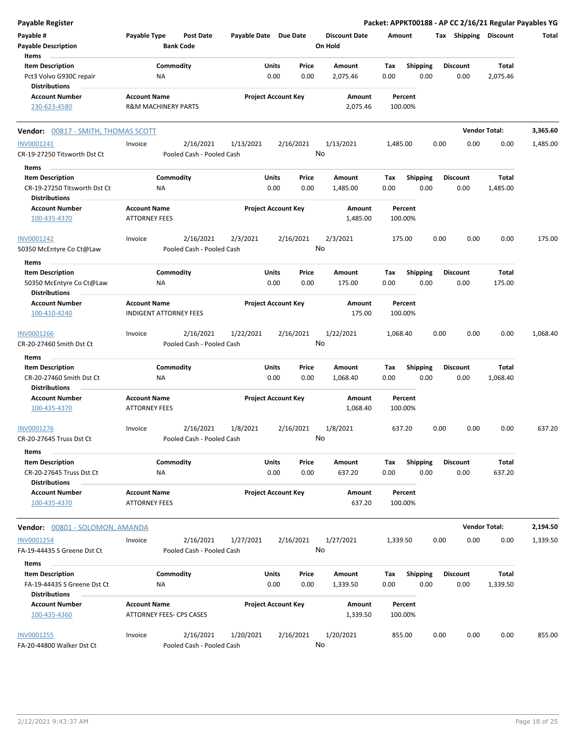**Payable Register** — **Packet: APPKT00188 - AP CC 2/16/21 Regular Payables YG**

| Payable # | Payable Type | Post Date | Payable Date | Due Date | Discount Date | Amount | Tax | Shipping | Discount | Total |
|---|---|---|---|---|---|---|---|---|---|---|
| **Payable Description** | | **Bank Code** | | | **On Hold** | | | | | |

**Items**

| Item Description | Commodity | Units | Price | Amount | Tax | Shipping | Discount | Total |
|---|---|---|---|---|---|---|---|---|
| Pct3 Volvo G930C repair | NA | 0.00 | 0.00 | 2,075.46 | 0.00 | 0.00 | 0.00 | 2,075.46 |

**Distributions**

| Account Number | Account Name | Project Account Key | Amount | Percent |
|---|---|---|---|---|
| 230-623-4580 | R&M MACHINERY PARTS | | 2,075.46 | 100.00% |

## Vendor: 00817 - SMITH, THOMAS SCOTT — Vendor Total: 3,365.60

| Payable # | Payable Type | Post Date | Payable Date | Due Date | Discount Date | Amount | Tax | Shipping | Discount | Total |
|---|---|---|---|---|---|---|---|---|---|---|
| INV0001241 | Invoice | 2/16/2021 | 1/13/2021 | 2/16/2021 | 1/13/2021 | 1,485.00 | 0.00 | 0.00 | 0.00 | 1,485.00 |
| CR-19-27250 Titsworth Dst Ct | | Pooled Cash - Pooled Cash | | | No | | | | | |

**Items**

| Item Description | Commodity | Units | Price | Amount | Tax | Shipping | Discount | Total |
|---|---|---|---|---|---|---|---|---|
| CR-19-27250 Titsworth Dst Ct | NA | 0.00 | 0.00 | 1,485.00 | 0.00 | 0.00 | 0.00 | 1,485.00 |

**Distributions**

| Account Number | Account Name | Project Account Key | Amount | Percent |
|---|---|---|---|---|
| 100-435-4370 | ATTORNEY FEES | | 1,485.00 | 100.00% |

| Payable # | Payable Type | Post Date | Payable Date | Due Date | Discount Date | Amount | Tax | Shipping | Discount | Total |
|---|---|---|---|---|---|---|---|---|---|---|
| INV0001242 | Invoice | 2/16/2021 | 2/3/2021 | 2/16/2021 | 2/3/2021 | 175.00 | 0.00 | 0.00 | 0.00 | 175.00 |
| 50350 McEntyre Co Ct@Law | | Pooled Cash - Pooled Cash | | | No | | | | | |

**Items**

| Item Description | Commodity | Units | Price | Amount | Tax | Shipping | Discount | Total |
|---|---|---|---|---|---|---|---|---|
| 50350 McEntyre Co Ct@Law | NA | 0.00 | 0.00 | 175.00 | 0.00 | 0.00 | 0.00 | 175.00 |

**Distributions**

| Account Number | Account Name | Project Account Key | Amount | Percent |
|---|---|---|---|---|
| 100-410-4240 | INDIGENT ATTORNEY FEES | | 175.00 | 100.00% |

| Payable # | Payable Type | Post Date | Payable Date | Due Date | Discount Date | Amount | Tax | Shipping | Discount | Total |
|---|---|---|---|---|---|---|---|---|---|---|
| INV0001266 | Invoice | 2/16/2021 | 1/22/2021 | 2/16/2021 | 1/22/2021 | 1,068.40 | 0.00 | 0.00 | 0.00 | 1,068.40 |
| CR-20-27460 Smith Dst Ct | | Pooled Cash - Pooled Cash | | | No | | | | | |

**Items**

| Item Description | Commodity | Units | Price | Amount | Tax | Shipping | Discount | Total |
|---|---|---|---|---|---|---|---|---|
| CR-20-27460 Smith Dst Ct | NA | 0.00 | 0.00 | 1,068.40 | 0.00 | 0.00 | 0.00 | 1,068.40 |

**Distributions**

| Account Number | Account Name | Project Account Key | Amount | Percent |
|---|---|---|---|---|
| 100-435-4370 | ATTORNEY FEES | | 1,068.40 | 100.00% |

| Payable # | Payable Type | Post Date | Payable Date | Due Date | Discount Date | Amount | Tax | Shipping | Discount | Total |
|---|---|---|---|---|---|---|---|---|---|---|
| INV0001276 | Invoice | 2/16/2021 | 1/8/2021 | 2/16/2021 | 1/8/2021 | 637.20 | 0.00 | 0.00 | 0.00 | 637.20 |
| CR-20-27645 Truss Dst Ct | | Pooled Cash - Pooled Cash | | | No | | | | | |

**Items**

| Item Description | Commodity | Units | Price | Amount | Tax | Shipping | Discount | Total |
|---|---|---|---|---|---|---|---|---|
| CR-20-27645 Truss Dst Ct | NA | 0.00 | 0.00 | 637.20 | 0.00 | 0.00 | 0.00 | 637.20 |

**Distributions**

| Account Number | Account Name | Project Account Key | Amount | Percent |
|---|---|---|---|---|
| 100-435-4370 | ATTORNEY FEES | | 637.20 | 100.00% |

## Vendor: 00801 - SOLOMON, AMANDA — Vendor Total: 2,194.50

| Payable # | Payable Type | Post Date | Payable Date | Due Date | Discount Date | Amount | Tax | Shipping | Discount | Total |
|---|---|---|---|---|---|---|---|---|---|---|
| INV0001254 | Invoice | 2/16/2021 | 1/27/2021 | 2/16/2021 | 1/27/2021 | 1,339.50 | 0.00 | 0.00 | 0.00 | 1,339.50 |
| FA-19-44435 S Greene Dst Ct | | Pooled Cash - Pooled Cash | | | No | | | | | |

**Items**

| Item Description | Commodity | Units | Price | Amount | Tax | Shipping | Discount | Total |
|---|---|---|---|---|---|---|---|---|
| FA-19-44435 S Greene Dst Ct | NA | 0.00 | 0.00 | 1,339.50 | 0.00 | 0.00 | 0.00 | 1,339.50 |

**Distributions**

| Account Number | Account Name | Project Account Key | Amount | Percent |
|---|---|---|---|---|
| 100-435-4360 | ATTORNEY FEES- CPS CASES | | 1,339.50 | 100.00% |

| Payable # | Payable Type | Post Date | Payable Date | Due Date | Discount Date | Amount | Tax | Shipping | Discount | Total |
|---|---|---|---|---|---|---|---|---|---|---|
| INV0001255 | Invoice | 2/16/2021 | 1/20/2021 | 2/16/2021 | 1/20/2021 | 855.00 | 0.00 | 0.00 | 0.00 | 855.00 |
| FA-20-44800 Walker Dst Ct | | Pooled Cash - Pooled Cash | | | No | | | | | |

2/12/2021 9:43:37 AM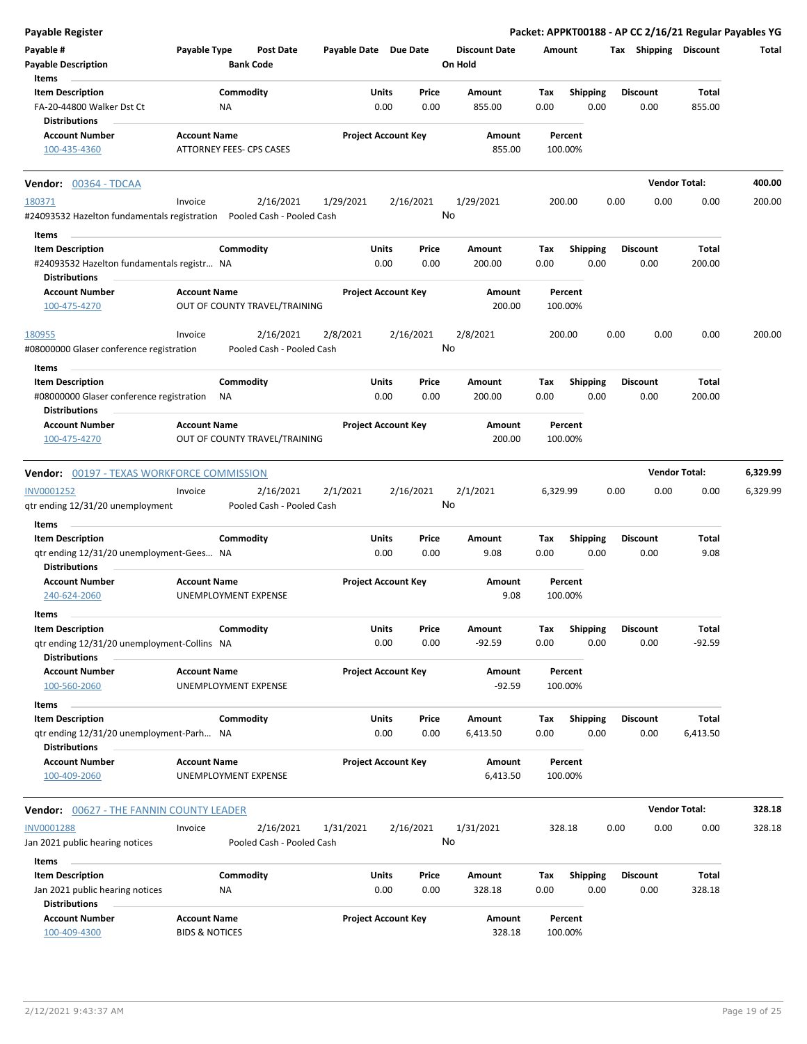| Payable # | Payable Type | Post Date | Payable Date | Due Date | Discount Date | Amount | Tax | Shipping | Discount | Total |
|---|---|---|---|---|---|---|---|---|---|---|
| **Payable Description** | | **Bank Code** | | | **On Hold** | | | | | |

**Items**

| Item Description | Commodity | Units | Price | Amount | Tax | Shipping | Discount | Total |
|---|---|---|---|---|---|---|---|---|
| FA-20-44800 Walker Dst Ct | NA | 0.00 | 0.00 | 855.00 | 0.00 | 0.00 | 0.00 | 855.00 |

**Distributions**

| Account Number | Account Name | Project Account Key | Amount | Percent |
|---|---|---|---|---|
| 100-435-4360 | ATTORNEY FEES- CPS CASES | | 855.00 | 100.00% |

**Vendor:** 00364 - TDCAA — **Vendor Total:** 400.00

| Payable # | Payable Type | Post Date | Payable Date | Due Date | Discount Date | Amount | Tax | Shipping | Discount | Total |
|---|---|---|---|---|---|---|---|---|---|---|
| 180371 | Invoice | 2/16/2021 | 1/29/2021 | 2/16/2021 | 1/29/2021 | 200.00 | 0.00 | 0.00 | 0.00 | 200.00 |
| #24093532 Hazelton fundamentals registration | | Pooled Cash - Pooled Cash | | | No | | | | | |

**Items**

| Item Description | Commodity | Units | Price | Amount | Tax | Shipping | Discount | Total |
|---|---|---|---|---|---|---|---|---|
| #24093532 Hazelton fundamentals registr... | NA | 0.00 | 0.00 | 200.00 | 0.00 | 0.00 | 0.00 | 200.00 |

**Distributions**

| Account Number | Account Name | Project Account Key | Amount | Percent |
|---|---|---|---|---|
| 100-475-4270 | OUT OF COUNTY TRAVEL/TRAINING | | 200.00 | 100.00% |

| Payable # | Payable Type | Post Date | Payable Date | Due Date | Discount Date | Amount | Tax | Shipping | Discount | Total |
|---|---|---|---|---|---|---|---|---|---|---|
| 180955 | Invoice | 2/16/2021 | 2/8/2021 | 2/16/2021 | 2/8/2021 | 200.00 | 0.00 | 0.00 | 0.00 | 200.00 |
| #08000000 Glaser conference registration | | Pooled Cash - Pooled Cash | | | No | | | | | |

**Items**

| Item Description | Commodity | Units | Price | Amount | Tax | Shipping | Discount | Total |
|---|---|---|---|---|---|---|---|---|
| #08000000 Glaser conference registration | NA | 0.00 | 0.00 | 200.00 | 0.00 | 0.00 | 0.00 | 200.00 |

**Distributions**

| Account Number | Account Name | Project Account Key | Amount | Percent |
|---|---|---|---|---|
| 100-475-4270 | OUT OF COUNTY TRAVEL/TRAINING | | 200.00 | 100.00% |

**Vendor:** 00197 - TEXAS WORKFORCE COMMISSION — **Vendor Total:** 6,329.99

| Payable # | Payable Type | Post Date | Payable Date | Due Date | Discount Date | Amount | Tax | Shipping | Discount | Total |
|---|---|---|---|---|---|---|---|---|---|---|
| INV0001252 | Invoice | 2/16/2021 | 2/1/2021 | 2/16/2021 | 2/1/2021 | 6,329.99 | 0.00 | 0.00 | 0.00 | 6,329.99 |
| qtr ending 12/31/20 unemployment | | Pooled Cash - Pooled Cash | | | No | | | | | |

**Items**

| Item Description | Commodity | Units | Price | Amount | Tax | Shipping | Discount | Total |
|---|---|---|---|---|---|---|---|---|
| qtr ending 12/31/20 unemployment-Gees... | NA | 0.00 | 0.00 | 9.08 | 0.00 | 0.00 | 0.00 | 9.08 |

**Distributions**

| Account Number | Account Name | Project Account Key | Amount | Percent |
|---|---|---|---|---|
| 240-624-2060 | UNEMPLOYMENT EXPENSE | | 9.08 | 100.00% |

**Items**

| Item Description | Commodity | Units | Price | Amount | Tax | Shipping | Discount | Total |
|---|---|---|---|---|---|---|---|---|
| qtr ending 12/31/20 unemployment-Collins | NA | 0.00 | 0.00 | -92.59 | 0.00 | 0.00 | 0.00 | -92.59 |

**Distributions**

| Account Number | Account Name | Project Account Key | Amount | Percent |
|---|---|---|---|---|
| 100-560-2060 | UNEMPLOYMENT EXPENSE | | -92.59 | 100.00% |

**Items**

| Item Description | Commodity | Units | Price | Amount | Tax | Shipping | Discount | Total |
|---|---|---|---|---|---|---|---|---|
| qtr ending 12/31/20 unemployment-Parh... | NA | 0.00 | 0.00 | 6,413.50 | 0.00 | 0.00 | 0.00 | 6,413.50 |

**Distributions**

| Account Number | Account Name | Project Account Key | Amount | Percent |
|---|---|---|---|---|
| 100-409-2060 | UNEMPLOYMENT EXPENSE | | 6,413.50 | 100.00% |

**Vendor:** 00627 - THE FANNIN COUNTY LEADER — **Vendor Total:** 328.18

| Payable # | Payable Type | Post Date | Payable Date | Due Date | Discount Date | Amount | Tax | Shipping | Discount | Total |
|---|---|---|---|---|---|---|---|---|---|---|
| INV0001288 | Invoice | 2/16/2021 | 1/31/2021 | 2/16/2021 | 1/31/2021 | 328.18 | 0.00 | 0.00 | 0.00 | 328.18 |
| Jan 2021 public hearing notices | | Pooled Cash - Pooled Cash | | | No | | | | | |

**Items**

| Item Description | Commodity | Units | Price | Amount | Tax | Shipping | Discount | Total |
|---|---|---|---|---|---|---|---|---|
| Jan 2021 public hearing notices | NA | 0.00 | 0.00 | 328.18 | 0.00 | 0.00 | 0.00 | 328.18 |

**Distributions**

| Account Number | Account Name | Project Account Key | Amount | Percent |
|---|---|---|---|---|
| 100-409-4300 | BIDS & NOTICES | | 328.18 | 100.00% |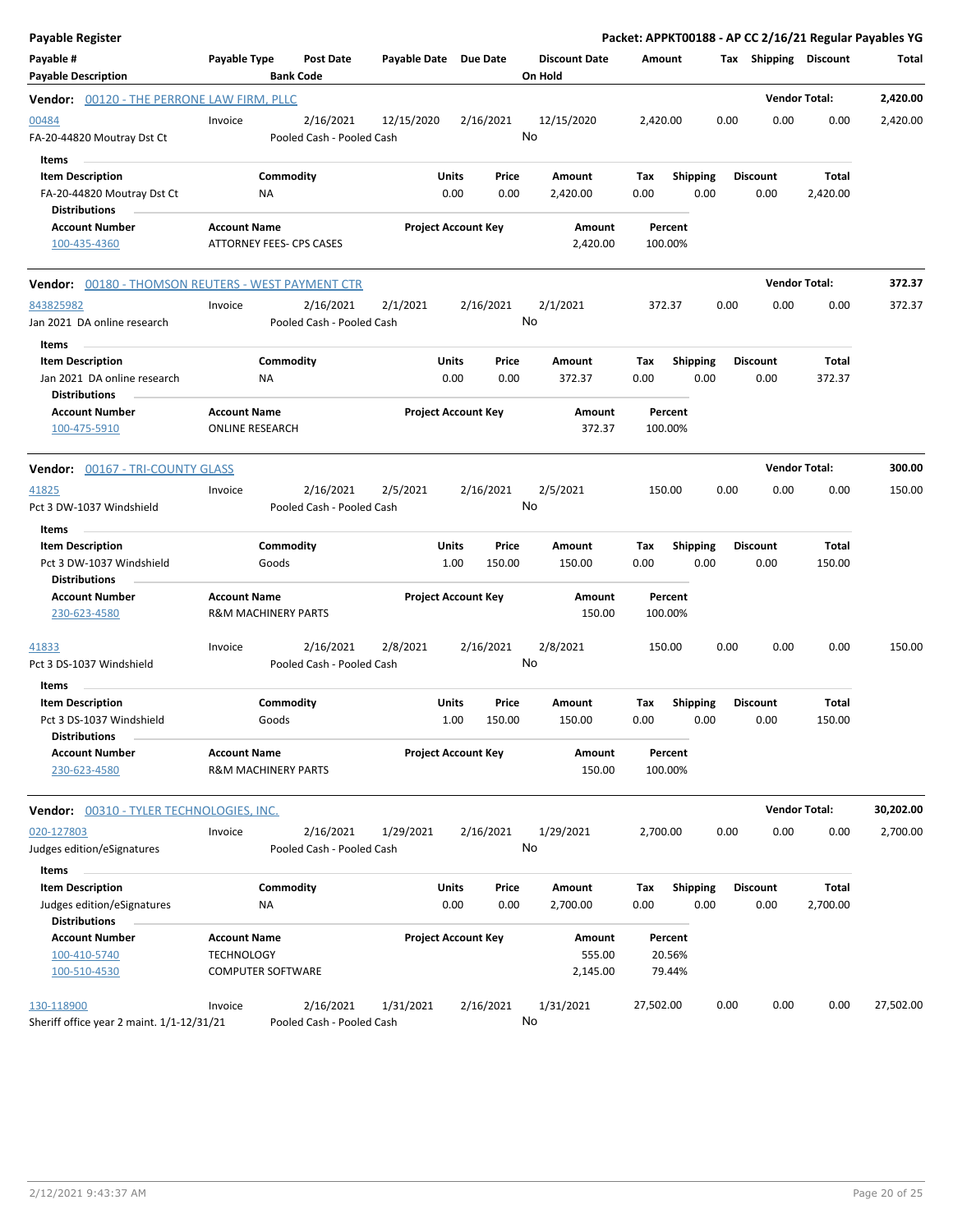**Payable Register** — **Packet: APPKT00188 - AP CC 2/16/21 Regular Payables YG**

| Payable # / Payable Description | Payable Type | Post Date / Bank Code | Payable Date | Due Date | Discount Date / On Hold | Amount | Tax | Shipping | Discount | Total |
|---|---|---|---|---|---|---|---|---|---|---|

**Vendor: 00120 - THE PERRONE LAW FIRM, PLLC** — Vendor Total: 2,420.00

| Payable # | Payable Type | Post Date | Payable Date | Due Date | Discount Date | Amount | Tax | Shipping | Discount | Total |
|---|---|---|---|---|---|---|---|---|---|---|
| 00484 | Invoice | 2/16/2021 | 12/15/2020 | 2/16/2021 | 12/15/2020 | 2,420.00 | 0.00 | 0.00 | 0.00 | 2,420.00 |
| FA-20-44820 Moutray Dst Ct | | Pooled Cash - Pooled Cash | | | No | | | | | |

Items

| Item Description | Commodity | Units | Price | Amount | Tax | Shipping | Discount | Total |
|---|---|---|---|---|---|---|---|---|
| FA-20-44820 Moutray Dst Ct | NA | 0.00 | 0.00 | 2,420.00 | 0.00 | 0.00 | 0.00 | 2,420.00 |

Distributions

| Account Number | Account Name | Project Account Key | Amount | Percent |
|---|---|---|---|---|
| 100-435-4360 | ATTORNEY FEES- CPS CASES | | 2,420.00 | 100.00% |

**Vendor: 00180 - THOMSON REUTERS - WEST PAYMENT CTR** — Vendor Total: 372.37

| Payable # | Payable Type | Post Date | Payable Date | Due Date | Discount Date | Amount | Tax | Shipping | Discount | Total |
|---|---|---|---|---|---|---|---|---|---|---|
| 843825982 | Invoice | 2/16/2021 | 2/1/2021 | 2/16/2021 | 2/1/2021 | 372.37 | 0.00 | 0.00 | 0.00 | 372.37 |
| Jan 2021 DA online research | | Pooled Cash - Pooled Cash | | | No | | | | | |

Items

| Item Description | Commodity | Units | Price | Amount | Tax | Shipping | Discount | Total |
|---|---|---|---|---|---|---|---|---|
| Jan 2021 DA online research | NA | 0.00 | 0.00 | 372.37 | 0.00 | 0.00 | 0.00 | 372.37 |

Distributions

| Account Number | Account Name | Project Account Key | Amount | Percent |
|---|---|---|---|---|
| 100-475-5910 | ONLINE RESEARCH | | 372.37 | 100.00% |

**Vendor: 00167 - TRI-COUNTY GLASS** — Vendor Total: 300.00

| Payable # | Payable Type | Post Date | Payable Date | Due Date | Discount Date | Amount | Tax | Shipping | Discount | Total |
|---|---|---|---|---|---|---|---|---|---|---|
| 41825 | Invoice | 2/16/2021 | 2/5/2021 | 2/16/2021 | 2/5/2021 | 150.00 | 0.00 | 0.00 | 0.00 | 150.00 |
| Pct 3 DW-1037 Windshield | | Pooled Cash - Pooled Cash | | | No | | | | | |

Items

| Item Description | Commodity | Units | Price | Amount | Tax | Shipping | Discount | Total |
|---|---|---|---|---|---|---|---|---|
| Pct 3 DW-1037 Windshield | Goods | 1.00 | 150.00 | 150.00 | 0.00 | 0.00 | 0.00 | 150.00 |

Distributions

| Account Number | Account Name | Project Account Key | Amount | Percent |
|---|---|---|---|---|
| 230-623-4580 | R&M MACHINERY PARTS | | 150.00 | 100.00% |

| Payable # | Payable Type | Post Date | Payable Date | Due Date | Discount Date | Amount | Tax | Shipping | Discount | Total |
|---|---|---|---|---|---|---|---|---|---|---|
| 41833 | Invoice | 2/16/2021 | 2/8/2021 | 2/16/2021 | 2/8/2021 | 150.00 | 0.00 | 0.00 | 0.00 | 150.00 |
| Pct 3 DS-1037 Windshield | | Pooled Cash - Pooled Cash | | | No | | | | | |

Items

| Item Description | Commodity | Units | Price | Amount | Tax | Shipping | Discount | Total |
|---|---|---|---|---|---|---|---|---|
| Pct 3 DS-1037 Windshield | Goods | 1.00 | 150.00 | 150.00 | 0.00 | 0.00 | 0.00 | 150.00 |

Distributions

| Account Number | Account Name | Project Account Key | Amount | Percent |
|---|---|---|---|---|
| 230-623-4580 | R&M MACHINERY PARTS | | 150.00 | 100.00% |

**Vendor: 00310 - TYLER TECHNOLOGIES, INC.** — Vendor Total: 30,202.00

| Payable # | Payable Type | Post Date | Payable Date | Due Date | Discount Date | Amount | Tax | Shipping | Discount | Total |
|---|---|---|---|---|---|---|---|---|---|---|
| 020-127803 | Invoice | 2/16/2021 | 1/29/2021 | 2/16/2021 | 1/29/2021 | 2,700.00 | 0.00 | 0.00 | 0.00 | 2,700.00 |
| Judges edition/eSignatures | | Pooled Cash - Pooled Cash | | | No | | | | | |

Items

| Item Description | Commodity | Units | Price | Amount | Tax | Shipping | Discount | Total |
|---|---|---|---|---|---|---|---|---|
| Judges edition/eSignatures | NA | 0.00 | 0.00 | 2,700.00 | 0.00 | 0.00 | 0.00 | 2,700.00 |

Distributions

| Account Number | Account Name | Project Account Key | Amount | Percent |
|---|---|---|---|---|
| 100-410-5740 | TECHNOLOGY | | 555.00 | 20.56% |
| 100-510-4530 | COMPUTER SOFTWARE | | 2,145.00 | 79.44% |

| Payable # | Payable Type | Post Date | Payable Date | Due Date | Discount Date | Amount | Tax | Shipping | Discount | Total |
|---|---|---|---|---|---|---|---|---|---|---|
| 130-118900 | Invoice | 2/16/2021 | 1/31/2021 | 2/16/2021 | 1/31/2021 | 27,502.00 | 0.00 | 0.00 | 0.00 | 27,502.00 |
| Sheriff office year 2 maint. 1/1-12/31/21 | | Pooled Cash - Pooled Cash | | | No | | | | | |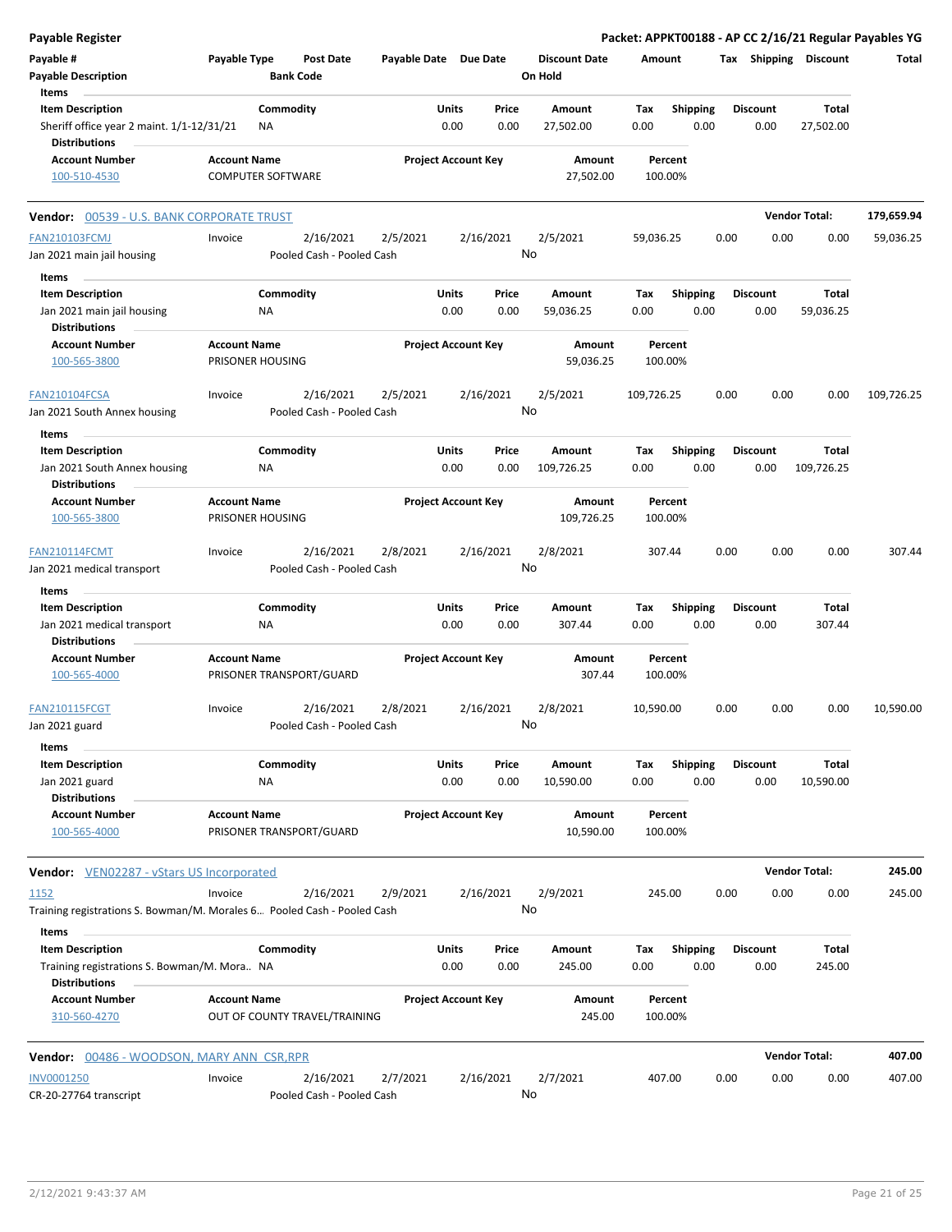**Payable Register** — Packet: APPKT00188 - AP CC 2/16/21 Regular Payables YG

| Payable # | Payable Type | Post Date | Payable Date | Due Date | Discount Date | Amount | Tax | Shipping | Discount | Total |
|---|---|---|---|---|---|---|---|---|---|---|
| Payable Description | | Bank Code | | | On Hold | | | | | |

Items

| Item Description | Commodity | Units | Price | Amount | Tax | Shipping | Discount | Total |
|---|---|---|---|---|---|---|---|---|
| Sheriff office year 2 maint. 1/1-12/31/21 | NA | 0.00 | 0.00 | 27,502.00 | 0.00 | 0.00 | 0.00 | 27,502.00 |

Distributions

| Account Number | Account Name | Project Account Key | Amount | Percent |
|---|---|---|---|---|
| 100-510-4530 | COMPUTER SOFTWARE | | 27,502.00 | 100.00% |

**Vendor:** 00539 - U.S. BANK CORPORATE TRUST — **Vendor Total:** 179,659.94

| Payable # | Payable Type | Post Date | Payable Date | Due Date | Discount Date | Amount | Tax | Shipping | Discount | Total |
|---|---|---|---|---|---|---|---|---|---|---|
| FAN210103FCMJ | Invoice | 2/16/2021 | 2/5/2021 | 2/16/2021 | 2/5/2021 | 59,036.25 | 0.00 | 0.00 | 0.00 | 59,036.25 |
| Jan 2021 main jail housing | | Pooled Cash - Pooled Cash | | | No | | | | | |

Items

| Item Description | Commodity | Units | Price | Amount | Tax | Shipping | Discount | Total |
|---|---|---|---|---|---|---|---|---|
| Jan 2021 main jail housing | NA | 0.00 | 0.00 | 59,036.25 | 0.00 | 0.00 | 0.00 | 59,036.25 |

Distributions

| Account Number | Account Name | Project Account Key | Amount | Percent |
|---|---|---|---|---|
| 100-565-3800 | PRISONER HOUSING | | 59,036.25 | 100.00% |

| Payable # | Payable Type | Post Date | Payable Date | Due Date | Discount Date | Amount | Tax | Shipping | Discount | Total |
|---|---|---|---|---|---|---|---|---|---|---|
| FAN210104FCSA | Invoice | 2/16/2021 | 2/5/2021 | 2/16/2021 | 2/5/2021 | 109,726.25 | 0.00 | 0.00 | 0.00 | 109,726.25 |
| Jan 2021 South Annex housing | | Pooled Cash - Pooled Cash | | | No | | | | | |

Items

| Item Description | Commodity | Units | Price | Amount | Tax | Shipping | Discount | Total |
|---|---|---|---|---|---|---|---|---|
| Jan 2021 South Annex housing | NA | 0.00 | 0.00 | 109,726.25 | 0.00 | 0.00 | 0.00 | 109,726.25 |

Distributions

| Account Number | Account Name | Project Account Key | Amount | Percent |
|---|---|---|---|---|
| 100-565-3800 | PRISONER HOUSING | | 109,726.25 | 100.00% |

| Payable # | Payable Type | Post Date | Payable Date | Due Date | Discount Date | Amount | Tax | Shipping | Discount | Total |
|---|---|---|---|---|---|---|---|---|---|---|
| FAN210114FCMT | Invoice | 2/16/2021 | 2/8/2021 | 2/16/2021 | 2/8/2021 | 307.44 | 0.00 | 0.00 | 0.00 | 307.44 |
| Jan 2021 medical transport | | Pooled Cash - Pooled Cash | | | No | | | | | |

Items

| Item Description | Commodity | Units | Price | Amount | Tax | Shipping | Discount | Total |
|---|---|---|---|---|---|---|---|---|
| Jan 2021 medical transport | NA | 0.00 | 0.00 | 307.44 | 0.00 | 0.00 | 0.00 | 307.44 |

Distributions

| Account Number | Account Name | Project Account Key | Amount | Percent |
|---|---|---|---|---|
| 100-565-4000 | PRISONER TRANSPORT/GUARD | | 307.44 | 100.00% |

| Payable # | Payable Type | Post Date | Payable Date | Due Date | Discount Date | Amount | Tax | Shipping | Discount | Total |
|---|---|---|---|---|---|---|---|---|---|---|
| FAN210115FCGT | Invoice | 2/16/2021 | 2/8/2021 | 2/16/2021 | 2/8/2021 | 10,590.00 | 0.00 | 0.00 | 0.00 | 10,590.00 |
| Jan 2021 guard | | Pooled Cash - Pooled Cash | | | No | | | | | |

Items

| Item Description | Commodity | Units | Price | Amount | Tax | Shipping | Discount | Total |
|---|---|---|---|---|---|---|---|---|
| Jan 2021 guard | NA | 0.00 | 0.00 | 10,590.00 | 0.00 | 0.00 | 0.00 | 10,590.00 |

Distributions

| Account Number | Account Name | Project Account Key | Amount | Percent |
|---|---|---|---|---|
| 100-565-4000 | PRISONER TRANSPORT/GUARD | | 10,590.00 | 100.00% |

**Vendor:** VEN02287 - vStars US Incorporated — **Vendor Total:** 245.00

| Payable # | Payable Type | Post Date | Payable Date | Due Date | Discount Date | Amount | Tax | Shipping | Discount | Total |
|---|---|---|---|---|---|---|---|---|---|---|
| 1152 | Invoice | 2/16/2021 | 2/9/2021 | 2/16/2021 | 2/9/2021 | 245.00 | 0.00 | 0.00 | 0.00 | 245.00 |
| Training registrations S. Bowman/M. Morales 6... | | Pooled Cash - Pooled Cash | | | No | | | | | |

Items

| Item Description | Commodity | Units | Price | Amount | Tax | Shipping | Discount | Total |
|---|---|---|---|---|---|---|---|---|
| Training registrations S. Bowman/M. Mora... | NA | 0.00 | 0.00 | 245.00 | 0.00 | 0.00 | 0.00 | 245.00 |

Distributions

| Account Number | Account Name | Project Account Key | Amount | Percent |
|---|---|---|---|---|
| 310-560-4270 | OUT OF COUNTY TRAVEL/TRAINING | | 245.00 | 100.00% |

**Vendor:** 00486 - WOODSON, MARY ANN CSR,RPR — **Vendor Total:** 407.00

| Payable # | Payable Type | Post Date | Payable Date | Due Date | Discount Date | Amount | Tax | Shipping | Discount | Total |
|---|---|---|---|---|---|---|---|---|---|---|
| INV0001250 | Invoice | 2/16/2021 | 2/7/2021 | 2/16/2021 | 2/7/2021 | 407.00 | 0.00 | 0.00 | 0.00 | 407.00 |
| CR-20-27764 transcript | | Pooled Cash - Pooled Cash | | | No | | | | | |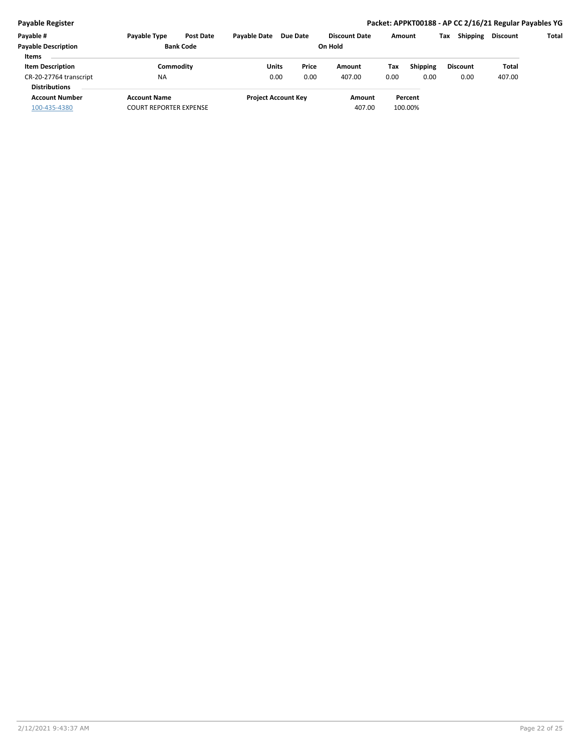| Payable # | Payable Type | Post Date | Payable Date | Due Date | Discount Date | Amount | Tax | Shipping | Discount | Total |
|---|---|---|---|---|---|---|---|---|---|---|
| Payable Description | | Bank Code | | | On Hold | | | | | |

**Items**

| Item Description | Commodity | Units | Price | Amount | Tax | Shipping | Discount | Total |
|---|---|---|---|---|---|---|---|---|
| CR-20-27764 transcript | NA | 0.00 | 0.00 | 407.00 | 0.00 | 0.00 | 0.00 | 407.00 |

**Distributions**

| Account Number | Account Name | Project Account Key | Amount | Percent |
|---|---|---|---|---|
| 100-435-4380 | COURT REPORTER EXPENSE | | 407.00 | 100.00% |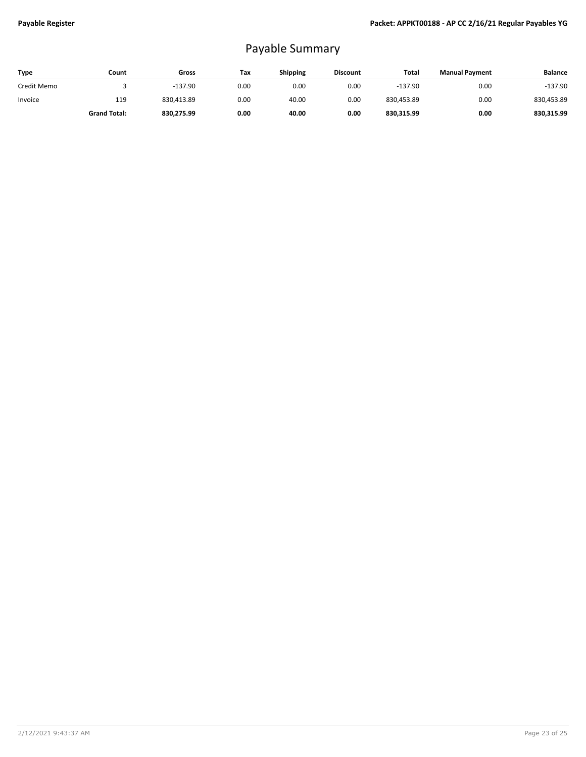# Payable Summary

| Type | Count | Gross | Tax | Shipping | Discount | Total | Manual Payment | Balance |
|---|---|---|---|---|---|---|---|---|
| Credit Memo | 3 | -137.90 | 0.00 | 0.00 | 0.00 | -137.90 | 0.00 | -137.90 |
| Invoice | 119 | 830,413.89 | 0.00 | 40.00 | 0.00 | 830,453.89 | 0.00 | 830,453.89 |
| | **Grand Total:** | **830,275.99** | **0.00** | **40.00** | **0.00** | **830,315.99** | **0.00** | **830,315.99** |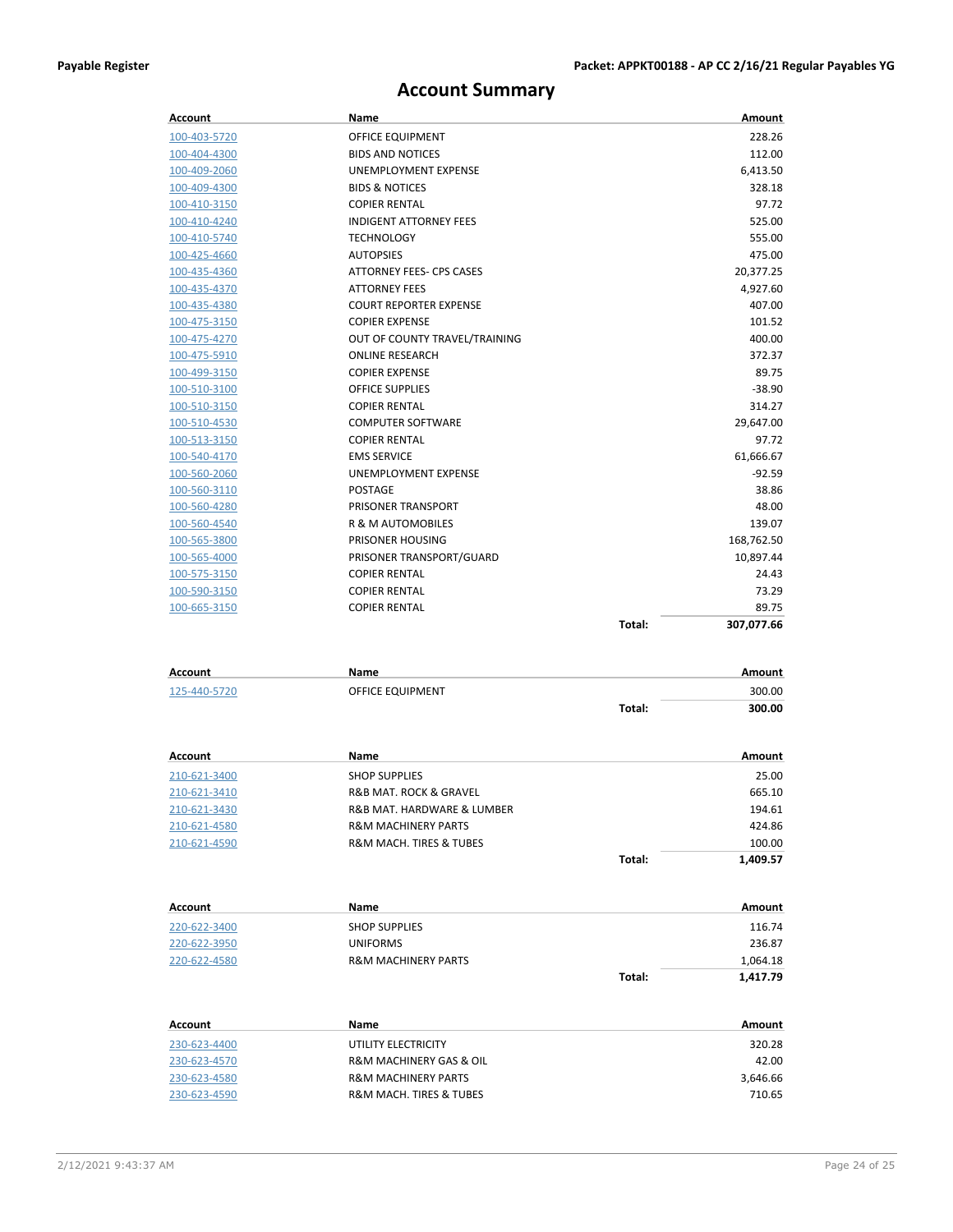# Account Summary

| Account | Name | | Amount |
|---|---|---|---|
| 100-403-5720 | OFFICE EQUIPMENT | | 228.26 |
| 100-404-4300 | BIDS AND NOTICES | | 112.00 |
| 100-409-2060 | UNEMPLOYMENT EXPENSE | | 6,413.50 |
| 100-409-4300 | BIDS & NOTICES | | 328.18 |
| 100-410-3150 | COPIER RENTAL | | 97.72 |
| 100-410-4240 | INDIGENT ATTORNEY FEES | | 525.00 |
| 100-410-5740 | TECHNOLOGY | | 555.00 |
| 100-425-4660 | AUTOPSIES | | 475.00 |
| 100-435-4360 | ATTORNEY FEES- CPS CASES | | 20,377.25 |
| 100-435-4370 | ATTORNEY FEES | | 4,927.60 |
| 100-435-4380 | COURT REPORTER EXPENSE | | 407.00 |
| 100-475-3150 | COPIER EXPENSE | | 101.52 |
| 100-475-4270 | OUT OF COUNTY TRAVEL/TRAINING | | 400.00 |
| 100-475-5910 | ONLINE RESEARCH | | 372.37 |
| 100-499-3150 | COPIER EXPENSE | | 89.75 |
| 100-510-3100 | OFFICE SUPPLIES | | -38.90 |
| 100-510-3150 | COPIER RENTAL | | 314.27 |
| 100-510-4530 | COMPUTER SOFTWARE | | 29,647.00 |
| 100-513-3150 | COPIER RENTAL | | 97.72 |
| 100-540-4170 | EMS SERVICE | | 61,666.67 |
| 100-560-2060 | UNEMPLOYMENT EXPENSE | | -92.59 |
| 100-560-3110 | POSTAGE | | 38.86 |
| 100-560-4280 | PRISONER TRANSPORT | | 48.00 |
| 100-560-4540 | R & M AUTOMOBILES | | 139.07 |
| 100-565-3800 | PRISONER HOUSING | | 168,762.50 |
| 100-565-4000 | PRISONER TRANSPORT/GUARD | | 10,897.44 |
| 100-575-3150 | COPIER RENTAL | | 24.43 |
| 100-590-3150 | COPIER RENTAL | | 73.29 |
| 100-665-3150 | COPIER RENTAL | | 89.75 |
| | | **Total:** | **307,077.66** |

| Account | Name | | Amount |
|---|---|---|---|
| 125-440-5720 | OFFICE EQUIPMENT | | 300.00 |
| | | **Total:** | **300.00** |

| Account | Name | | Amount |
|---|---|---|---|
| 210-621-3400 | SHOP SUPPLIES | | 25.00 |
| 210-621-3410 | R&B MAT. ROCK & GRAVEL | | 665.10 |
| 210-621-3430 | R&B MAT. HARDWARE & LUMBER | | 194.61 |
| 210-621-4580 | R&M MACHINERY PARTS | | 424.86 |
| 210-621-4590 | R&M MACH. TIRES & TUBES | | 100.00 |
| | | **Total:** | **1,409.57** |

| Account | Name | | Amount |
|---|---|---|---|
| 220-622-3400 | SHOP SUPPLIES | | 116.74 |
| 220-622-3950 | UNIFORMS | | 236.87 |
| 220-622-4580 | R&M MACHINERY PARTS | | 1,064.18 |
| | | **Total:** | **1,417.79** |

| Account | Name | | Amount |
|---|---|---|---|
| 230-623-4400 | UTILITY ELECTRICITY | | 320.28 |
| 230-623-4570 | R&M MACHINERY GAS & OIL | | 42.00 |
| 230-623-4580 | R&M MACHINERY PARTS | | 3,646.66 |
| 230-623-4590 | R&M MACH. TIRES & TUBES | | 710.65 |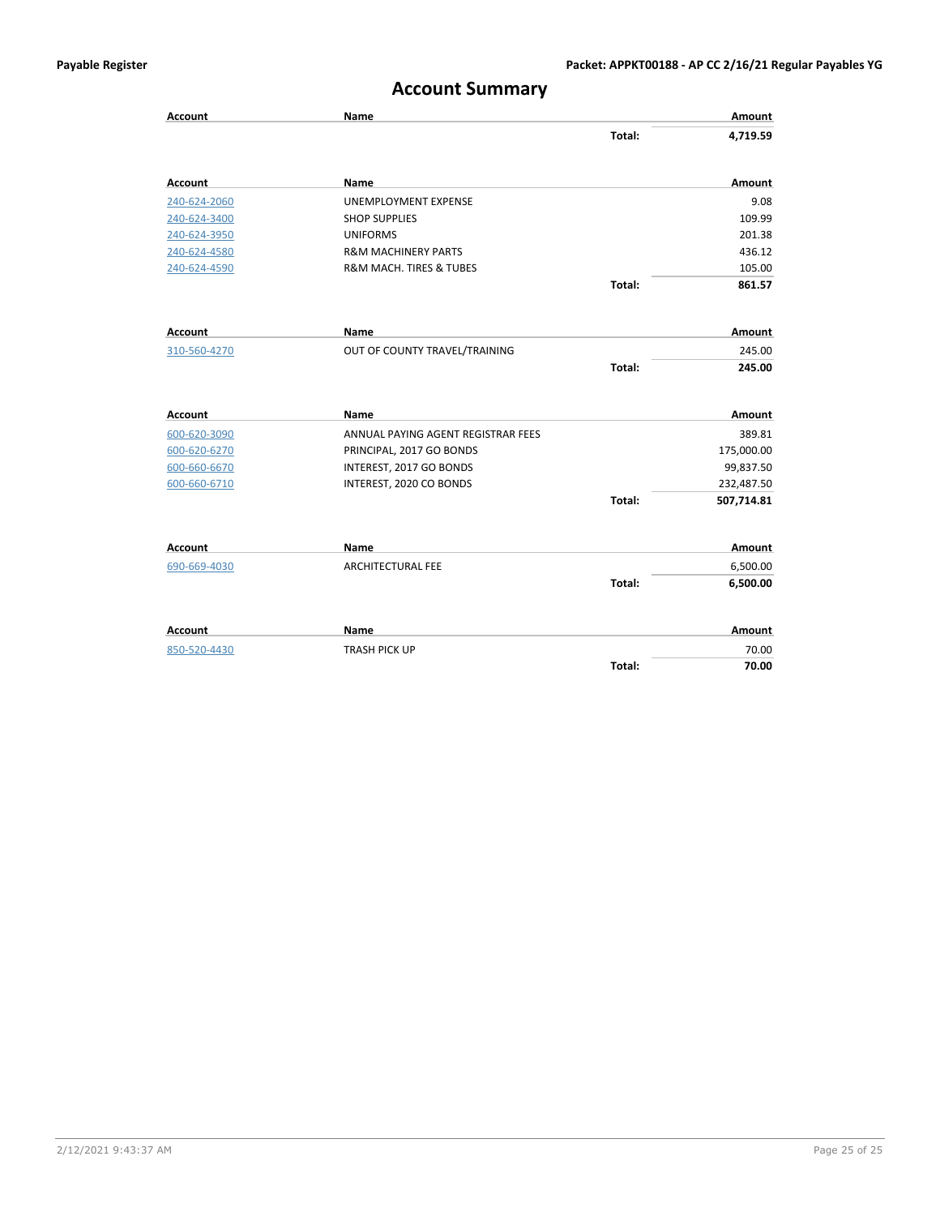# Account Summary

| Account | Name | | Amount |
|---|---|---|---|
| | | Total: | 4,719.59 |

| Account | Name | | Amount |
|---|---|---|---|
| 240-624-2060 | UNEMPLOYMENT EXPENSE | | 9.08 |
| 240-624-3400 | SHOP SUPPLIES | | 109.99 |
| 240-624-3950 | UNIFORMS | | 201.38 |
| 240-624-4580 | R&M MACHINERY PARTS | | 436.12 |
| 240-624-4590 | R&M MACH. TIRES & TUBES | | 105.00 |
| | | Total: | 861.57 |

| Account | Name | | Amount |
|---|---|---|---|
| 310-560-4270 | OUT OF COUNTY TRAVEL/TRAINING | | 245.00 |
| | | Total: | 245.00 |

| Account | Name | | Amount |
|---|---|---|---|
| 600-620-3090 | ANNUAL PAYING AGENT REGISTRAR FEES | | 389.81 |
| 600-620-6270 | PRINCIPAL, 2017 GO BONDS | | 175,000.00 |
| 600-660-6670 | INTEREST, 2017 GO BONDS | | 99,837.50 |
| 600-660-6710 | INTEREST, 2020 CO BONDS | | 232,487.50 |
| | | Total: | 507,714.81 |

| Account | Name | | Amount |
|---|---|---|---|
| 690-669-4030 | ARCHITECTURAL FEE | | 6,500.00 |
| | | Total: | 6,500.00 |

| Account | Name | | Amount |
|---|---|---|---|
| 850-520-4430 | TRASH PICK UP | | 70.00 |
| | | Total: | 70.00 |